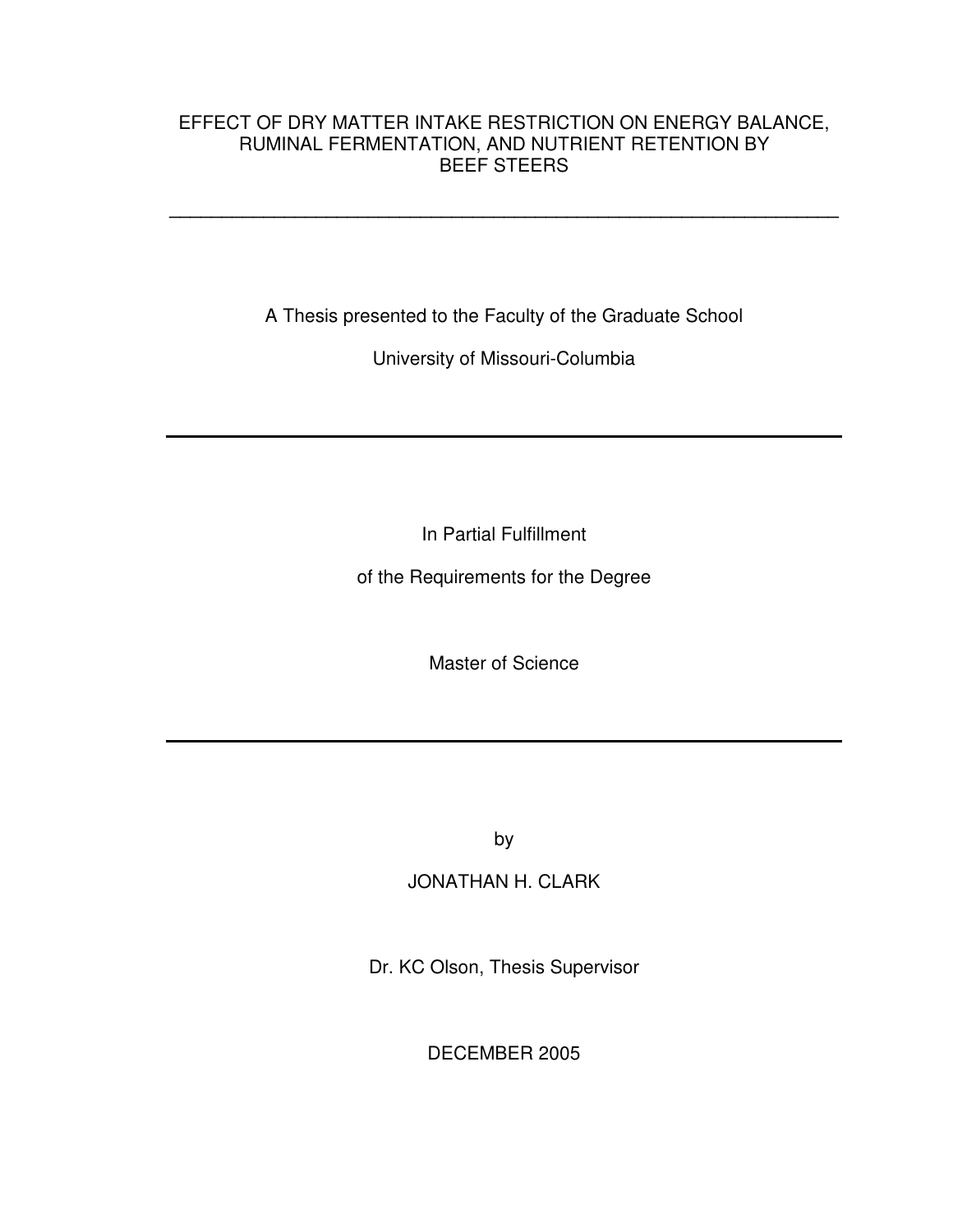# EFFECT OF DRY MATTER INTAKE RESTRICTION ON ENERGY BALANCE, RUMINAL FERMENTATION, AND NUTRIENT RETENTION BY BEEF STEERS

---

A Thesis presented to the Faculty of the Graduate School

University of Missouri-Columbia

---

In Partial Fulfillment

of the Requirements for the Degree

Master of Science

---

by

JONATHAN H. CLARK

Dr. KC Olson, Thesis Supervisor

DECEMBER 2005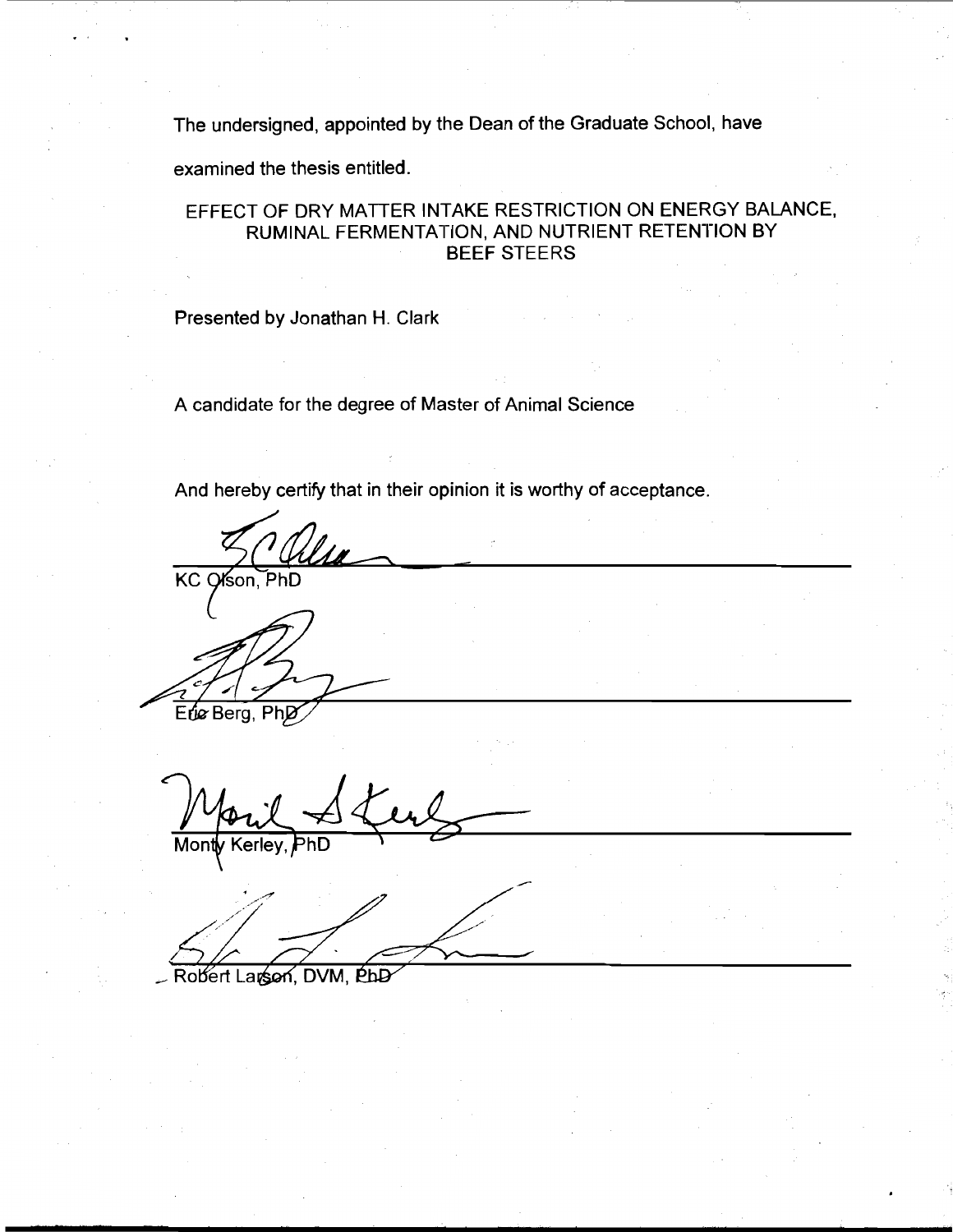The undersigned, appointed by the Dean of the Graduate School, have

examined the thesis entitled.

EFFECT OF DRY MATTER INTAKE RESTRICTION ON ENERGY BALANCE, RUMINAL FERMENTATION, AND NUTRIENT RETENTION BY BEEF STEERS

Presented by Jonathan H. Clark

A candidate for the degree of Master of Animal Science

And hereby certify that in their opinion it is worthy of acceptance.

KC Olson, PhD

Eric Berg, PhD

Monty Kerley, PhD

Robert Larson, DVM, PhD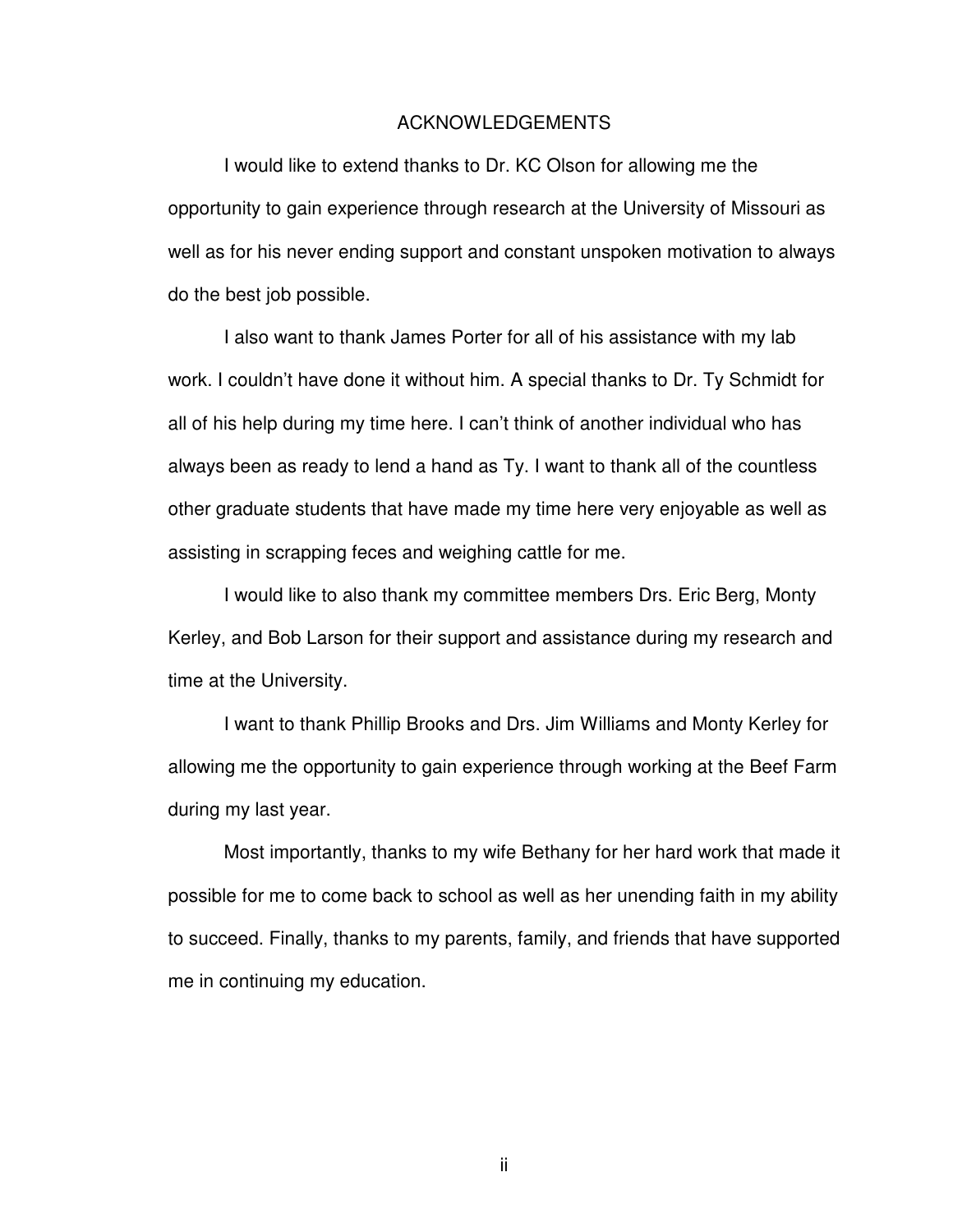# ACKNOWLEDGEMENTS

I would like to extend thanks to Dr. KC Olson for allowing me the opportunity to gain experience through research at the University of Missouri as well as for his never ending support and constant unspoken motivation to always do the best job possible.

I also want to thank James Porter for all of his assistance with my lab work. I couldn't have done it without him. A special thanks to Dr. Ty Schmidt for all of his help during my time here. I can't think of another individual who has always been as ready to lend a hand as Ty. I want to thank all of the countless other graduate students that have made my time here very enjoyable as well as assisting in scrapping feces and weighing cattle for me.

I would like to also thank my committee members Drs. Eric Berg, Monty Kerley, and Bob Larson for their support and assistance during my research and time at the University.

I want to thank Phillip Brooks and Drs. Jim Williams and Monty Kerley for allowing me the opportunity to gain experience through working at the Beef Farm during my last year.

Most importantly, thanks to my wife Bethany for her hard work that made it possible for me to come back to school as well as her unending faith in my ability to succeed. Finally, thanks to my parents, family, and friends that have supported me in continuing my education.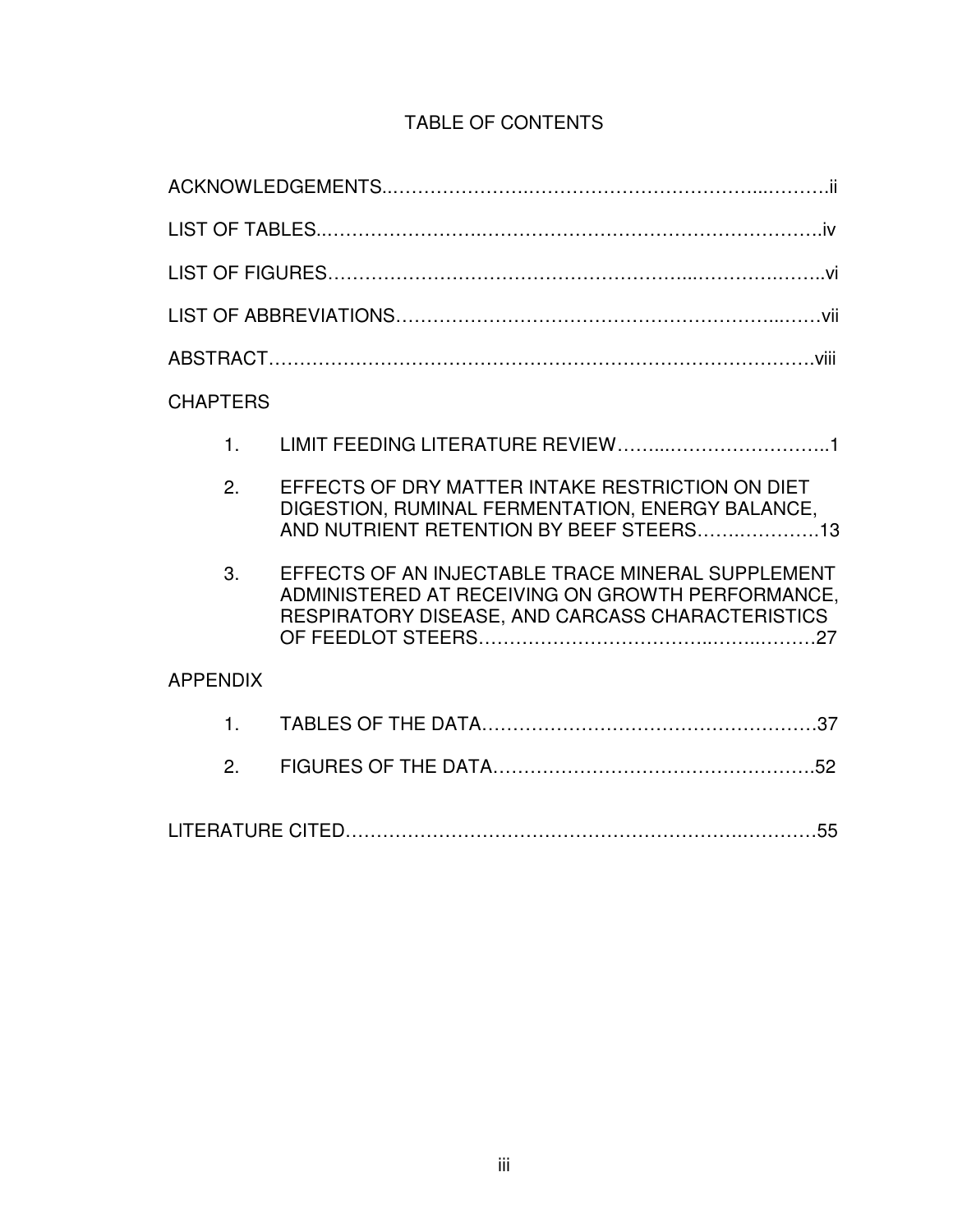# TABLE OF CONTENTS

ACKNOWLEDGEMENTS......................................................................ii

LIST OF TABLES..........................................................................iv

LIST OF FIGURES.........................................................................vi

LIST OF ABBREVIATIONS..................................................................vii

ABSTRACT...............................................................................viii

CHAPTERS

1. LIMIT FEEDING LITERATURE REVIEW.......................................1

2. EFFECTS OF DRY MATTER INTAKE RESTRICTION ON DIET DIGESTION, RUMINAL FERMENTATION, ENERGY BALANCE, AND NUTRIENT RETENTION BY BEEF STEERS......................13

3. EFFECTS OF AN INJECTABLE TRACE MINERAL SUPPLEMENT ADMINISTERED AT RECEIVING ON GROWTH PERFORMANCE, RESPIRATORY DISEASE, AND CARCASS CHARACTERISTICS OF FEEDLOT STEERS..............................................27

APPENDIX

1. TABLES OF THE DATA..................................................37

2. FIGURES OF THE DATA.................................................52

LITERATURE CITED........................................................................55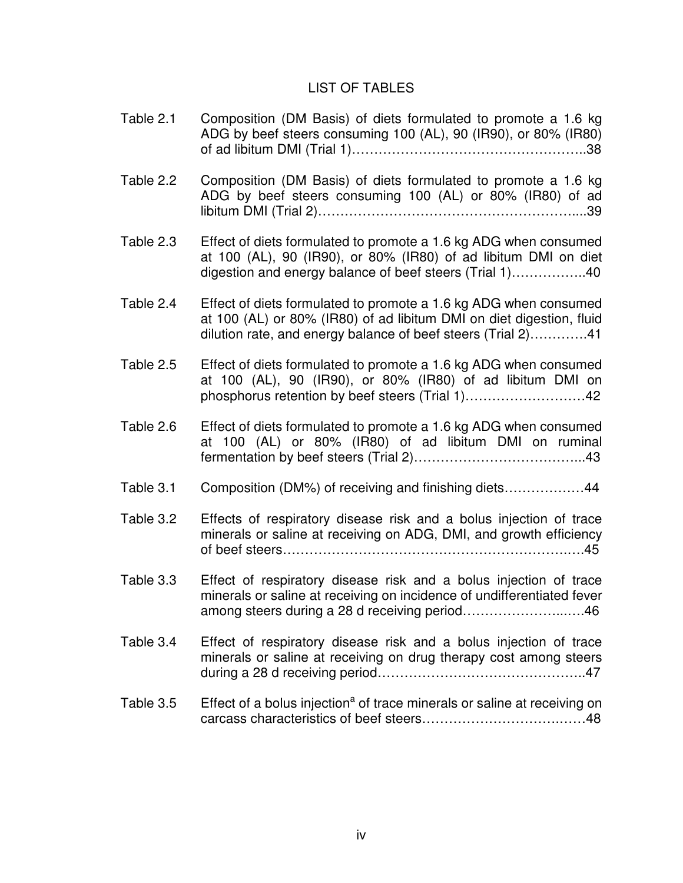# LIST OF TABLES

Table 2.1 Composition (DM Basis) of diets formulated to promote a 1.6 kg ADG by beef steers consuming 100 (AL), 90 (IR90), or 80% (IR80) of ad libitum DMI (Trial 1)……………………………………………..38

Table 2.2 Composition (DM Basis) of diets formulated to promote a 1.6 kg ADG by beef steers consuming 100 (AL) or 80% (IR80) of ad libitum DMI (Trial 2)………………………………………………….....39

Table 2.3 Effect of diets formulated to promote a 1.6 kg ADG when consumed at 100 (AL), 90 (IR90), or 80% (IR80) of ad libitum DMI on diet digestion and energy balance of beef steers (Trial 1)……………..40

Table 2.4 Effect of diets formulated to promote a 1.6 kg ADG when consumed at 100 (AL) or 80% (IR80) of ad libitum DMI on diet digestion, fluid dilution rate, and energy balance of beef steers (Trial 2)………….41

Table 2.5 Effect of diets formulated to promote a 1.6 kg ADG when consumed at 100 (AL), 90 (IR90), or 80% (IR80) of ad libitum DMI on phosphorus retention by beef steers (Trial 1)………………………42

Table 2.6 Effect of diets formulated to promote a 1.6 kg ADG when consumed at 100 (AL) or 80% (IR80) of ad libitum DMI on ruminal fermentation by beef steers (Trial 2)………………………………...43

Table 3.1 Composition (DM%) of receiving and finishing diets………………44

Table 3.2 Effects of respiratory disease risk and a bolus injection of trace minerals or saline at receiving on ADG, DMI, and growth efficiency of beef steers…………………………………………………………….45

Table 3.3 Effect of respiratory disease risk and a bolus injection of trace minerals or saline at receiving on incidence of undifferentiated fever among steers during a 28 d receiving period…………………..….46

Table 3.4 Effect of respiratory disease risk and a bolus injection of trace minerals or saline at receiving on drug therapy cost among steers during a 28 d receiving period………………………………………..47

Table 3.5 Effect of a bolus injection[a] of trace minerals or saline at receiving on carcass characteristics of beef steers………………………………48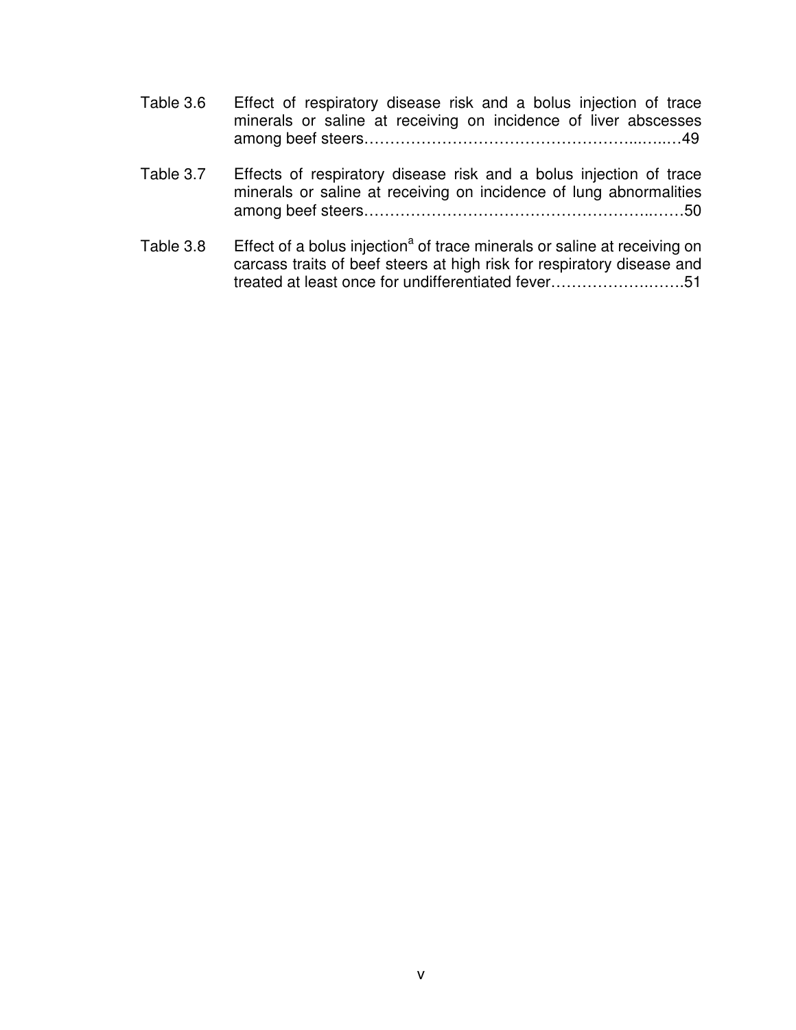Table 3.6 Effect of respiratory disease risk and a bolus injection of trace minerals or saline at receiving on incidence of liver abscesses among beef steers……………………………………………..…..…49

Table 3.7 Effects of respiratory disease risk and a bolus injection of trace minerals or saline at receiving on incidence of lung abnormalities among beef steers……………………………………………..……50

Table 3.8 Effect of a bolus injection[a] of trace minerals or saline at receiving on carcass traits of beef steers at high risk for respiratory disease and treated at least once for undifferentiated fever……………….…….51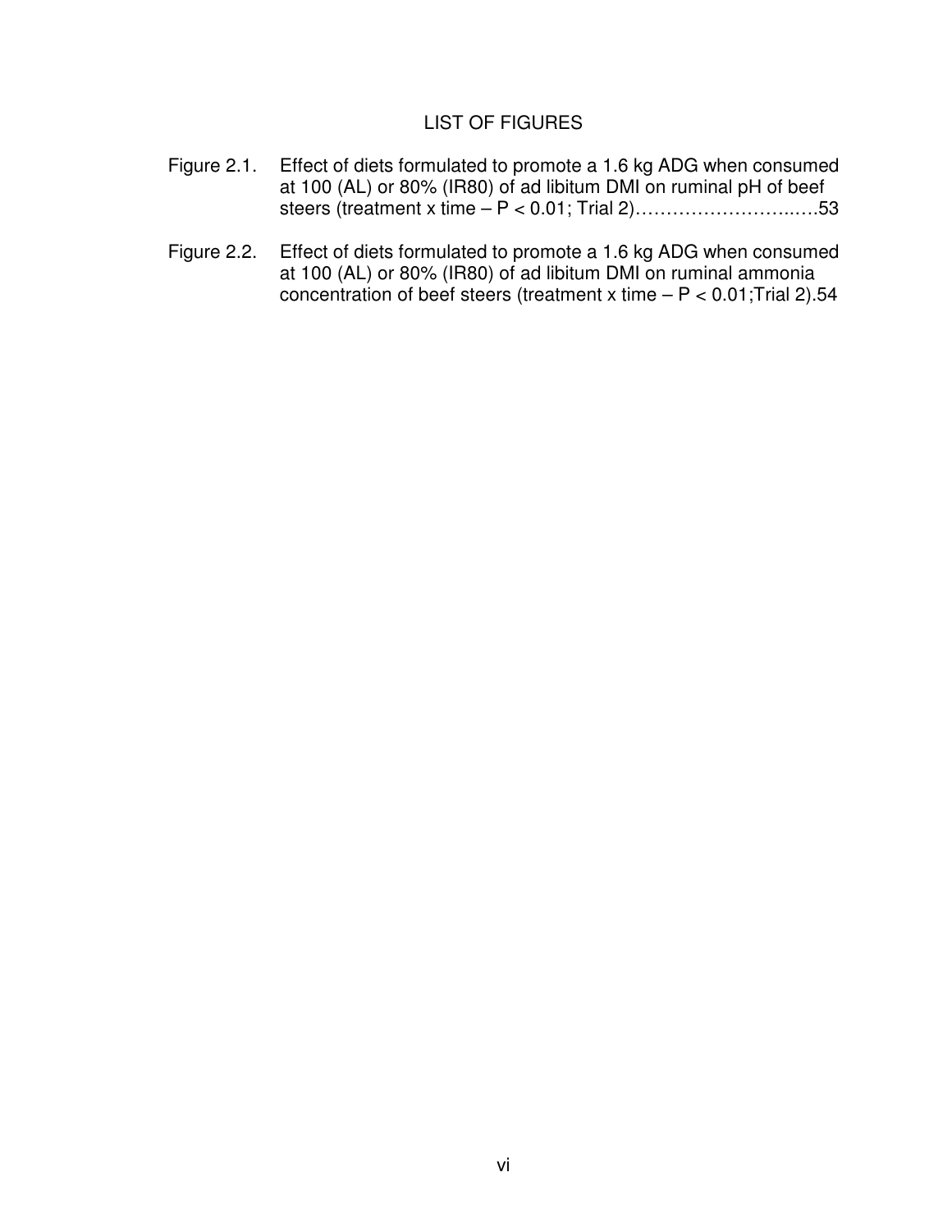# LIST OF FIGURES

Figure 2.1. Effect of diets formulated to promote a 1.6 kg ADG when consumed at 100 (AL) or 80% (IR80) of ad libitum DMI on ruminal pH of beef steers (treatment x time – $P < 0.01$; Trial 2)……………………..….53

Figure 2.2. Effect of diets formulated to promote a 1.6 kg ADG when consumed at 100 (AL) or 80% (IR80) of ad libitum DMI on ruminal ammonia concentration of beef steers (treatment x time – $P < 0.01$;Trial 2).54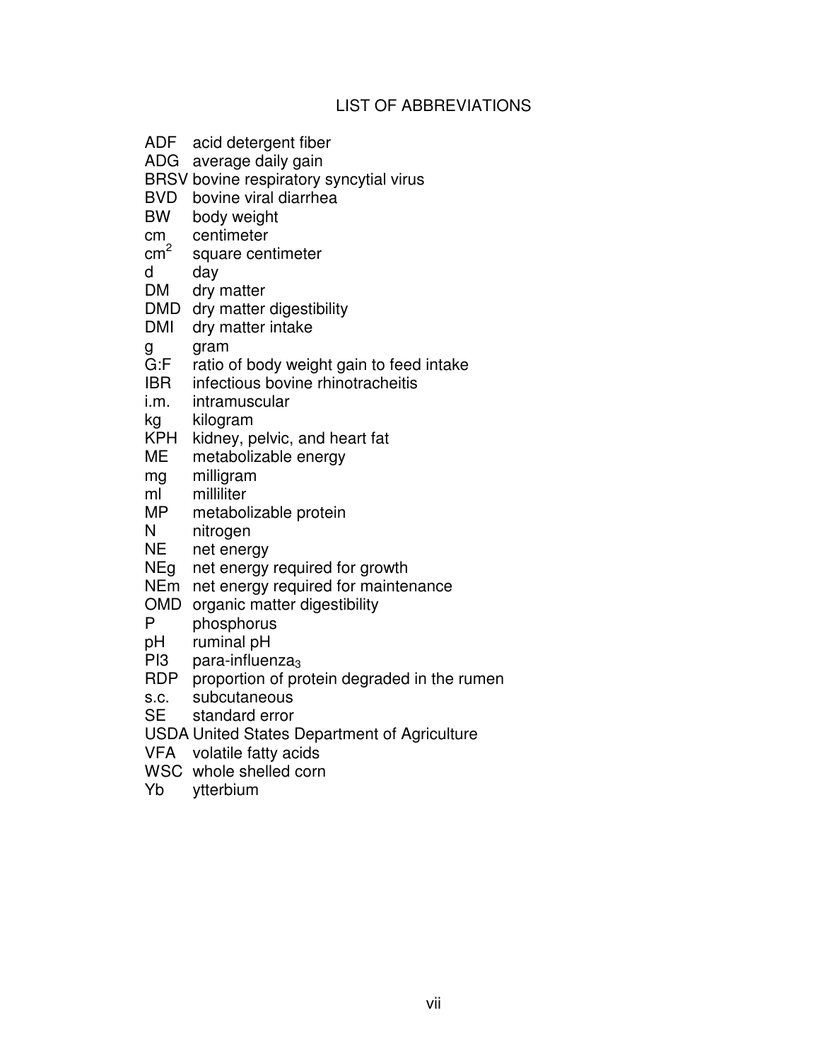# LIST OF ABBREVIATIONS

ADF acid detergent fiber
ADG average daily gain
BRSV bovine respiratory syncytial virus
BVD bovine viral diarrhea
BW body weight
cm centimeter
$cm^2$ square centimeter
d day
DM dry matter
DMD dry matter digestibility
DMI dry matter intake
g gram
G:F ratio of body weight gain to feed intake
IBR infectious bovine rhinotracheitis
i.m. intramuscular
kg kilogram
KPH kidney, pelvic, and heart fat
ME metabolizable energy
mg milligram
ml milliliter
MP metabolizable protein
N nitrogen
NE net energy
NEg net energy required for growth
NEm net energy required for maintenance
OMD organic matter digestibility
P phosphorus
pH ruminal pH
PI3 para-influenza$_3$
RDP proportion of protein degraded in the rumen
s.c. subcutaneous
SE standard error
USDA United States Department of Agriculture
VFA volatile fatty acids
WSC whole shelled corn
Yb ytterbium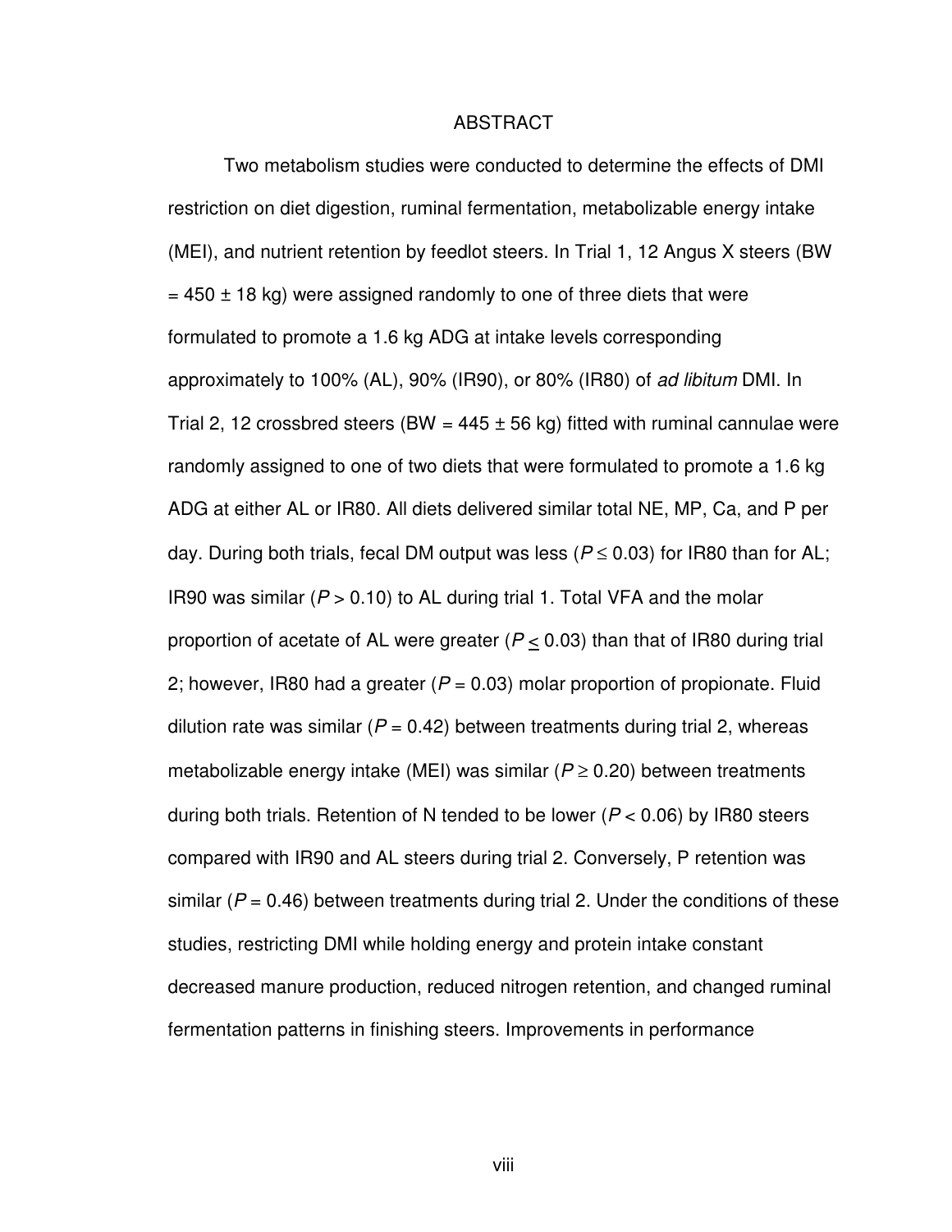# ABSTRACT

Two metabolism studies were conducted to determine the effects of DMI restriction on diet digestion, ruminal fermentation, metabolizable energy intake (MEI), and nutrient retention by feedlot steers. In Trial 1, 12 Angus X steers (BW = 450 ± 18 kg) were assigned randomly to one of three diets that were formulated to promote a 1.6 kg ADG at intake levels corresponding approximately to 100% (AL), 90% (IR90), or 80% (IR80) of *ad libitum* DMI. In Trial 2, 12 crossbred steers (BW = 445 ± 56 kg) fitted with ruminal cannulae were randomly assigned to one of two diets that were formulated to promote a 1.6 kg ADG at either AL or IR80. All diets delivered similar total NE, MP, Ca, and P per day. During both trials, fecal DM output was less ($P \leq 0.03$) for IR80 than for AL; IR90 was similar ($P > 0.10$) to AL during trial 1. Total VFA and the molar proportion of acetate of AL were greater ($P \leq 0.03$) than that of IR80 during trial 2; however, IR80 had a greater ($P = 0.03$) molar proportion of propionate. Fluid dilution rate was similar ($P = 0.42$) between treatments during trial 2, whereas metabolizable energy intake (MEI) was similar ($P \geq 0.20$) between treatments during both trials. Retention of N tended to be lower ($P < 0.06$) by IR80 steers compared with IR90 and AL steers during trial 2. Conversely, P retention was similar ($P = 0.46$) between treatments during trial 2. Under the conditions of these studies, restricting DMI while holding energy and protein intake constant decreased manure production, reduced nitrogen retention, and changed ruminal fermentation patterns in finishing steers. Improvements in performance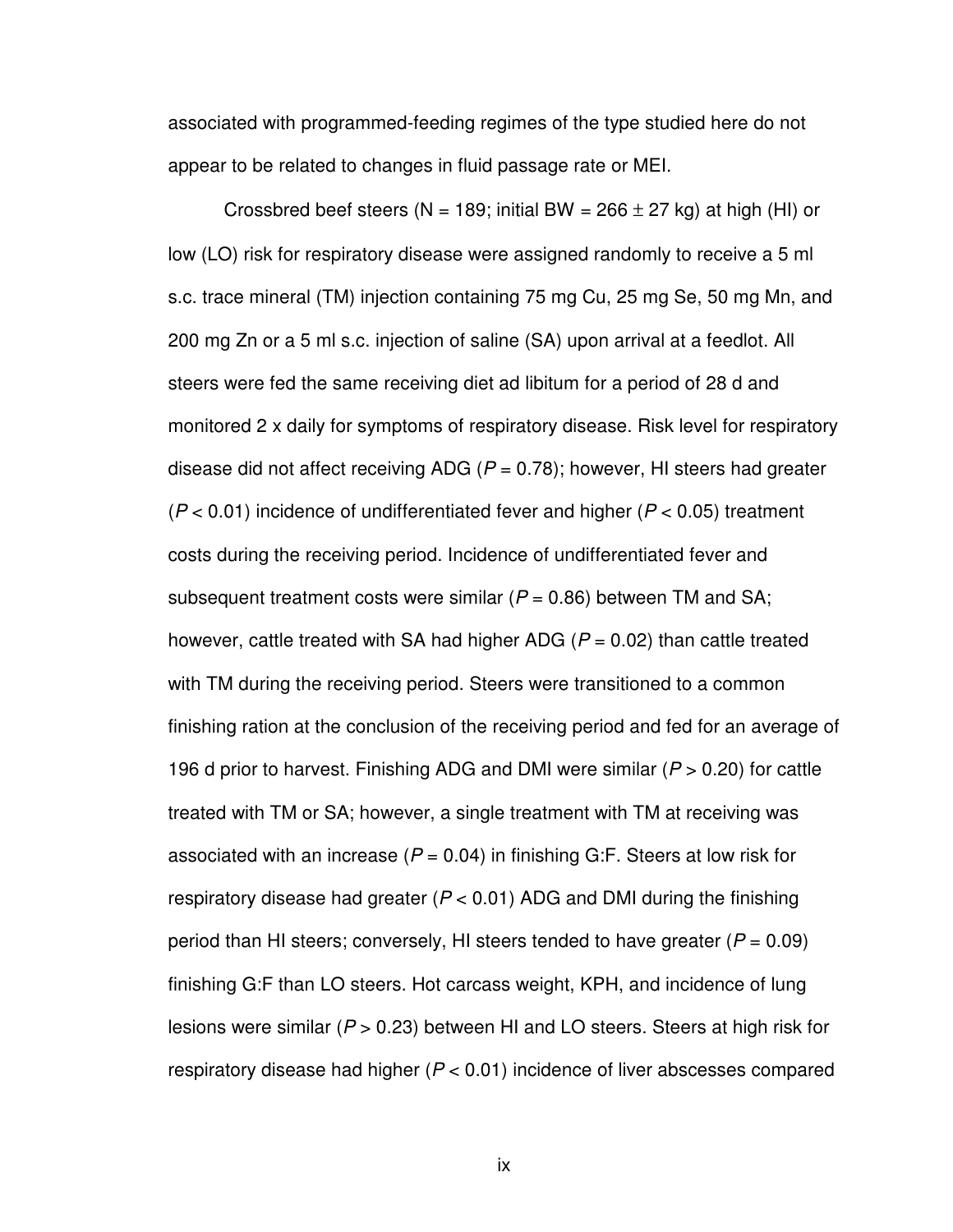associated with programmed-feeding regimes of the type studied here do not appear to be related to changes in fluid passage rate or MEI.

Crossbred beef steers (N = 189; initial BW = 266 ± 27 kg) at high (HI) or low (LO) risk for respiratory disease were assigned randomly to receive a 5 ml s.c. trace mineral (TM) injection containing 75 mg Cu, 25 mg Se, 50 mg Mn, and 200 mg Zn or a 5 ml s.c. injection of saline (SA) upon arrival at a feedlot. All steers were fed the same receiving diet ad libitum for a period of 28 d and monitored 2 x daily for symptoms of respiratory disease. Risk level for respiratory disease did not affect receiving ADG ($P = 0.78$); however, HI steers had greater ($P < 0.01$) incidence of undifferentiated fever and higher ($P < 0.05$) treatment costs during the receiving period. Incidence of undifferentiated fever and subsequent treatment costs were similar ($P = 0.86$) between TM and SA; however, cattle treated with SA had higher ADG ($P = 0.02$) than cattle treated with TM during the receiving period. Steers were transitioned to a common finishing ration at the conclusion of the receiving period and fed for an average of 196 d prior to harvest. Finishing ADG and DMI were similar ($P > 0.20$) for cattle treated with TM or SA; however, a single treatment with TM at receiving was associated with an increase ($P = 0.04$) in finishing G:F. Steers at low risk for respiratory disease had greater ($P < 0.01$) ADG and DMI during the finishing period than HI steers; conversely, HI steers tended to have greater ($P = 0.09$) finishing G:F than LO steers. Hot carcass weight, KPH, and incidence of lung lesions were similar ($P > 0.23$) between HI and LO steers. Steers at high risk for respiratory disease had higher ($P < 0.01$) incidence of liver abscesses compared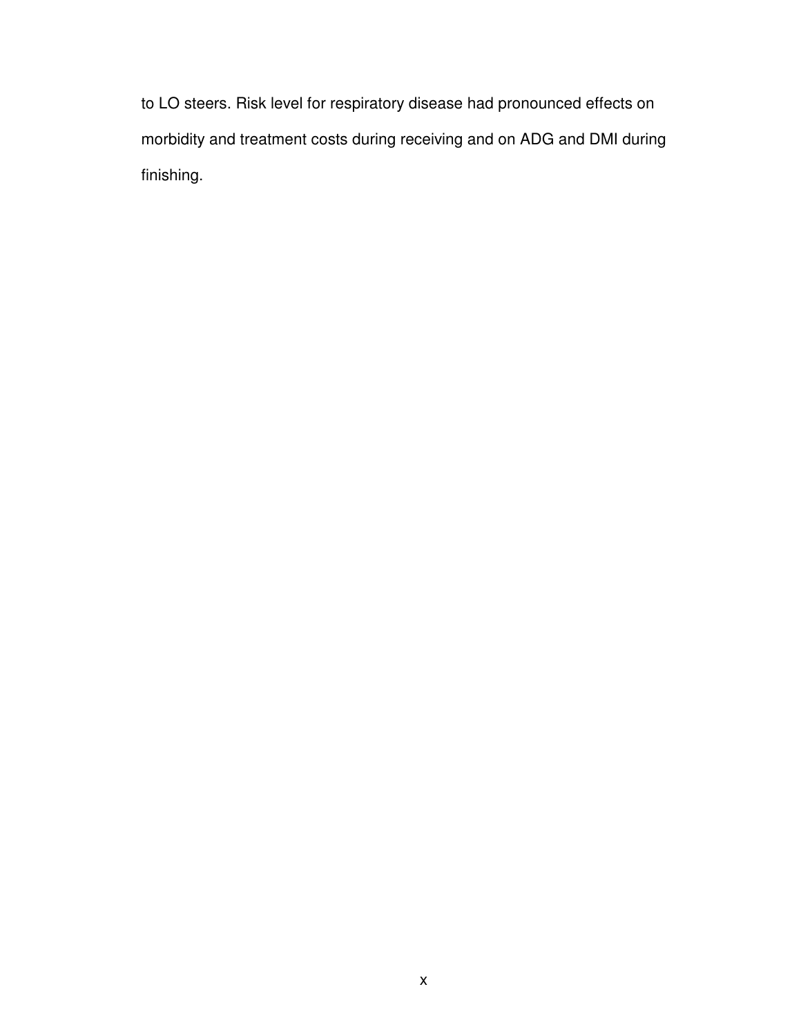to LO steers. Risk level for respiratory disease had pronounced effects on morbidity and treatment costs during receiving and on ADG and DMI during finishing.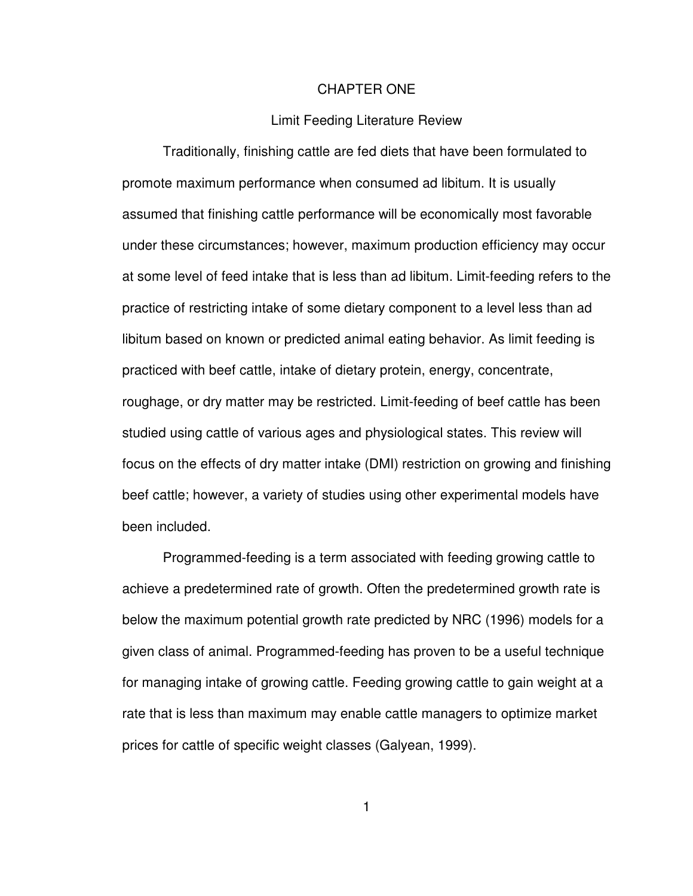# CHAPTER ONE

## Limit Feeding Literature Review

Traditionally, finishing cattle are fed diets that have been formulated to promote maximum performance when consumed ad libitum. It is usually assumed that finishing cattle performance will be economically most favorable under these circumstances; however, maximum production efficiency may occur at some level of feed intake that is less than ad libitum. Limit-feeding refers to the practice of restricting intake of some dietary component to a level less than ad libitum based on known or predicted animal eating behavior. As limit feeding is practiced with beef cattle, intake of dietary protein, energy, concentrate, roughage, or dry matter may be restricted. Limit-feeding of beef cattle has been studied using cattle of various ages and physiological states. This review will focus on the effects of dry matter intake (DMI) restriction on growing and finishing beef cattle; however, a variety of studies using other experimental models have been included.

Programmed-feeding is a term associated with feeding growing cattle to achieve a predetermined rate of growth. Often the predetermined growth rate is below the maximum potential growth rate predicted by NRC (1996) models for a given class of animal. Programmed-feeding has proven to be a useful technique for managing intake of growing cattle. Feeding growing cattle to gain weight at a rate that is less than maximum may enable cattle managers to optimize market prices for cattle of specific weight classes (Galyean, 1999).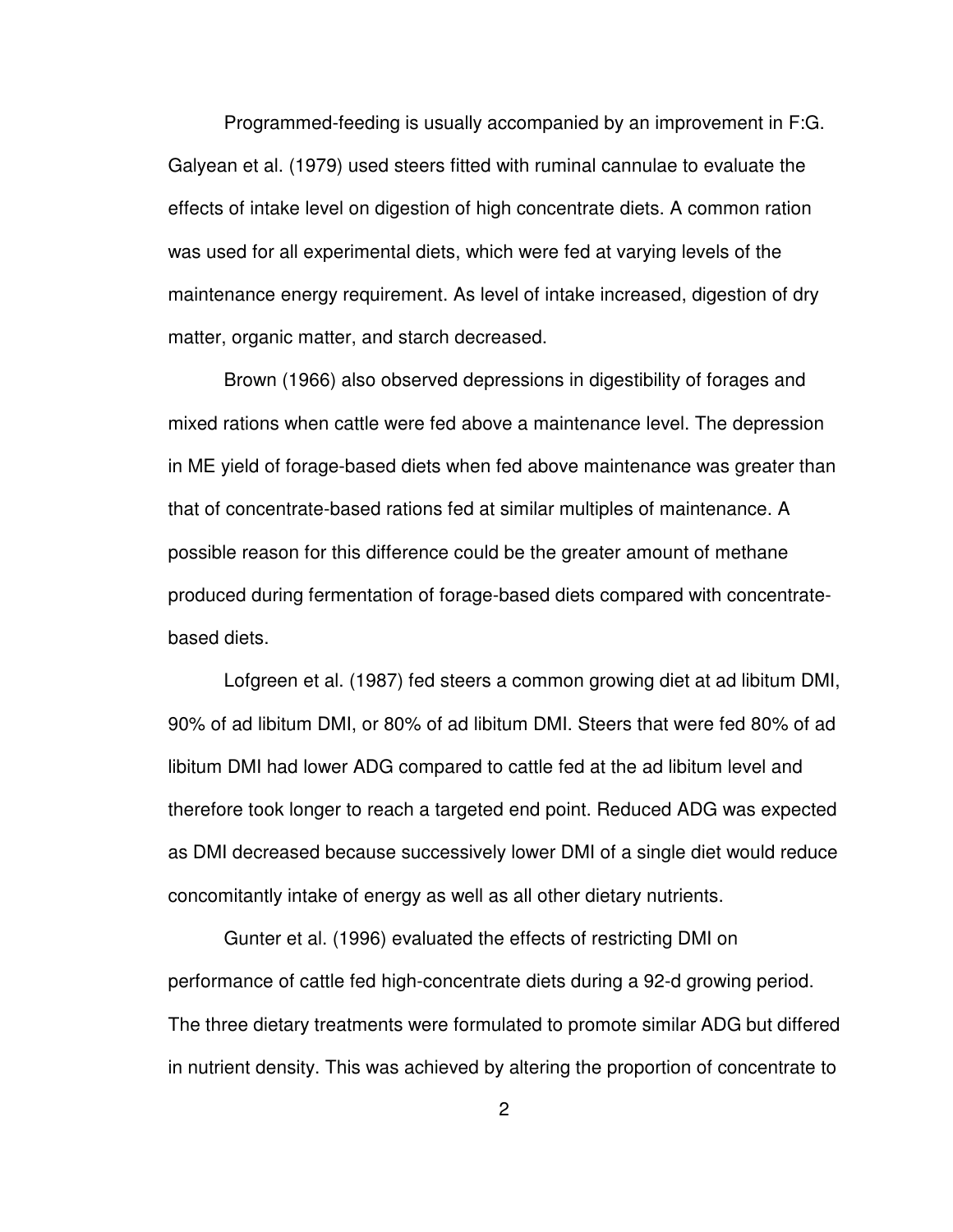Programmed-feeding is usually accompanied by an improvement in F:G. Galyean et al. (1979) used steers fitted with ruminal cannulae to evaluate the effects of intake level on digestion of high concentrate diets. A common ration was used for all experimental diets, which were fed at varying levels of the maintenance energy requirement. As level of intake increased, digestion of dry matter, organic matter, and starch decreased.

Brown (1966) also observed depressions in digestibility of forages and mixed rations when cattle were fed above a maintenance level. The depression in ME yield of forage-based diets when fed above maintenance was greater than that of concentrate-based rations fed at similar multiples of maintenance. A possible reason for this difference could be the greater amount of methane produced during fermentation of forage-based diets compared with concentrate-based diets.

Lofgreen et al. (1987) fed steers a common growing diet at ad libitum DMI, 90% of ad libitum DMI, or 80% of ad libitum DMI. Steers that were fed 80% of ad libitum DMI had lower ADG compared to cattle fed at the ad libitum level and therefore took longer to reach a targeted end point. Reduced ADG was expected as DMI decreased because successively lower DMI of a single diet would reduce concomitantly intake of energy as well as all other dietary nutrients.

Gunter et al. (1996) evaluated the effects of restricting DMI on performance of cattle fed high-concentrate diets during a 92-d growing period. The three dietary treatments were formulated to promote similar ADG but differed in nutrient density. This was achieved by altering the proportion of concentrate to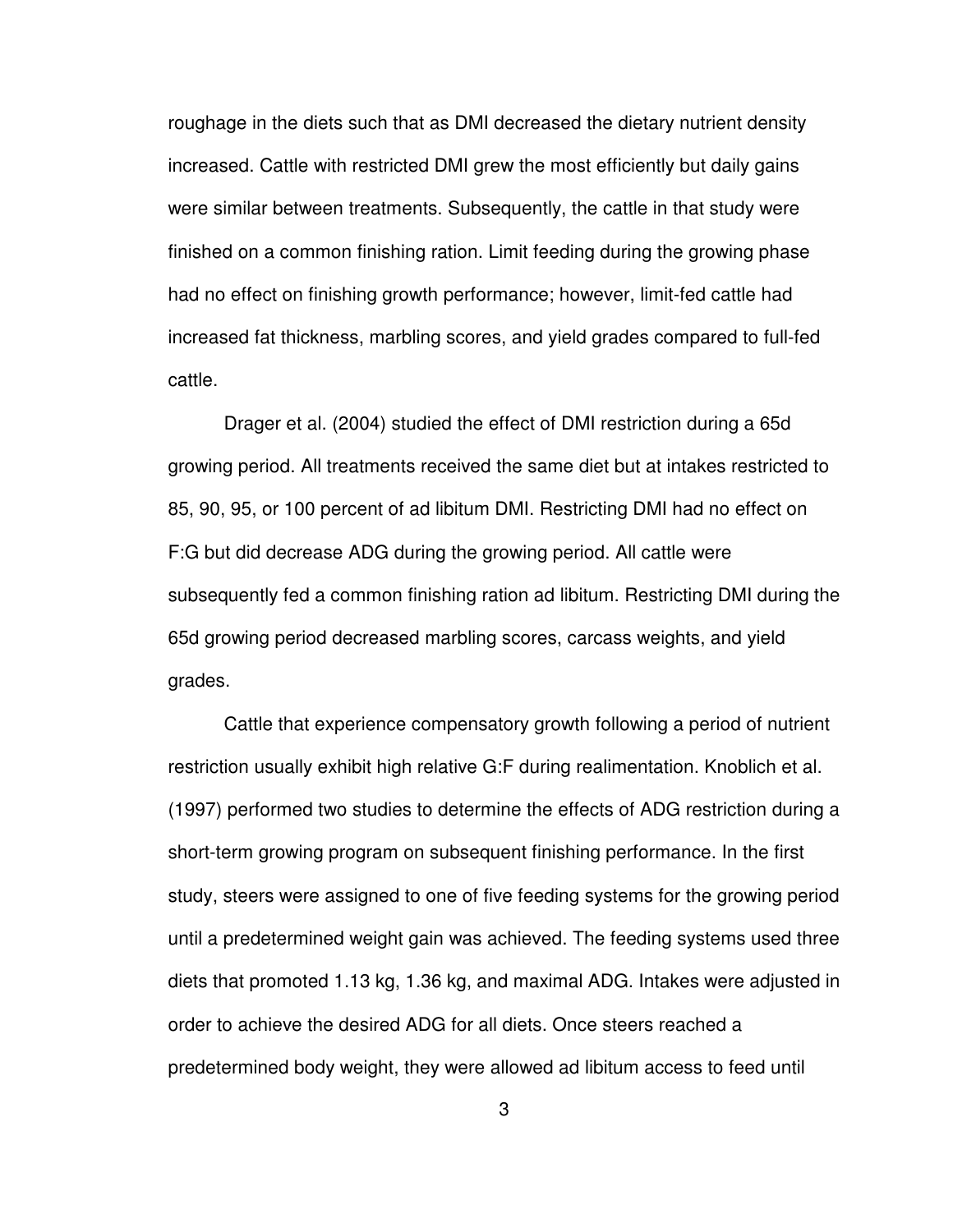roughage in the diets such that as DMI decreased the dietary nutrient density increased. Cattle with restricted DMI grew the most efficiently but daily gains were similar between treatments. Subsequently, the cattle in that study were finished on a common finishing ration. Limit feeding during the growing phase had no effect on finishing growth performance; however, limit-fed cattle had increased fat thickness, marbling scores, and yield grades compared to full-fed cattle.

Drager et al. (2004) studied the effect of DMI restriction during a 65d growing period. All treatments received the same diet but at intakes restricted to 85, 90, 95, or 100 percent of ad libitum DMI. Restricting DMI had no effect on F:G but did decrease ADG during the growing period. All cattle were subsequently fed a common finishing ration ad libitum. Restricting DMI during the 65d growing period decreased marbling scores, carcass weights, and yield grades.

Cattle that experience compensatory growth following a period of nutrient restriction usually exhibit high relative G:F during realimentation. Knoblich et al. (1997) performed two studies to determine the effects of ADG restriction during a short-term growing program on subsequent finishing performance. In the first study, steers were assigned to one of five feeding systems for the growing period until a predetermined weight gain was achieved. The feeding systems used three diets that promoted 1.13 kg, 1.36 kg, and maximal ADG. Intakes were adjusted in order to achieve the desired ADG for all diets. Once steers reached a predetermined body weight, they were allowed ad libitum access to feed until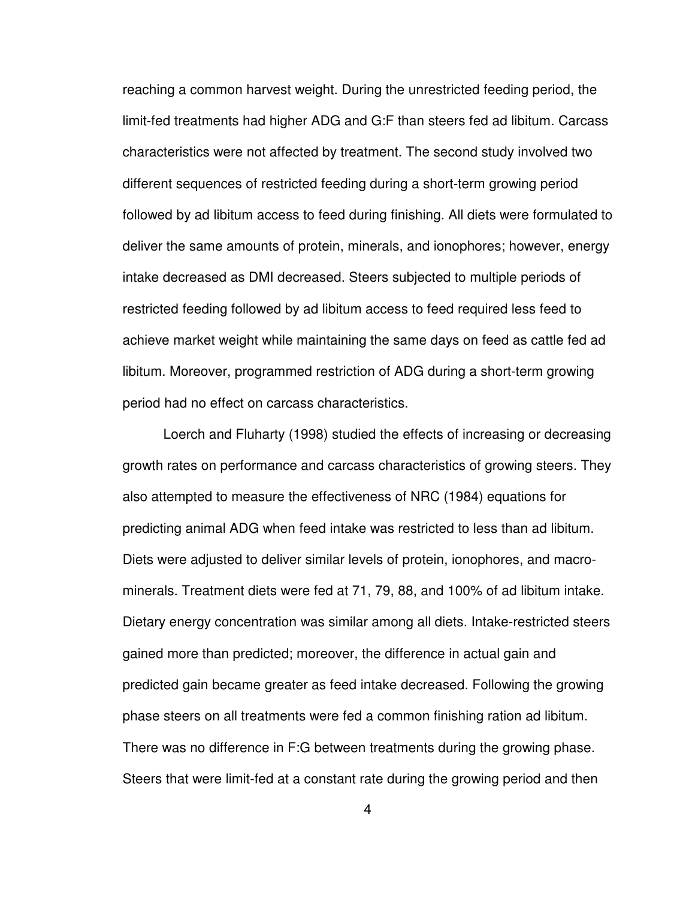reaching a common harvest weight. During the unrestricted feeding period, the limit-fed treatments had higher ADG and G:F than steers fed ad libitum. Carcass characteristics were not affected by treatment. The second study involved two different sequences of restricted feeding during a short-term growing period followed by ad libitum access to feed during finishing. All diets were formulated to deliver the same amounts of protein, minerals, and ionophores; however, energy intake decreased as DMI decreased. Steers subjected to multiple periods of restricted feeding followed by ad libitum access to feed required less feed to achieve market weight while maintaining the same days on feed as cattle fed ad libitum. Moreover, programmed restriction of ADG during a short-term growing period had no effect on carcass characteristics.

Loerch and Fluharty (1998) studied the effects of increasing or decreasing growth rates on performance and carcass characteristics of growing steers. They also attempted to measure the effectiveness of NRC (1984) equations for predicting animal ADG when feed intake was restricted to less than ad libitum. Diets were adjusted to deliver similar levels of protein, ionophores, and macro-minerals. Treatment diets were fed at 71, 79, 88, and 100% of ad libitum intake. Dietary energy concentration was similar among all diets. Intake-restricted steers gained more than predicted; moreover, the difference in actual gain and predicted gain became greater as feed intake decreased. Following the growing phase steers on all treatments were fed a common finishing ration ad libitum. There was no difference in F:G between treatments during the growing phase. Steers that were limit-fed at a constant rate during the growing period and then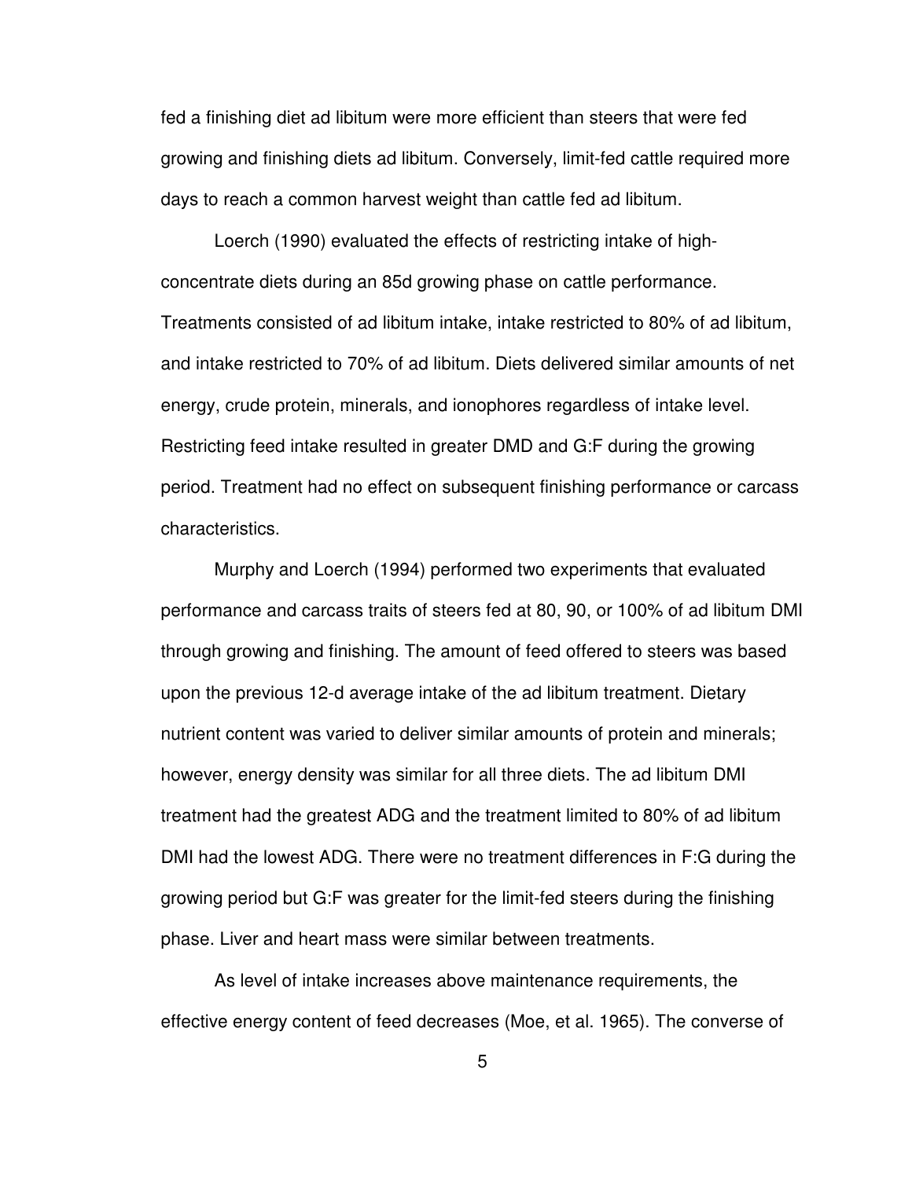fed a finishing diet ad libitum were more efficient than steers that were fed growing and finishing diets ad libitum. Conversely, limit-fed cattle required more days to reach a common harvest weight than cattle fed ad libitum.

Loerch (1990) evaluated the effects of restricting intake of high-concentrate diets during an 85d growing phase on cattle performance. Treatments consisted of ad libitum intake, intake restricted to 80% of ad libitum, and intake restricted to 70% of ad libitum. Diets delivered similar amounts of net energy, crude protein, minerals, and ionophores regardless of intake level. Restricting feed intake resulted in greater DMD and G:F during the growing period. Treatment had no effect on subsequent finishing performance or carcass characteristics.

Murphy and Loerch (1994) performed two experiments that evaluated performance and carcass traits of steers fed at 80, 90, or 100% of ad libitum DMI through growing and finishing. The amount of feed offered to steers was based upon the previous 12-d average intake of the ad libitum treatment. Dietary nutrient content was varied to deliver similar amounts of protein and minerals; however, energy density was similar for all three diets. The ad libitum DMI treatment had the greatest ADG and the treatment limited to 80% of ad libitum DMI had the lowest ADG. There were no treatment differences in F:G during the growing period but G:F was greater for the limit-fed steers during the finishing phase. Liver and heart mass were similar between treatments.

As level of intake increases above maintenance requirements, the effective energy content of feed decreases (Moe, et al. 1965). The converse of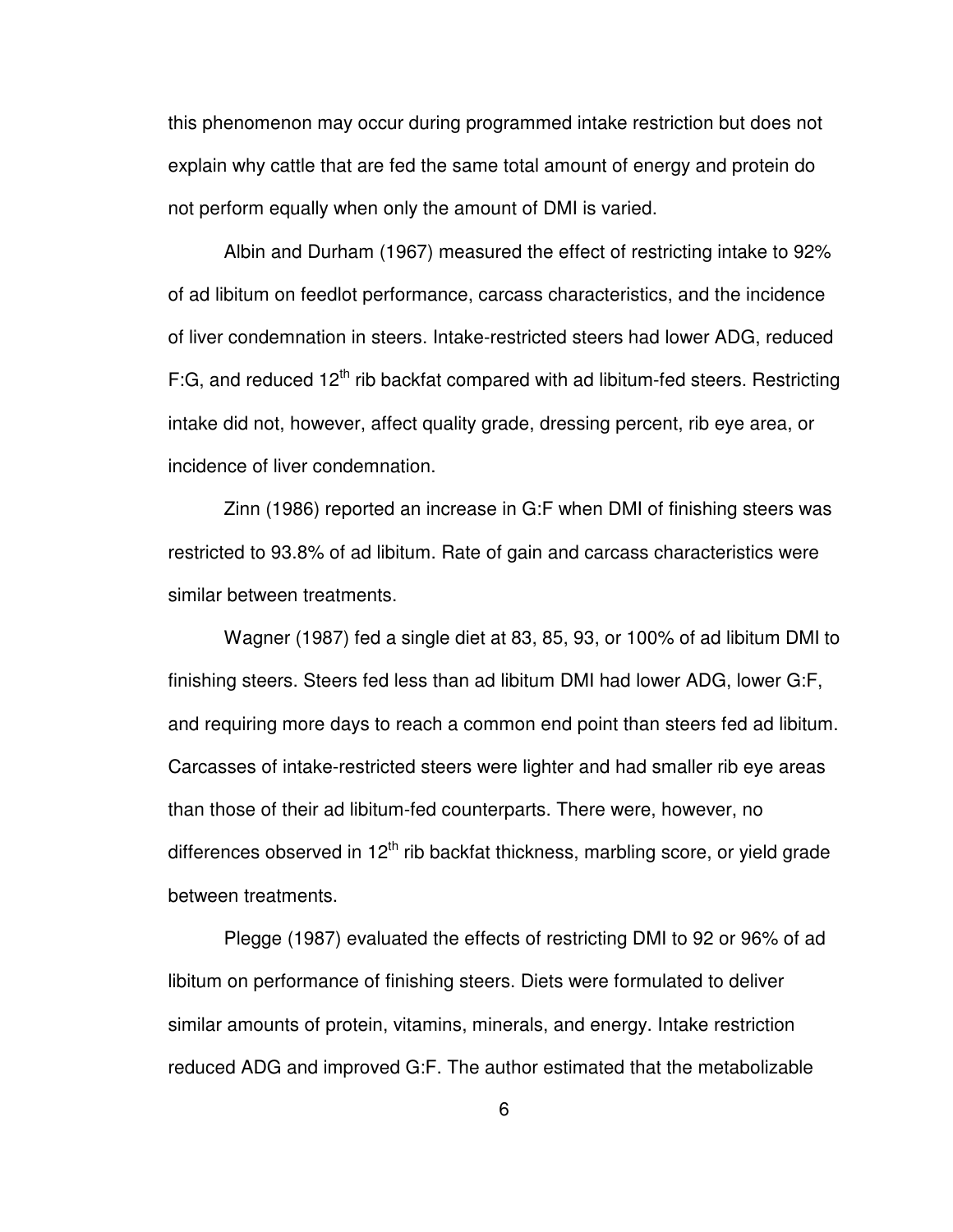this phenomenon may occur during programmed intake restriction but does not explain why cattle that are fed the same total amount of energy and protein do not perform equally when only the amount of DMI is varied.

Albin and Durham (1967) measured the effect of restricting intake to 92% of ad libitum on feedlot performance, carcass characteristics, and the incidence of liver condemnation in steers. Intake-restricted steers had lower ADG, reduced F:G, and reduced 12$^{th}$ rib backfat compared with ad libitum-fed steers. Restricting intake did not, however, affect quality grade, dressing percent, rib eye area, or incidence of liver condemnation.

Zinn (1986) reported an increase in G:F when DMI of finishing steers was restricted to 93.8% of ad libitum. Rate of gain and carcass characteristics were similar between treatments.

Wagner (1987) fed a single diet at 83, 85, 93, or 100% of ad libitum DMI to finishing steers. Steers fed less than ad libitum DMI had lower ADG, lower G:F, and requiring more days to reach a common end point than steers fed ad libitum. Carcasses of intake-restricted steers were lighter and had smaller rib eye areas than those of their ad libitum-fed counterparts. There were, however, no differences observed in 12$^{th}$ rib backfat thickness, marbling score, or yield grade between treatments.

Plegge (1987) evaluated the effects of restricting DMI to 92 or 96% of ad libitum on performance of finishing steers. Diets were formulated to deliver similar amounts of protein, vitamins, minerals, and energy. Intake restriction reduced ADG and improved G:F. The author estimated that the metabolizable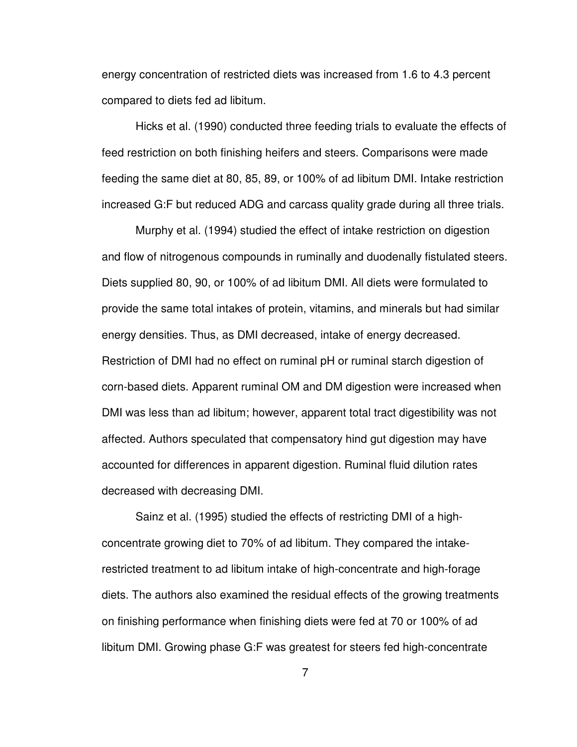energy concentration of restricted diets was increased from 1.6 to 4.3 percent compared to diets fed ad libitum.

Hicks et al. (1990) conducted three feeding trials to evaluate the effects of feed restriction on both finishing heifers and steers. Comparisons were made feeding the same diet at 80, 85, 89, or 100% of ad libitum DMI. Intake restriction increased G:F but reduced ADG and carcass quality grade during all three trials.

Murphy et al. (1994) studied the effect of intake restriction on digestion and flow of nitrogenous compounds in ruminally and duodenally fistulated steers. Diets supplied 80, 90, or 100% of ad libitum DMI. All diets were formulated to provide the same total intakes of protein, vitamins, and minerals but had similar energy densities. Thus, as DMI decreased, intake of energy decreased. Restriction of DMI had no effect on ruminal pH or ruminal starch digestion of corn-based diets. Apparent ruminal OM and DM digestion were increased when DMI was less than ad libitum; however, apparent total tract digestibility was not affected. Authors speculated that compensatory hind gut digestion may have accounted for differences in apparent digestion. Ruminal fluid dilution rates decreased with decreasing DMI.

Sainz et al. (1995) studied the effects of restricting DMI of a high-concentrate growing diet to 70% of ad libitum. They compared the intake-restricted treatment to ad libitum intake of high-concentrate and high-forage diets. The authors also examined the residual effects of the growing treatments on finishing performance when finishing diets were fed at 70 or 100% of ad libitum DMI. Growing phase G:F was greatest for steers fed high-concentrate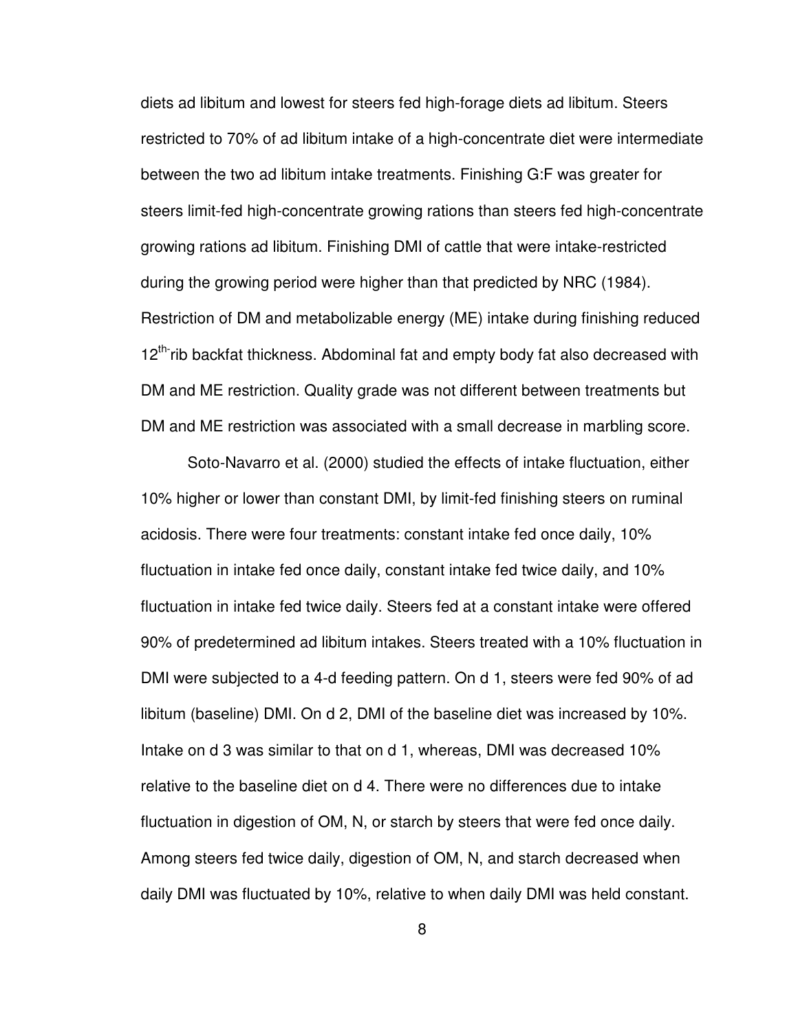diets ad libitum and lowest for steers fed high-forage diets ad libitum. Steers restricted to 70% of ad libitum intake of a high-concentrate diet were intermediate between the two ad libitum intake treatments. Finishing G:F was greater for steers limit-fed high-concentrate growing rations than steers fed high-concentrate growing rations ad libitum. Finishing DMI of cattle that were intake-restricted during the growing period were higher than that predicted by NRC (1984). Restriction of DM and metabolizable energy (ME) intake during finishing reduced $12^{th}$-rib backfat thickness. Abdominal fat and empty body fat also decreased with DM and ME restriction. Quality grade was not different between treatments but DM and ME restriction was associated with a small decrease in marbling score.

Soto-Navarro et al. (2000) studied the effects of intake fluctuation, either 10% higher or lower than constant DMI, by limit-fed finishing steers on ruminal acidosis. There were four treatments: constant intake fed once daily, 10% fluctuation in intake fed once daily, constant intake fed twice daily, and 10% fluctuation in intake fed twice daily. Steers fed at a constant intake were offered 90% of predetermined ad libitum intakes. Steers treated with a 10% fluctuation in DMI were subjected to a 4-d feeding pattern. On d 1, steers were fed 90% of ad libitum (baseline) DMI. On d 2, DMI of the baseline diet was increased by 10%. Intake on d 3 was similar to that on d 1, whereas, DMI was decreased 10% relative to the baseline diet on d 4. There were no differences due to intake fluctuation in digestion of OM, N, or starch by steers that were fed once daily. Among steers fed twice daily, digestion of OM, N, and starch decreased when daily DMI was fluctuated by 10%, relative to when daily DMI was held constant.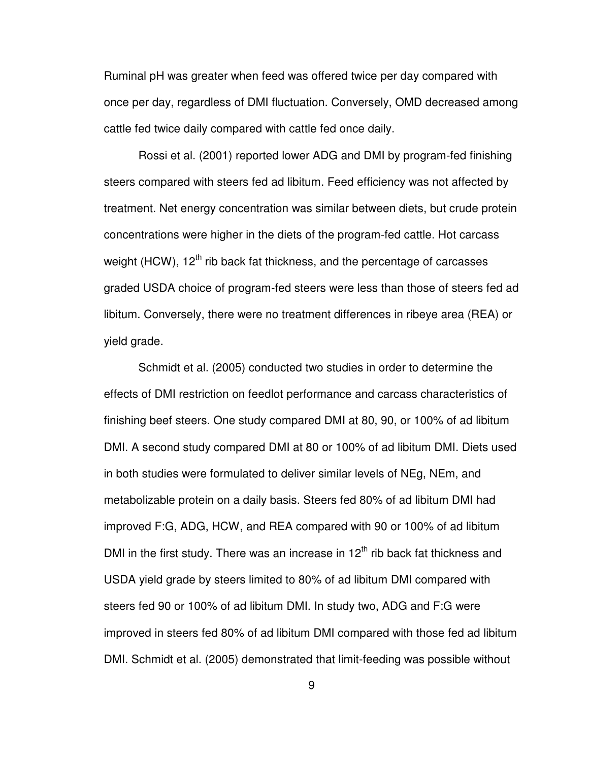Ruminal pH was greater when feed was offered twice per day compared with once per day, regardless of DMI fluctuation. Conversely, OMD decreased among cattle fed twice daily compared with cattle fed once daily.

Rossi et al. (2001) reported lower ADG and DMI by program-fed finishing steers compared with steers fed ad libitum. Feed efficiency was not affected by treatment. Net energy concentration was similar between diets, but crude protein concentrations were higher in the diets of the program-fed cattle. Hot carcass weight (HCW), $12^{th}$ rib back fat thickness, and the percentage of carcasses graded USDA choice of program-fed steers were less than those of steers fed ad libitum. Conversely, there were no treatment differences in ribeye area (REA) or yield grade.

Schmidt et al. (2005) conducted two studies in order to determine the effects of DMI restriction on feedlot performance and carcass characteristics of finishing beef steers. One study compared DMI at 80, 90, or 100% of ad libitum DMI. A second study compared DMI at 80 or 100% of ad libitum DMI. Diets used in both studies were formulated to deliver similar levels of NEg, NEm, and metabolizable protein on a daily basis. Steers fed 80% of ad libitum DMI had improved F:G, ADG, HCW, and REA compared with 90 or 100% of ad libitum DMI in the first study. There was an increase in $12^{th}$ rib back fat thickness and USDA yield grade by steers limited to 80% of ad libitum DMI compared with steers fed 90 or 100% of ad libitum DMI. In study two, ADG and F:G were improved in steers fed 80% of ad libitum DMI compared with those fed ad libitum DMI. Schmidt et al. (2005) demonstrated that limit-feeding was possible without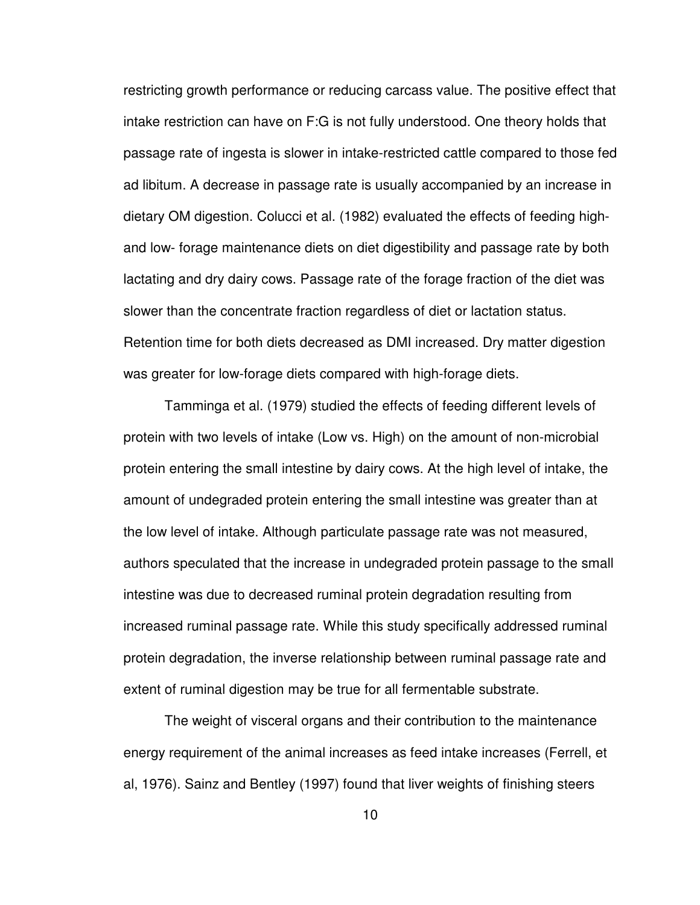restricting growth performance or reducing carcass value. The positive effect that intake restriction can have on F:G is not fully understood. One theory holds that passage rate of ingesta is slower in intake-restricted cattle compared to those fed ad libitum. A decrease in passage rate is usually accompanied by an increase in dietary OM digestion. Colucci et al. (1982) evaluated the effects of feeding high- and low- forage maintenance diets on diet digestibility and passage rate by both lactating and dry dairy cows. Passage rate of the forage fraction of the diet was slower than the concentrate fraction regardless of diet or lactation status. Retention time for both diets decreased as DMI increased. Dry matter digestion was greater for low-forage diets compared with high-forage diets.

Tamminga et al. (1979) studied the effects of feeding different levels of protein with two levels of intake (Low vs. High) on the amount of non-microbial protein entering the small intestine by dairy cows. At the high level of intake, the amount of undegraded protein entering the small intestine was greater than at the low level of intake. Although particulate passage rate was not measured, authors speculated that the increase in undegraded protein passage to the small intestine was due to decreased ruminal protein degradation resulting from increased ruminal passage rate. While this study specifically addressed ruminal protein degradation, the inverse relationship between ruminal passage rate and extent of ruminal digestion may be true for all fermentable substrate.

The weight of visceral organs and their contribution to the maintenance energy requirement of the animal increases as feed intake increases (Ferrell, et al, 1976). Sainz and Bentley (1997) found that liver weights of finishing steers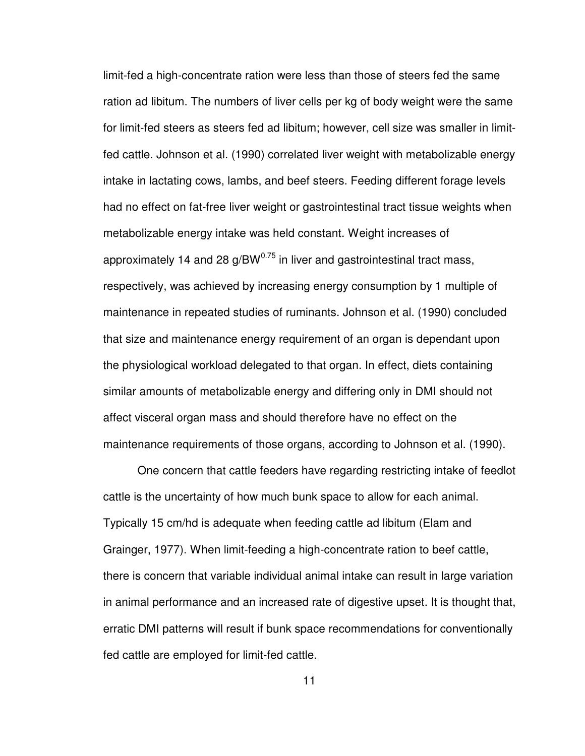limit-fed a high-concentrate ration were less than those of steers fed the same ration ad libitum. The numbers of liver cells per kg of body weight were the same for limit-fed steers as steers fed ad libitum; however, cell size was smaller in limit-fed cattle. Johnson et al. (1990) correlated liver weight with metabolizable energy intake in lactating cows, lambs, and beef steers. Feeding different forage levels had no effect on fat-free liver weight or gastrointestinal tract tissue weights when metabolizable energy intake was held constant. Weight increases of approximately 14 and 28 g/$BW^{0.75}$ in liver and gastrointestinal tract mass, respectively, was achieved by increasing energy consumption by 1 multiple of maintenance in repeated studies of ruminants. Johnson et al. (1990) concluded that size and maintenance energy requirement of an organ is dependant upon the physiological workload delegated to that organ. In effect, diets containing similar amounts of metabolizable energy and differing only in DMI should not affect visceral organ mass and should therefore have no effect on the maintenance requirements of those organs, according to Johnson et al. (1990).

One concern that cattle feeders have regarding restricting intake of feedlot cattle is the uncertainty of how much bunk space to allow for each animal. Typically 15 cm/hd is adequate when feeding cattle ad libitum (Elam and Grainger, 1977). When limit-feeding a high-concentrate ration to beef cattle, there is concern that variable individual animal intake can result in large variation in animal performance and an increased rate of digestive upset. It is thought that, erratic DMI patterns will result if bunk space recommendations for conventionally fed cattle are employed for limit-fed cattle.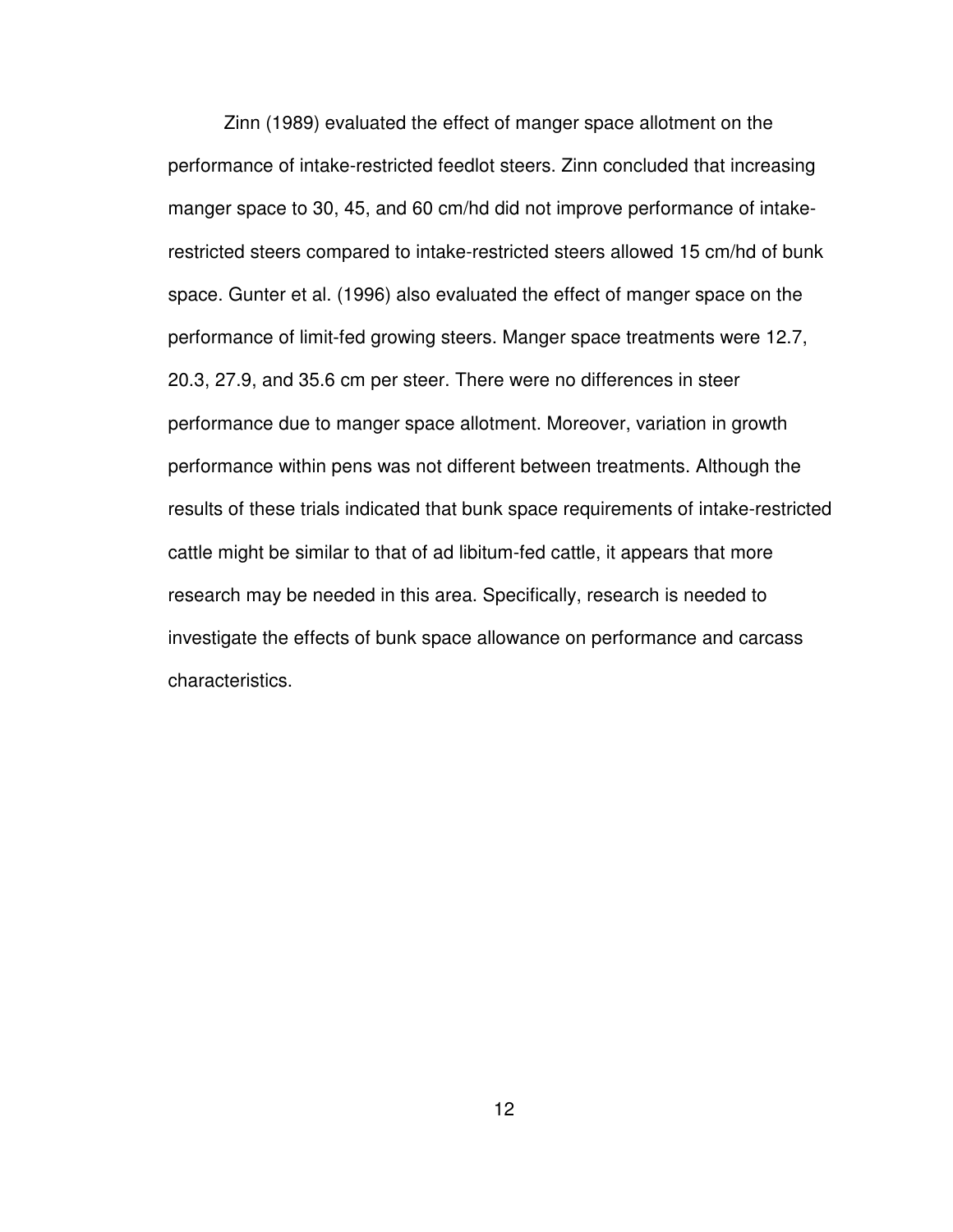Zinn (1989) evaluated the effect of manger space allotment on the performance of intake-restricted feedlot steers. Zinn concluded that increasing manger space to 30, 45, and 60 cm/hd did not improve performance of intake-restricted steers compared to intake-restricted steers allowed 15 cm/hd of bunk space. Gunter et al. (1996) also evaluated the effect of manger space on the performance of limit-fed growing steers. Manger space treatments were 12.7, 20.3, 27.9, and 35.6 cm per steer. There were no differences in steer performance due to manger space allotment. Moreover, variation in growth performance within pens was not different between treatments. Although the results of these trials indicated that bunk space requirements of intake-restricted cattle might be similar to that of ad libitum-fed cattle, it appears that more research may be needed in this area. Specifically, research is needed to investigate the effects of bunk space allowance on performance and carcass characteristics.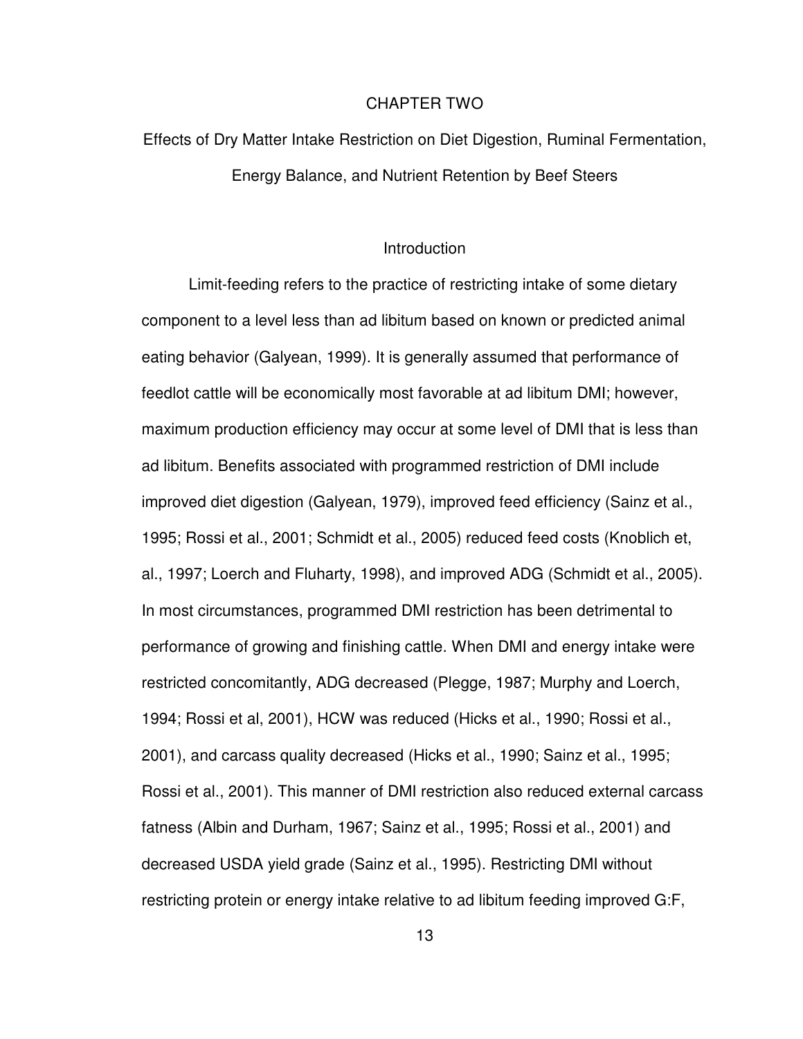# CHAPTER TWO

## Effects of Dry Matter Intake Restriction on Diet Digestion, Ruminal Fermentation, Energy Balance, and Nutrient Retention by Beef Steers

### Introduction

Limit-feeding refers to the practice of restricting intake of some dietary component to a level less than ad libitum based on known or predicted animal eating behavior (Galyean, 1999). It is generally assumed that performance of feedlot cattle will be economically most favorable at ad libitum DMI; however, maximum production efficiency may occur at some level of DMI that is less than ad libitum. Benefits associated with programmed restriction of DMI include improved diet digestion (Galyean, 1979), improved feed efficiency (Sainz et al., 1995; Rossi et al., 2001; Schmidt et al., 2005) reduced feed costs (Knoblich et, al., 1997; Loerch and Fluharty, 1998), and improved ADG (Schmidt et al., 2005). In most circumstances, programmed DMI restriction has been detrimental to performance of growing and finishing cattle. When DMI and energy intake were restricted concomitantly, ADG decreased (Plegge, 1987; Murphy and Loerch, 1994; Rossi et al, 2001), HCW was reduced (Hicks et al., 1990; Rossi et al., 2001), and carcass quality decreased (Hicks et al., 1990; Sainz et al., 1995; Rossi et al., 2001). This manner of DMI restriction also reduced external carcass fatness (Albin and Durham, 1967; Sainz et al., 1995; Rossi et al., 2001) and decreased USDA yield grade (Sainz et al., 1995). Restricting DMI without restricting protein or energy intake relative to ad libitum feeding improved G:F,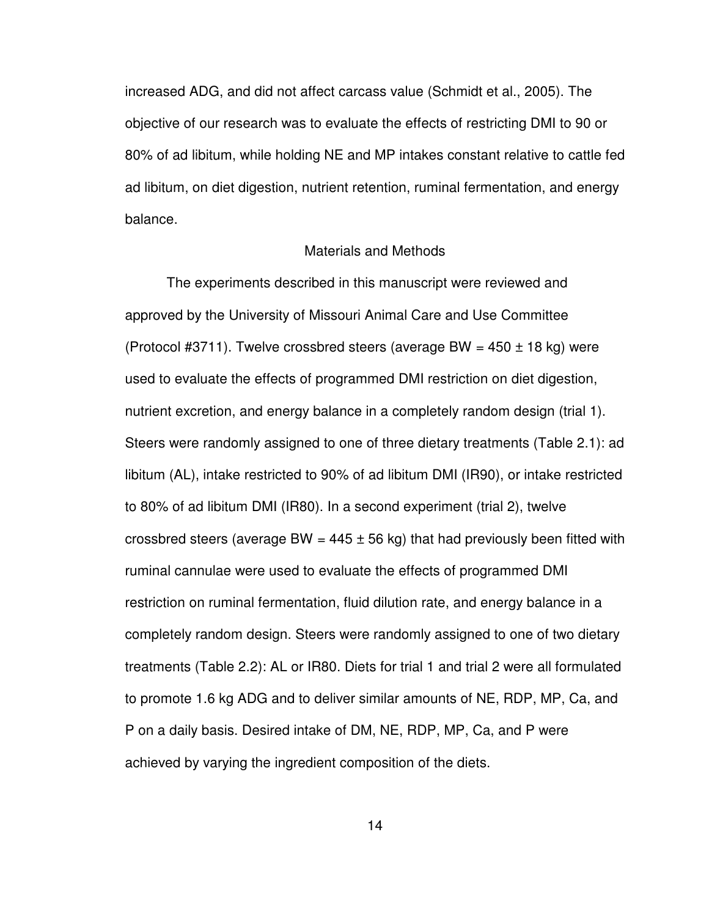increased ADG, and did not affect carcass value (Schmidt et al., 2005). The objective of our research was to evaluate the effects of restricting DMI to 90 or 80% of ad libitum, while holding NE and MP intakes constant relative to cattle fed ad libitum, on diet digestion, nutrient retention, ruminal fermentation, and energy balance.

## Materials and Methods

The experiments described in this manuscript were reviewed and approved by the University of Missouri Animal Care and Use Committee (Protocol #3711). Twelve crossbred steers (average BW = 450 ± 18 kg) were used to evaluate the effects of programmed DMI restriction on diet digestion, nutrient excretion, and energy balance in a completely random design (trial 1). Steers were randomly assigned to one of three dietary treatments (Table 2.1): ad libitum (AL), intake restricted to 90% of ad libitum DMI (IR90), or intake restricted to 80% of ad libitum DMI (IR80). In a second experiment (trial 2), twelve crossbred steers (average BW = 445 ± 56 kg) that had previously been fitted with ruminal cannulae were used to evaluate the effects of programmed DMI restriction on ruminal fermentation, fluid dilution rate, and energy balance in a completely random design. Steers were randomly assigned to one of two dietary treatments (Table 2.2): AL or IR80. Diets for trial 1 and trial 2 were all formulated to promote 1.6 kg ADG and to deliver similar amounts of NE, RDP, MP, Ca, and P on a daily basis. Desired intake of DM, NE, RDP, MP, Ca, and P were achieved by varying the ingredient composition of the diets.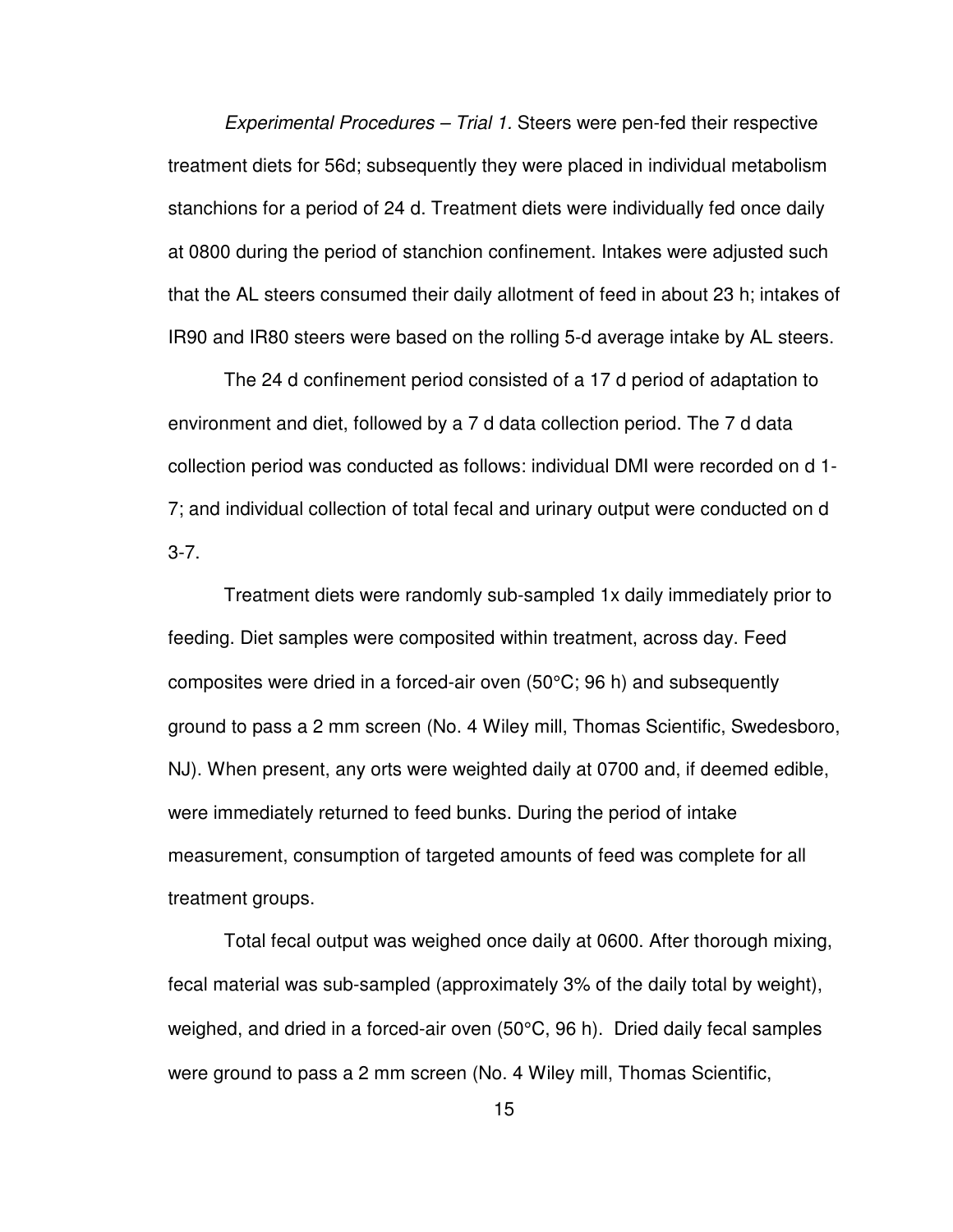*Experimental Procedures – Trial 1.* Steers were pen-fed their respective treatment diets for 56d; subsequently they were placed in individual metabolism stanchions for a period of 24 d. Treatment diets were individually fed once daily at 0800 during the period of stanchion confinement. Intakes were adjusted such that the AL steers consumed their daily allotment of feed in about 23 h; intakes of IR90 and IR80 steers were based on the rolling 5-d average intake by AL steers.

The 24 d confinement period consisted of a 17 d period of adaptation to environment and diet, followed by a 7 d data collection period. The 7 d data collection period was conducted as follows: individual DMI were recorded on d 1-7; and individual collection of total fecal and urinary output were conducted on d 3-7.

Treatment diets were randomly sub-sampled 1x daily immediately prior to feeding. Diet samples were composited within treatment, across day. Feed composites were dried in a forced-air oven (50°C; 96 h) and subsequently ground to pass a 2 mm screen (No. 4 Wiley mill, Thomas Scientific, Swedesboro, NJ). When present, any orts were weighted daily at 0700 and, if deemed edible, were immediately returned to feed bunks. During the period of intake measurement, consumption of targeted amounts of feed was complete for all treatment groups.

Total fecal output was weighed once daily at 0600. After thorough mixing, fecal material was sub-sampled (approximately 3% of the daily total by weight), weighed, and dried in a forced-air oven (50°C, 96 h). Dried daily fecal samples were ground to pass a 2 mm screen (No. 4 Wiley mill, Thomas Scientific,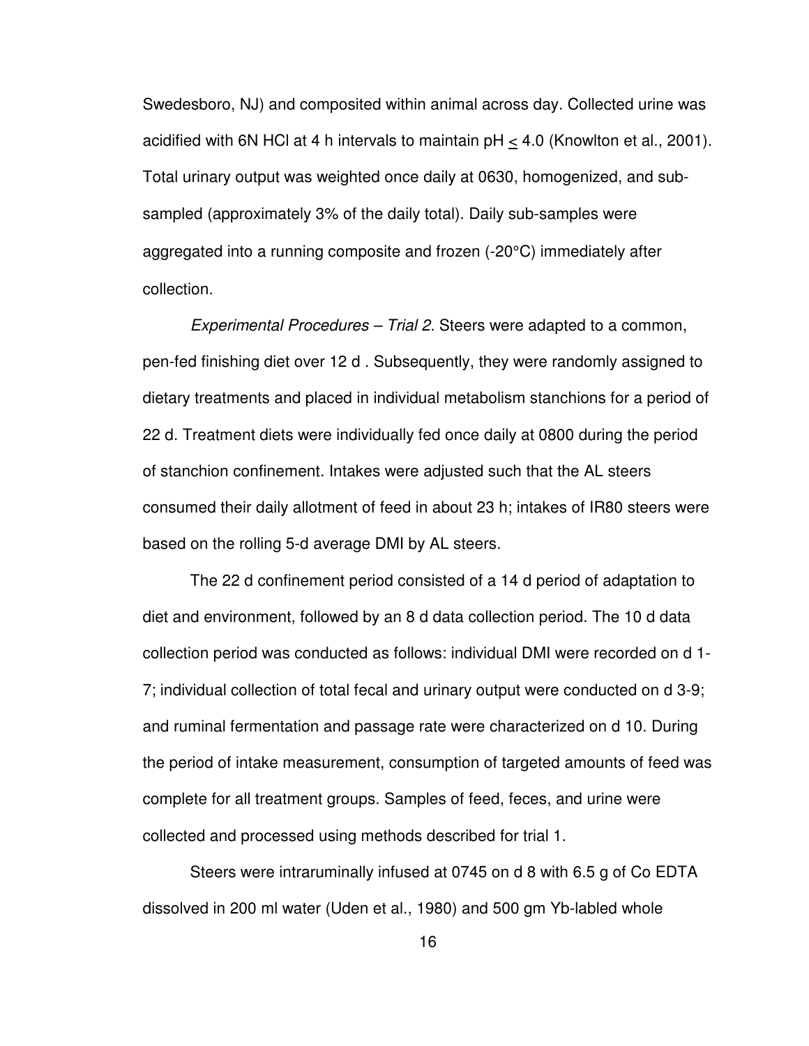Swedesboro, NJ) and composited within animal across day. Collected urine was acidified with 6N HCl at 4 h intervals to maintain pH $\leq$ 4.0 (Knowlton et al., 2001). Total urinary output was weighted once daily at 0630, homogenized, and sub-sampled (approximately 3% of the daily total). Daily sub-samples were aggregated into a running composite and frozen (-20°C) immediately after collection.

*Experimental Procedures – Trial 2.* Steers were adapted to a common, pen-fed finishing diet over 12 d . Subsequently, they were randomly assigned to dietary treatments and placed in individual metabolism stanchions for a period of 22 d. Treatment diets were individually fed once daily at 0800 during the period of stanchion confinement. Intakes were adjusted such that the AL steers consumed their daily allotment of feed in about 23 h; intakes of IR80 steers were based on the rolling 5-d average DMI by AL steers.

The 22 d confinement period consisted of a 14 d period of adaptation to diet and environment, followed by an 8 d data collection period. The 10 d data collection period was conducted as follows: individual DMI were recorded on d 1-7; individual collection of total fecal and urinary output were conducted on d 3-9; and ruminal fermentation and passage rate were characterized on d 10. During the period of intake measurement, consumption of targeted amounts of feed was complete for all treatment groups. Samples of feed, feces, and urine were collected and processed using methods described for trial 1.

Steers were intraruminally infused at 0745 on d 8 with 6.5 g of Co EDTA dissolved in 200 ml water (Uden et al., 1980) and 500 gm Yb-labled whole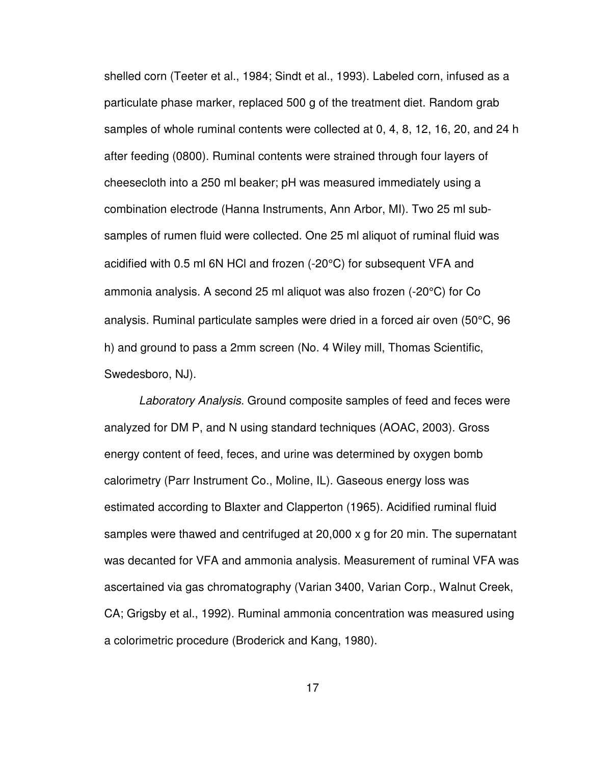shelled corn (Teeter et al., 1984; Sindt et al., 1993). Labeled corn, infused as a particulate phase marker, replaced 500 g of the treatment diet. Random grab samples of whole ruminal contents were collected at 0, 4, 8, 12, 16, 20, and 24 h after feeding (0800). Ruminal contents were strained through four layers of cheesecloth into a 250 ml beaker; pH was measured immediately using a combination electrode (Hanna Instruments, Ann Arbor, MI). Two 25 ml sub-samples of rumen fluid were collected. One 25 ml aliquot of ruminal fluid was acidified with 0.5 ml 6N HCl and frozen (-20°C) for subsequent VFA and ammonia analysis. A second 25 ml aliquot was also frozen (-20°C) for Co analysis. Ruminal particulate samples were dried in a forced air oven (50°C, 96 h) and ground to pass a 2mm screen (No. 4 Wiley mill, Thomas Scientific, Swedesboro, NJ).

*Laboratory Analysis.* Ground composite samples of feed and feces were analyzed for DM P, and N using standard techniques (AOAC, 2003). Gross energy content of feed, feces, and urine was determined by oxygen bomb calorimetry (Parr Instrument Co., Moline, IL). Gaseous energy loss was estimated according to Blaxter and Clapperton (1965). Acidified ruminal fluid samples were thawed and centrifuged at 20,000 x g for 20 min. The supernatant was decanted for VFA and ammonia analysis. Measurement of ruminal VFA was ascertained via gas chromatography (Varian 3400, Varian Corp., Walnut Creek, CA; Grigsby et al., 1992). Ruminal ammonia concentration was measured using a colorimetric procedure (Broderick and Kang, 1980).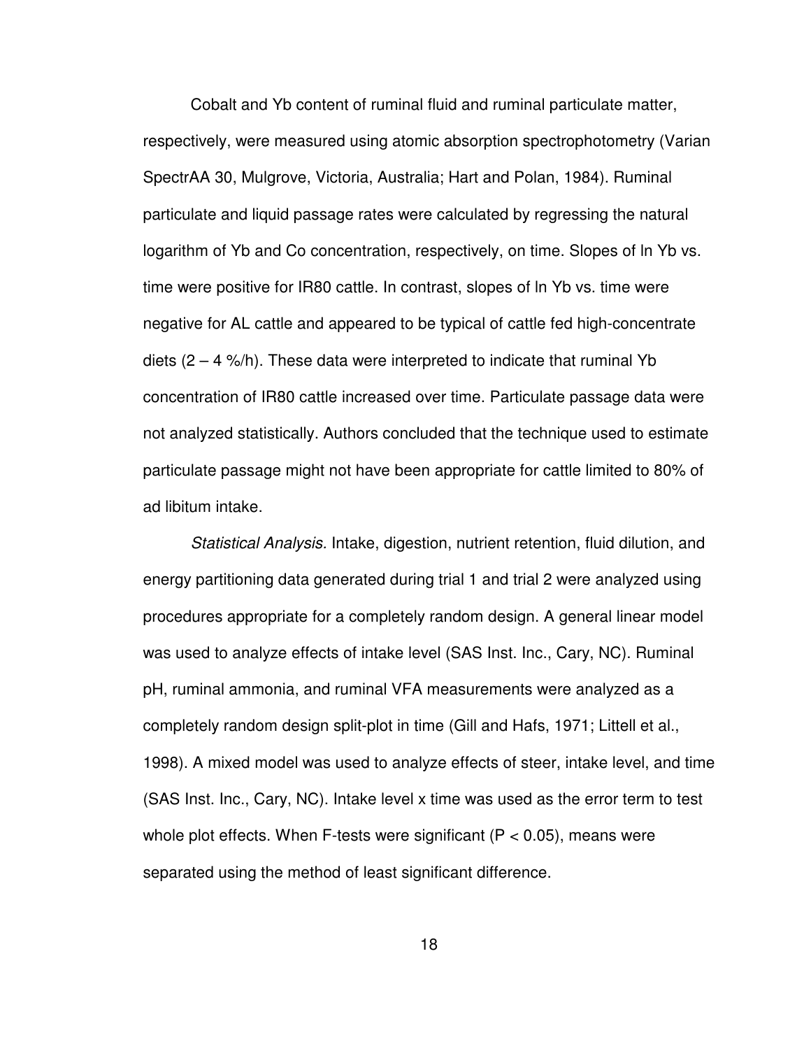Cobalt and Yb content of ruminal fluid and ruminal particulate matter, respectively, were measured using atomic absorption spectrophotometry (Varian SpectrAA 30, Mulgrove, Victoria, Australia; Hart and Polan, 1984). Ruminal particulate and liquid passage rates were calculated by regressing the natural logarithm of Yb and Co concentration, respectively, on time. Slopes of ln Yb vs. time were positive for IR80 cattle. In contrast, slopes of ln Yb vs. time were negative for AL cattle and appeared to be typical of cattle fed high-concentrate diets (2 – 4 %/h). These data were interpreted to indicate that ruminal Yb concentration of IR80 cattle increased over time. Particulate passage data were not analyzed statistically. Authors concluded that the technique used to estimate particulate passage might not have been appropriate for cattle limited to 80% of ad libitum intake.

*Statistical Analysis.* Intake, digestion, nutrient retention, fluid dilution, and energy partitioning data generated during trial 1 and trial 2 were analyzed using procedures appropriate for a completely random design. A general linear model was used to analyze effects of intake level (SAS Inst. Inc., Cary, NC). Ruminal pH, ruminal ammonia, and ruminal VFA measurements were analyzed as a completely random design split-plot in time (Gill and Hafs, 1971; Littell et al., 1998). A mixed model was used to analyze effects of steer, intake level, and time (SAS Inst. Inc., Cary, NC). Intake level x time was used as the error term to test whole plot effects. When F-tests were significant ($P < 0.05$), means were separated using the method of least significant difference.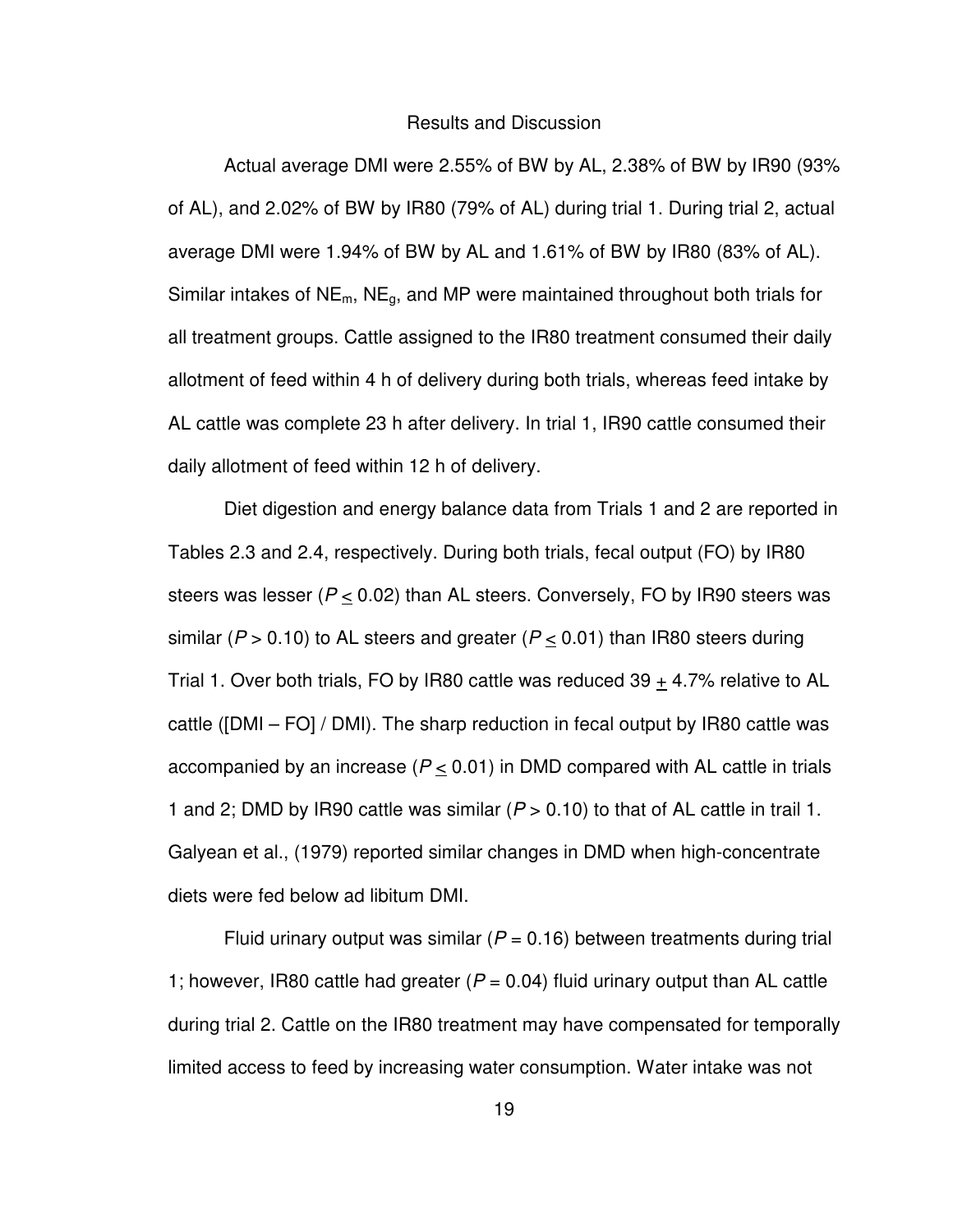## Results and Discussion

Actual average DMI were 2.55% of BW by AL, 2.38% of BW by IR90 (93% of AL), and 2.02% of BW by IR80 (79% of AL) during trial 1. During trial 2, actual average DMI were 1.94% of BW by AL and 1.61% of BW by IR80 (83% of AL). Similar intakes of $NE_m$, $NE_g$, and MP were maintained throughout both trials for all treatment groups. Cattle assigned to the IR80 treatment consumed their daily allotment of feed within 4 h of delivery during both trials, whereas feed intake by AL cattle was complete 23 h after delivery. In trial 1, IR90 cattle consumed their daily allotment of feed within 12 h of delivery.

Diet digestion and energy balance data from Trials 1 and 2 are reported in Tables 2.3 and 2.4, respectively. During both trials, fecal output (FO) by IR80 steers was lesser ($P \leq 0.02$) than AL steers. Conversely, FO by IR90 steers was similar ($P > 0.10$) to AL steers and greater ($P \leq 0.01$) than IR80 steers during Trial 1. Over both trials, FO by IR80 cattle was reduced 39 $\pm$ 4.7% relative to AL cattle ([DMI – FO] / DMI). The sharp reduction in fecal output by IR80 cattle was accompanied by an increase ($P \leq 0.01$) in DMD compared with AL cattle in trials 1 and 2; DMD by IR90 cattle was similar ($P > 0.10$) to that of AL cattle in trail 1. Galyean et al., (1979) reported similar changes in DMD when high-concentrate diets were fed below ad libitum DMI.

Fluid urinary output was similar ($P = 0.16$) between treatments during trial 1; however, IR80 cattle had greater ($P = 0.04$) fluid urinary output than AL cattle during trial 2. Cattle on the IR80 treatment may have compensated for temporally limited access to feed by increasing water consumption. Water intake was not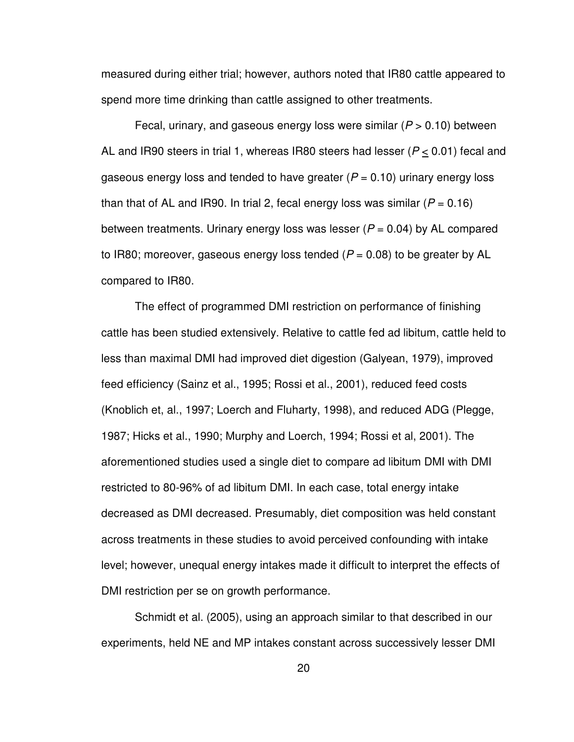measured during either trial; however, authors noted that IR80 cattle appeared to spend more time drinking than cattle assigned to other treatments.

Fecal, urinary, and gaseous energy loss were similar ($P > 0.10$) between AL and IR90 steers in trial 1, whereas IR80 steers had lesser ($P \leq 0.01$) fecal and gaseous energy loss and tended to have greater ($P = 0.10$) urinary energy loss than that of AL and IR90. In trial 2, fecal energy loss was similar ($P = 0.16$) between treatments. Urinary energy loss was lesser ($P = 0.04$) by AL compared to IR80; moreover, gaseous energy loss tended ($P = 0.08$) to be greater by AL compared to IR80.

The effect of programmed DMI restriction on performance of finishing cattle has been studied extensively. Relative to cattle fed ad libitum, cattle held to less than maximal DMI had improved diet digestion (Galyean, 1979), improved feed efficiency (Sainz et al., 1995; Rossi et al., 2001), reduced feed costs (Knoblich et, al., 1997; Loerch and Fluharty, 1998), and reduced ADG (Plegge, 1987; Hicks et al., 1990; Murphy and Loerch, 1994; Rossi et al, 2001). The aforementioned studies used a single diet to compare ad libitum DMI with DMI restricted to 80-96% of ad libitum DMI. In each case, total energy intake decreased as DMI decreased. Presumably, diet composition was held constant across treatments in these studies to avoid perceived confounding with intake level; however, unequal energy intakes made it difficult to interpret the effects of DMI restriction per se on growth performance.

Schmidt et al. (2005), using an approach similar to that described in our experiments, held NE and MP intakes constant across successively lesser DMI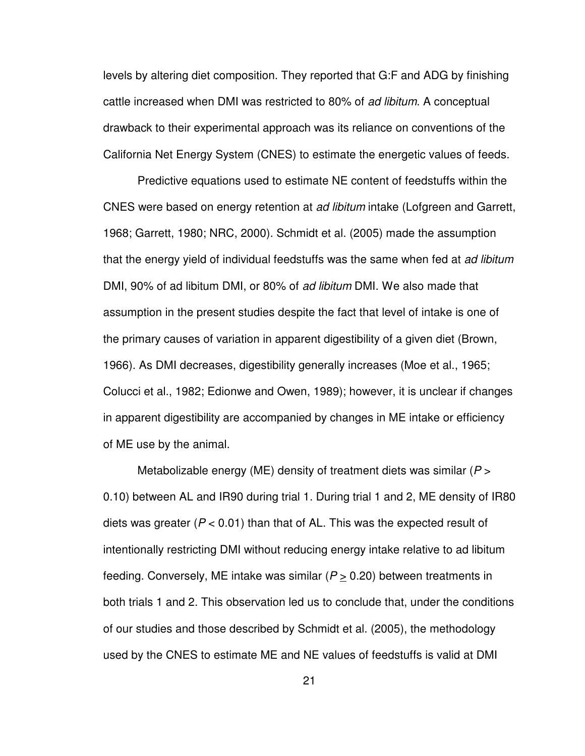levels by altering diet composition. They reported that G:F and ADG by finishing cattle increased when DMI was restricted to 80% of *ad libitum*. A conceptual drawback to their experimental approach was its reliance on conventions of the California Net Energy System (CNES) to estimate the energetic values of feeds.

Predictive equations used to estimate NE content of feedstuffs within the CNES were based on energy retention at *ad libitum* intake (Lofgreen and Garrett, 1968; Garrett, 1980; NRC, 2000). Schmidt et al. (2005) made the assumption that the energy yield of individual feedstuffs was the same when fed at *ad libitum* DMI, 90% of ad libitum DMI, or 80% of *ad libitum* DMI. We also made that assumption in the present studies despite the fact that level of intake is one of the primary causes of variation in apparent digestibility of a given diet (Brown, 1966). As DMI decreases, digestibility generally increases (Moe et al., 1965; Colucci et al., 1982; Edionwe and Owen, 1989); however, it is unclear if changes in apparent digestibility are accompanied by changes in ME intake or efficiency of ME use by the animal.

Metabolizable energy (ME) density of treatment diets was similar ($P > 0.10$) between AL and IR90 during trial 1. During trial 1 and 2, ME density of IR80 diets was greater ($P < 0.01$) than that of AL. This was the expected result of intentionally restricting DMI without reducing energy intake relative to ad libitum feeding. Conversely, ME intake was similar ($P \geq 0.20$) between treatments in both trials 1 and 2. This observation led us to conclude that, under the conditions of our studies and those described by Schmidt et al. (2005), the methodology used by the CNES to estimate ME and NE values of feedstuffs is valid at DMI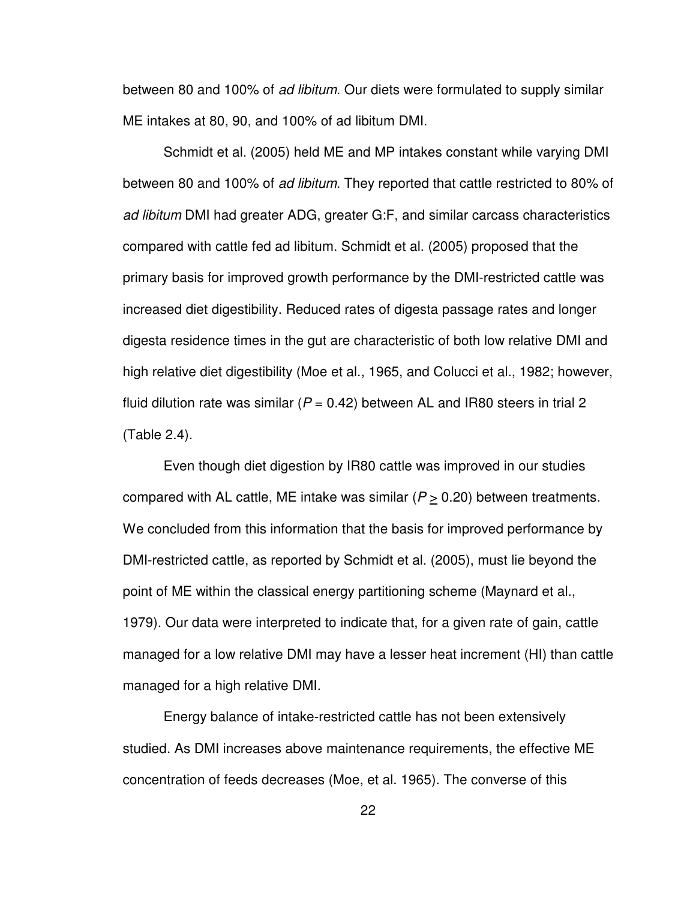between 80 and 100% of *ad libitum*. Our diets were formulated to supply similar ME intakes at 80, 90, and 100% of ad libitum DMI.

Schmidt et al. (2005) held ME and MP intakes constant while varying DMI between 80 and 100% of *ad libitum*. They reported that cattle restricted to 80% of *ad libitum* DMI had greater ADG, greater G:F, and similar carcass characteristics compared with cattle fed ad libitum. Schmidt et al. (2005) proposed that the primary basis for improved growth performance by the DMI-restricted cattle was increased diet digestibility. Reduced rates of digesta passage rates and longer digesta residence times in the gut are characteristic of both low relative DMI and high relative diet digestibility (Moe et al., 1965, and Colucci et al., 1982; however, fluid dilution rate was similar ($P = 0.42$) between AL and IR80 steers in trial 2 (Table 2.4).

Even though diet digestion by IR80 cattle was improved in our studies compared with AL cattle, ME intake was similar ($P \geq 0.20$) between treatments. We concluded from this information that the basis for improved performance by DMI-restricted cattle, as reported by Schmidt et al. (2005), must lie beyond the point of ME within the classical energy partitioning scheme (Maynard et al., 1979). Our data were interpreted to indicate that, for a given rate of gain, cattle managed for a low relative DMI may have a lesser heat increment (HI) than cattle managed for a high relative DMI.

Energy balance of intake-restricted cattle has not been extensively studied. As DMI increases above maintenance requirements, the effective ME concentration of feeds decreases (Moe, et al. 1965). The converse of this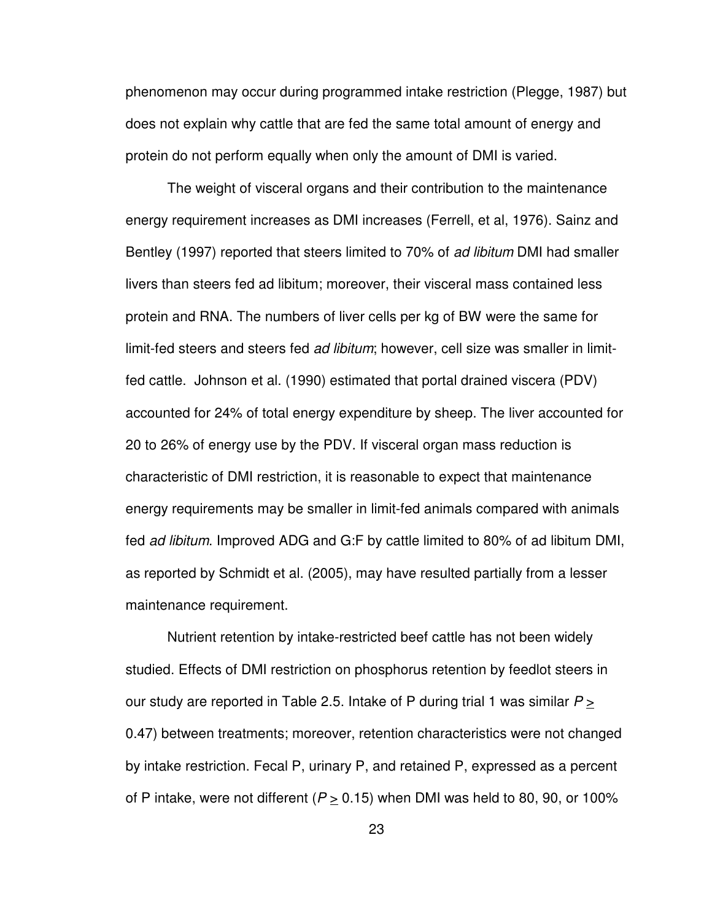phenomenon may occur during programmed intake restriction (Plegge, 1987) but does not explain why cattle that are fed the same total amount of energy and protein do not perform equally when only the amount of DMI is varied.

The weight of visceral organs and their contribution to the maintenance energy requirement increases as DMI increases (Ferrell, et al, 1976). Sainz and Bentley (1997) reported that steers limited to 70% of *ad libitum* DMI had smaller livers than steers fed ad libitum; moreover, their visceral mass contained less protein and RNA. The numbers of liver cells per kg of BW were the same for limit-fed steers and steers fed *ad libitum*; however, cell size was smaller in limit-fed cattle. Johnson et al. (1990) estimated that portal drained viscera (PDV) accounted for 24% of total energy expenditure by sheep. The liver accounted for 20 to 26% of energy use by the PDV. If visceral organ mass reduction is characteristic of DMI restriction, it is reasonable to expect that maintenance energy requirements may be smaller in limit-fed animals compared with animals fed *ad libitum*. Improved ADG and G:F by cattle limited to 80% of ad libitum DMI, as reported by Schmidt et al. (2005), may have resulted partially from a lesser maintenance requirement.

Nutrient retention by intake-restricted beef cattle has not been widely studied. Effects of DMI restriction on phosphorus retention by feedlot steers in our study are reported in Table 2.5. Intake of P during trial 1 was similar $P \geq 0.47$) between treatments; moreover, retention characteristics were not changed by intake restriction. Fecal P, urinary P, and retained P, expressed as a percent of P intake, were not different ($P \geq 0.15$) when DMI was held to 80, 90, or 100%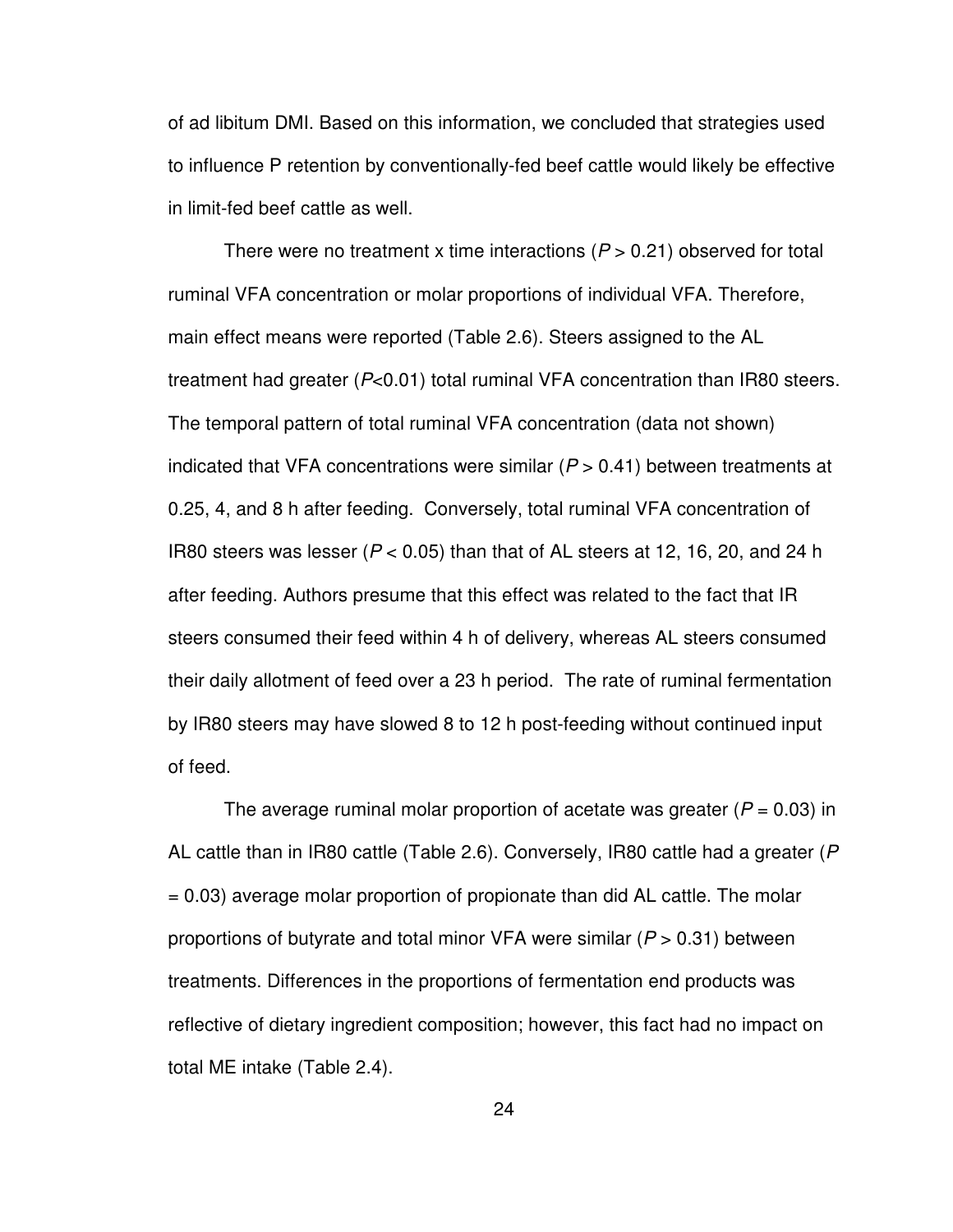of ad libitum DMI. Based on this information, we concluded that strategies used to influence P retention by conventionally-fed beef cattle would likely be effective in limit-fed beef cattle as well.

There were no treatment x time interactions ($P > 0.21$) observed for total ruminal VFA concentration or molar proportions of individual VFA. Therefore, main effect means were reported (Table 2.6). Steers assigned to the AL treatment had greater ($P<0.01$) total ruminal VFA concentration than IR80 steers. The temporal pattern of total ruminal VFA concentration (data not shown) indicated that VFA concentrations were similar ($P > 0.41$) between treatments at 0.25, 4, and 8 h after feeding. Conversely, total ruminal VFA concentration of IR80 steers was lesser ($P < 0.05$) than that of AL steers at 12, 16, 20, and 24 h after feeding. Authors presume that this effect was related to the fact that IR steers consumed their feed within 4 h of delivery, whereas AL steers consumed their daily allotment of feed over a 23 h period. The rate of ruminal fermentation by IR80 steers may have slowed 8 to 12 h post-feeding without continued input of feed.

The average ruminal molar proportion of acetate was greater ($P = 0.03$) in AL cattle than in IR80 cattle (Table 2.6). Conversely, IR80 cattle had a greater ($P = 0.03$) average molar proportion of propionate than did AL cattle. The molar proportions of butyrate and total minor VFA were similar ($P > 0.31$) between treatments. Differences in the proportions of fermentation end products was reflective of dietary ingredient composition; however, this fact had no impact on total ME intake (Table 2.4).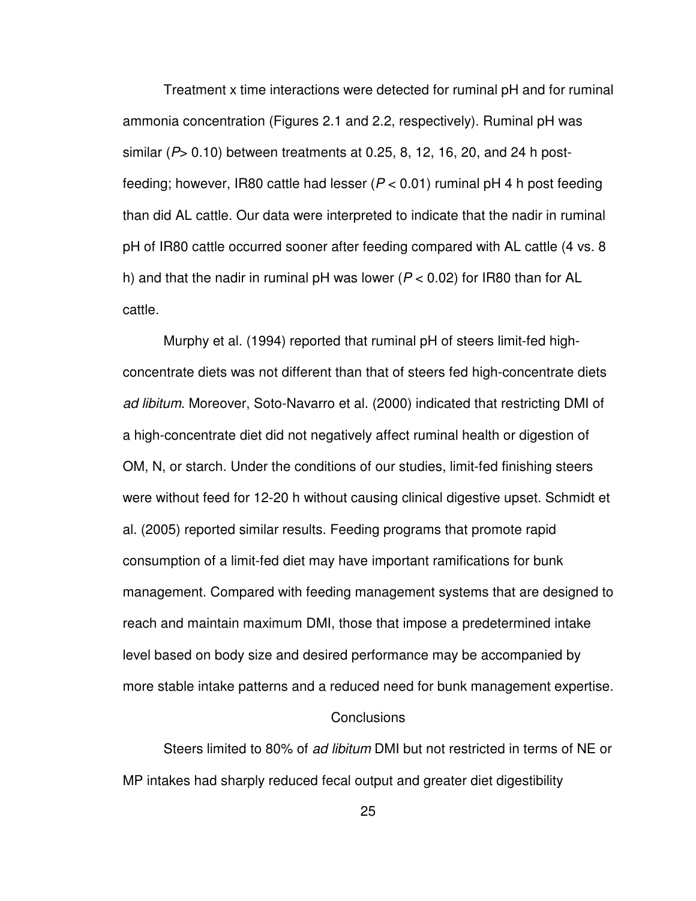Treatment x time interactions were detected for ruminal pH and for ruminal ammonia concentration (Figures 2.1 and 2.2, respectively). Ruminal pH was similar ($P > 0.10$) between treatments at 0.25, 8, 12, 16, 20, and 24 h post-feeding; however, IR80 cattle had lesser ($P < 0.01$) ruminal pH 4 h post feeding than did AL cattle. Our data were interpreted to indicate that the nadir in ruminal pH of IR80 cattle occurred sooner after feeding compared with AL cattle (4 vs. 8 h) and that the nadir in ruminal pH was lower ($P < 0.02$) for IR80 than for AL cattle.

Murphy et al. (1994) reported that ruminal pH of steers limit-fed high-concentrate diets was not different than that of steers fed high-concentrate diets *ad libitum*. Moreover, Soto-Navarro et al. (2000) indicated that restricting DMI of a high-concentrate diet did not negatively affect ruminal health or digestion of OM, N, or starch. Under the conditions of our studies, limit-fed finishing steers were without feed for 12-20 h without causing clinical digestive upset. Schmidt et al. (2005) reported similar results. Feeding programs that promote rapid consumption of a limit-fed diet may have important ramifications for bunk management. Compared with feeding management systems that are designed to reach and maintain maximum DMI, those that impose a predetermined intake level based on body size and desired performance may be accompanied by more stable intake patterns and a reduced need for bunk management expertise.

## Conclusions

Steers limited to 80% of *ad libitum* DMI but not restricted in terms of NE or MP intakes had sharply reduced fecal output and greater diet digestibility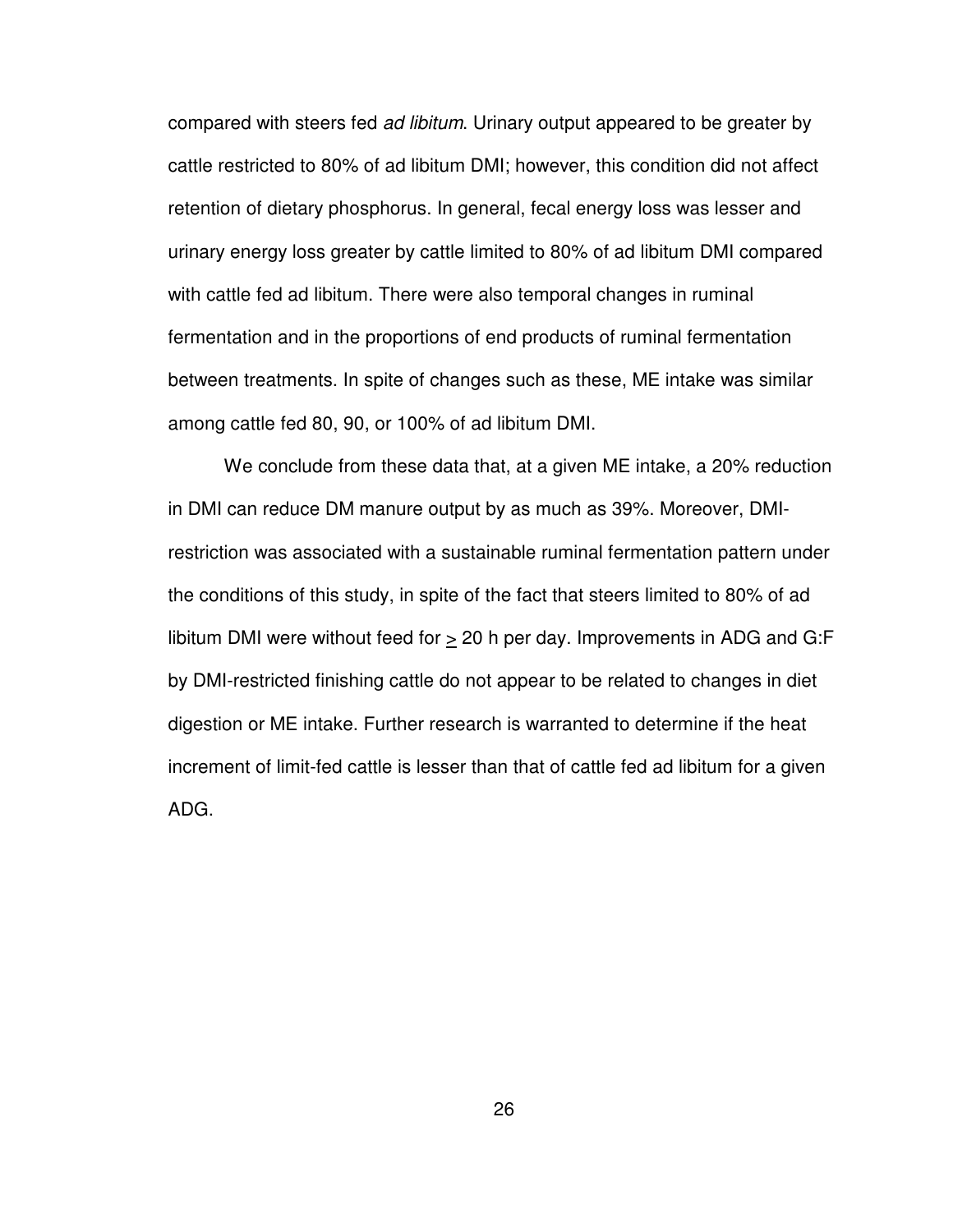compared with steers fed *ad libitum*. Urinary output appeared to be greater by cattle restricted to 80% of ad libitum DMI; however, this condition did not affect retention of dietary phosphorus. In general, fecal energy loss was lesser and urinary energy loss greater by cattle limited to 80% of ad libitum DMI compared with cattle fed ad libitum. There were also temporal changes in ruminal fermentation and in the proportions of end products of ruminal fermentation between treatments. In spite of changes such as these, ME intake was similar among cattle fed 80, 90, or 100% of ad libitum DMI.

We conclude from these data that, at a given ME intake, a 20% reduction in DMI can reduce DM manure output by as much as 39%. Moreover, DMI-restriction was associated with a sustainable ruminal fermentation pattern under the conditions of this study, in spite of the fact that steers limited to 80% of ad libitum DMI were without feed for $\geq$ 20 h per day. Improvements in ADG and G:F by DMI-restricted finishing cattle do not appear to be related to changes in diet digestion or ME intake. Further research is warranted to determine if the heat increment of limit-fed cattle is lesser than that of cattle fed ad libitum for a given ADG.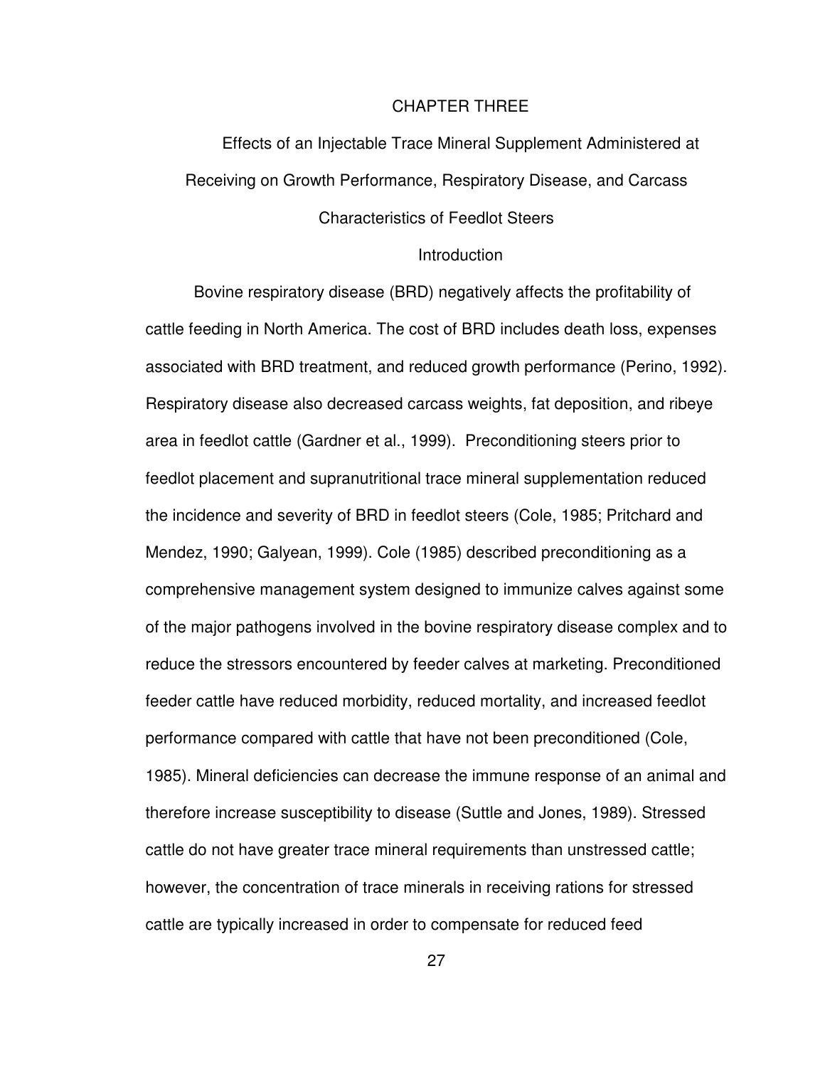# CHAPTER THREE

## Effects of an Injectable Trace Mineral Supplement Administered at Receiving on Growth Performance, Respiratory Disease, and Carcass Characteristics of Feedlot Steers

### Introduction

Bovine respiratory disease (BRD) negatively affects the profitability of cattle feeding in North America. The cost of BRD includes death loss, expenses associated with BRD treatment, and reduced growth performance (Perino, 1992). Respiratory disease also decreased carcass weights, fat deposition, and ribeye area in feedlot cattle (Gardner et al., 1999). Preconditioning steers prior to feedlot placement and supranutritional trace mineral supplementation reduced the incidence and severity of BRD in feedlot steers (Cole, 1985; Pritchard and Mendez, 1990; Galyean, 1999). Cole (1985) described preconditioning as a comprehensive management system designed to immunize calves against some of the major pathogens involved in the bovine respiratory disease complex and to reduce the stressors encountered by feeder calves at marketing. Preconditioned feeder cattle have reduced morbidity, reduced mortality, and increased feedlot performance compared with cattle that have not been preconditioned (Cole, 1985). Mineral deficiencies can decrease the immune response of an animal and therefore increase susceptibility to disease (Suttle and Jones, 1989). Stressed cattle do not have greater trace mineral requirements than unstressed cattle; however, the concentration of trace minerals in receiving rations for stressed cattle are typically increased in order to compensate for reduced feed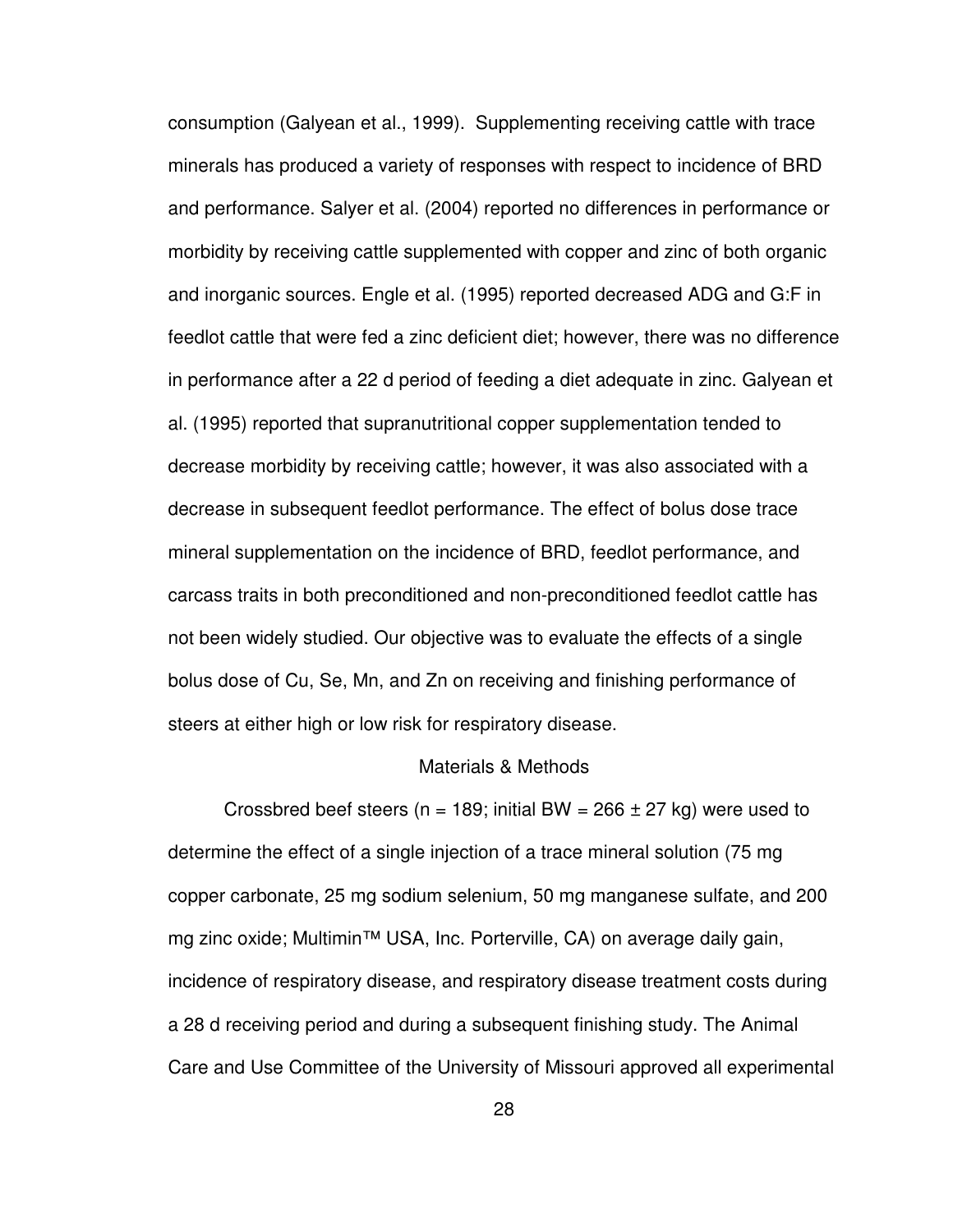consumption (Galyean et al., 1999). Supplementing receiving cattle with trace minerals has produced a variety of responses with respect to incidence of BRD and performance. Salyer et al. (2004) reported no differences in performance or morbidity by receiving cattle supplemented with copper and zinc of both organic and inorganic sources. Engle et al. (1995) reported decreased ADG and G:F in feedlot cattle that were fed a zinc deficient diet; however, there was no difference in performance after a 22 d period of feeding a diet adequate in zinc. Galyean et al. (1995) reported that supranutritional copper supplementation tended to decrease morbidity by receiving cattle; however, it was also associated with a decrease in subsequent feedlot performance. The effect of bolus dose trace mineral supplementation on the incidence of BRD, feedlot performance, and carcass traits in both preconditioned and non-preconditioned feedlot cattle has not been widely studied. Our objective was to evaluate the effects of a single bolus dose of Cu, Se, Mn, and Zn on receiving and finishing performance of steers at either high or low risk for respiratory disease.

## Materials & Methods

Crossbred beef steers (n = 189; initial BW = 266 ± 27 kg) were used to determine the effect of a single injection of a trace mineral solution (75 mg copper carbonate, 25 mg sodium selenium, 50 mg manganese sulfate, and 200 mg zinc oxide; Multimin™ USA, Inc. Porterville, CA) on average daily gain, incidence of respiratory disease, and respiratory disease treatment costs during a 28 d receiving period and during a subsequent finishing study. The Animal Care and Use Committee of the University of Missouri approved all experimental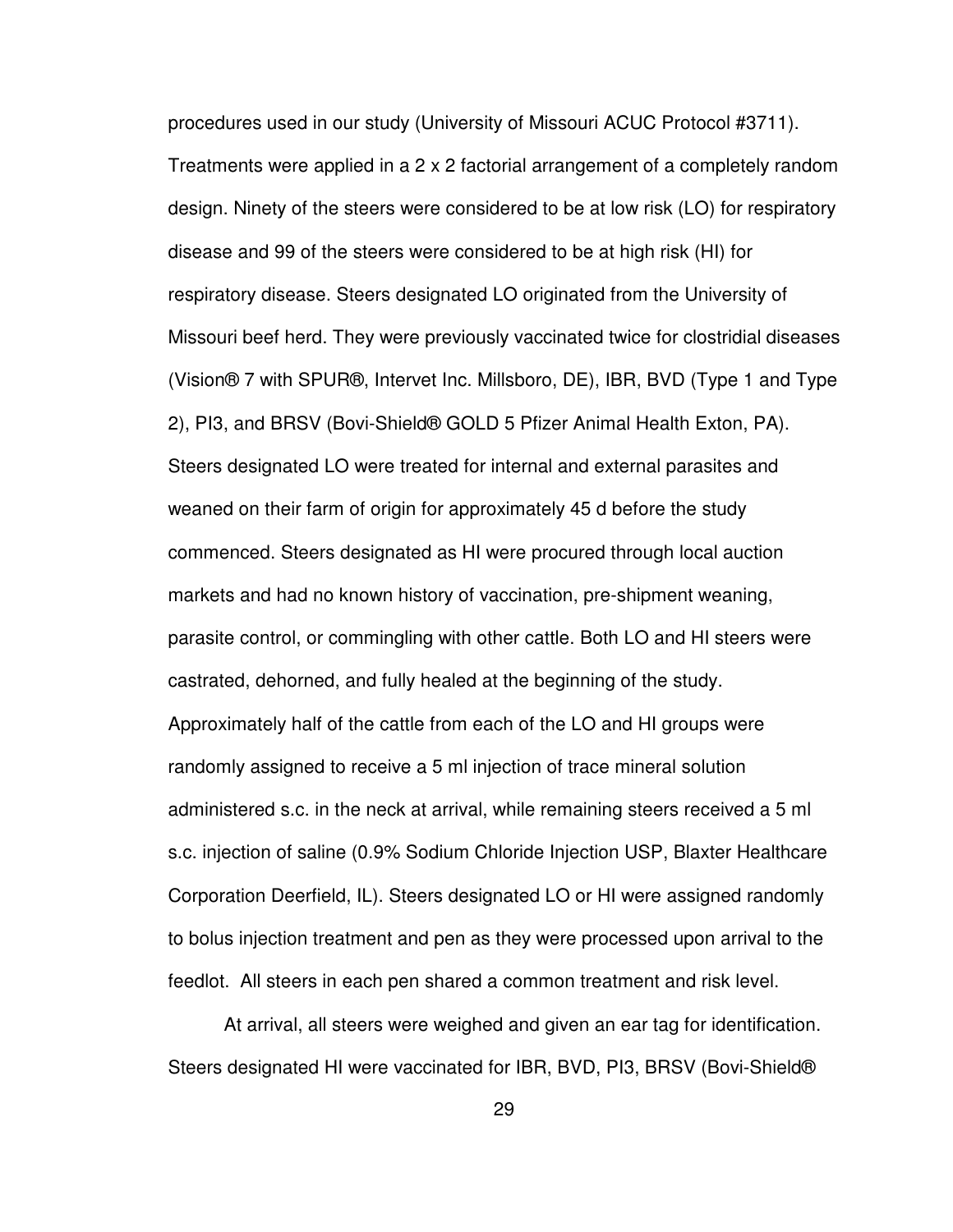procedures used in our study (University of Missouri ACUC Protocol #3711). Treatments were applied in a 2 x 2 factorial arrangement of a completely random design. Ninety of the steers were considered to be at low risk (LO) for respiratory disease and 99 of the steers were considered to be at high risk (HI) for respiratory disease. Steers designated LO originated from the University of Missouri beef herd. They were previously vaccinated twice for clostridial diseases (Vision® 7 with SPUR®, Intervet Inc. Millsboro, DE), IBR, BVD (Type 1 and Type 2), PI3, and BRSV (Bovi-Shield® GOLD 5 Pfizer Animal Health Exton, PA). Steers designated LO were treated for internal and external parasites and weaned on their farm of origin for approximately 45 d before the study commenced. Steers designated as HI were procured through local auction markets and had no known history of vaccination, pre-shipment weaning, parasite control, or commingling with other cattle. Both LO and HI steers were castrated, dehorned, and fully healed at the beginning of the study. Approximately half of the cattle from each of the LO and HI groups were randomly assigned to receive a 5 ml injection of trace mineral solution administered s.c. in the neck at arrival, while remaining steers received a 5 ml s.c. injection of saline (0.9% Sodium Chloride Injection USP, Blaxter Healthcare Corporation Deerfield, IL). Steers designated LO or HI were assigned randomly to bolus injection treatment and pen as they were processed upon arrival to the feedlot. All steers in each pen shared a common treatment and risk level.

At arrival, all steers were weighed and given an ear tag for identification. Steers designated HI were vaccinated for IBR, BVD, PI3, BRSV (Bovi-Shield®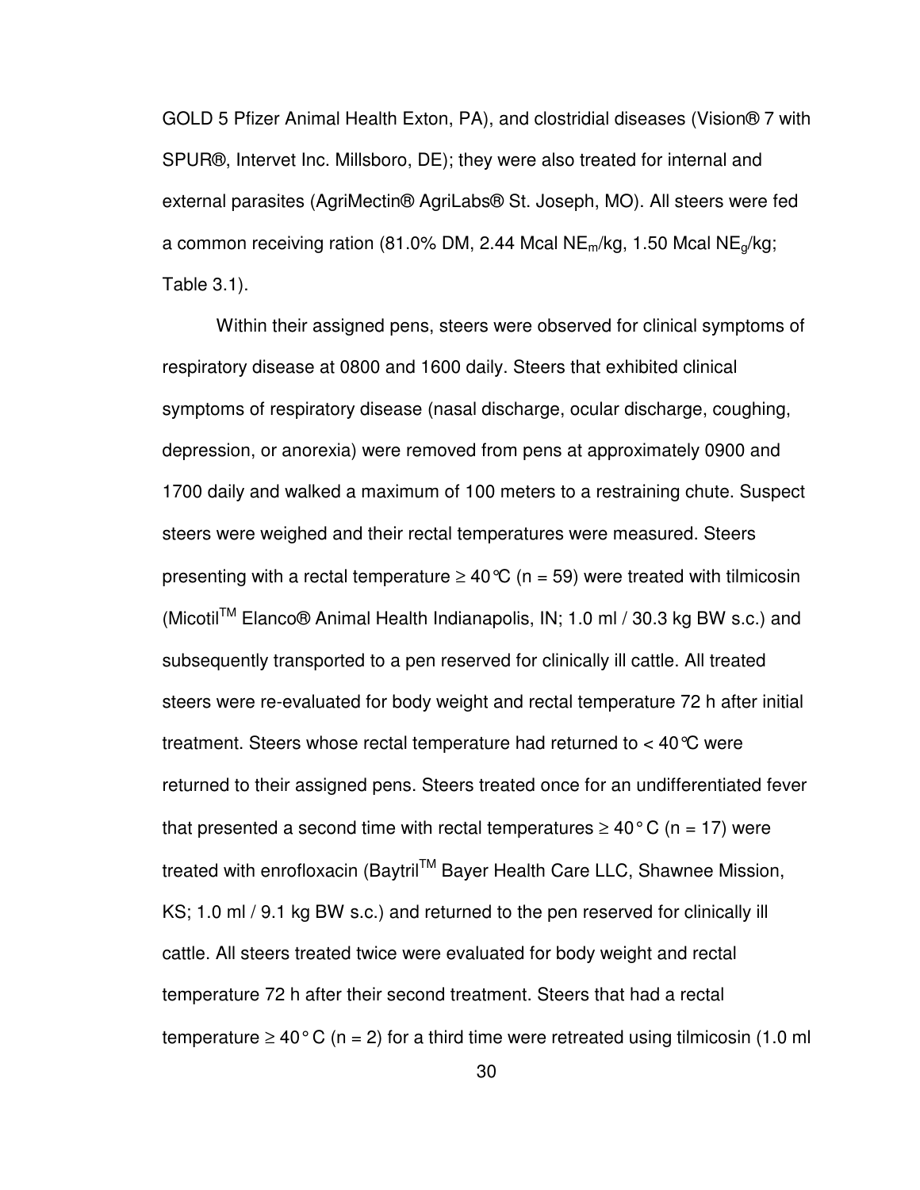GOLD 5 Pfizer Animal Health Exton, PA), and clostridial diseases (Vision® 7 with SPUR®, Intervet Inc. Millsboro, DE); they were also treated for internal and external parasites (AgriMectin® AgriLabs® St. Joseph, MO). All steers were fed a common receiving ration (81.0% DM, 2.44 Mcal $NE_m$/kg, 1.50 Mcal $NE_g$/kg; Table 3.1).

Within their assigned pens, steers were observed for clinical symptoms of respiratory disease at 0800 and 1600 daily. Steers that exhibited clinical symptoms of respiratory disease (nasal discharge, ocular discharge, coughing, depression, or anorexia) were removed from pens at approximately 0900 and 1700 daily and walked a maximum of 100 meters to a restraining chute. Suspect steers were weighed and their rectal temperatures were measured. Steers presenting with a rectal temperature ≥ 40℃ (n = 59) were treated with tilmicosin (Micotil™ Elanco® Animal Health Indianapolis, IN; 1.0 ml / 30.3 kg BW s.c.) and subsequently transported to a pen reserved for clinically ill cattle. All treated steers were re-evaluated for body weight and rectal temperature 72 h after initial treatment. Steers whose rectal temperature had returned to < 40℃ were returned to their assigned pens. Steers treated once for an undifferentiated fever that presented a second time with rectal temperatures ≥ 40° C (n = 17) were treated with enrofloxacin (Baytril™ Bayer Health Care LLC, Shawnee Mission, KS; 1.0 ml / 9.1 kg BW s.c.) and returned to the pen reserved for clinically ill cattle. All steers treated twice were evaluated for body weight and rectal temperature 72 h after their second treatment. Steers that had a rectal temperature ≥ 40° C (n = 2) for a third time were retreated using tilmicosin (1.0 ml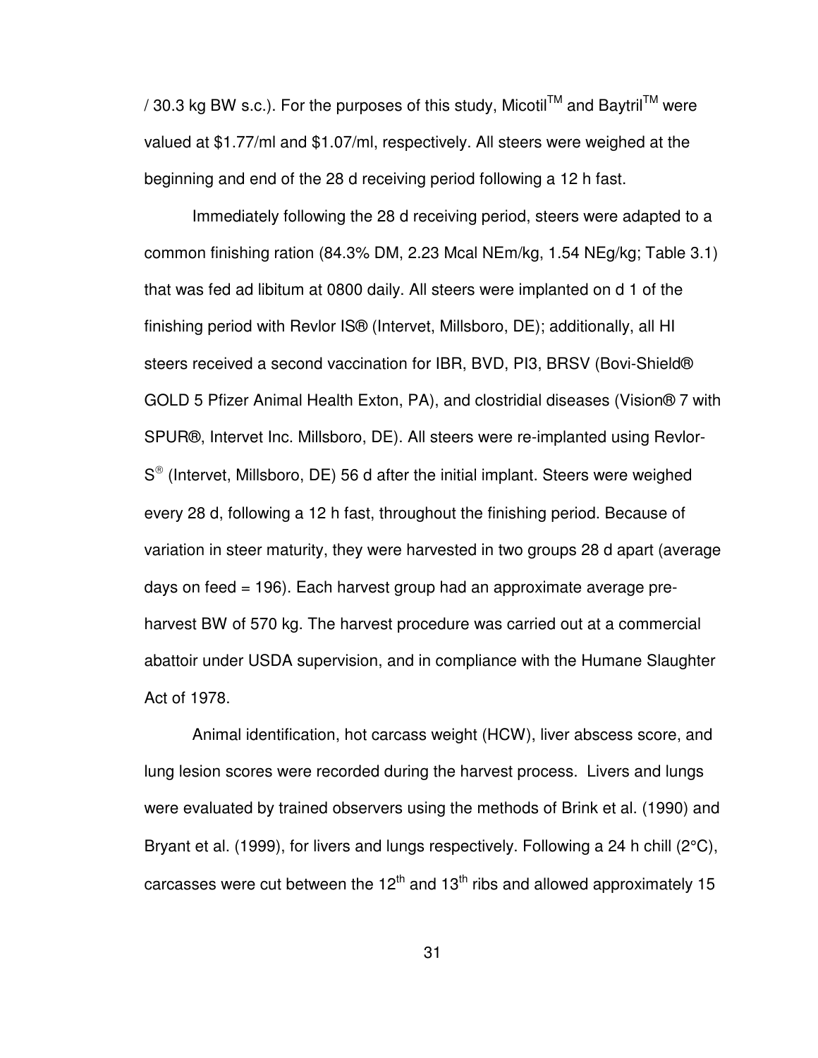/ 30.3 kg BW s.c.). For the purposes of this study, Micotil$^{TM}$ and Baytril$^{TM}$ were valued at $1.77/ml and $1.07/ml, respectively. All steers were weighed at the beginning and end of the 28 d receiving period following a 12 h fast.

Immediately following the 28 d receiving period, steers were adapted to a common finishing ration (84.3% DM, 2.23 Mcal NEm/kg, 1.54 NEg/kg; Table 3.1) that was fed ad libitum at 0800 daily. All steers were implanted on d 1 of the finishing period with Revlor IS® (Intervet, Millsboro, DE); additionally, all HI steers received a second vaccination for IBR, BVD, PI3, BRSV (Bovi-Shield® GOLD 5 Pfizer Animal Health Exton, PA), and clostridial diseases (Vision® 7 with SPUR®, Intervet Inc. Millsboro, DE). All steers were re-implanted using Revlor-S® (Intervet, Millsboro, DE) 56 d after the initial implant. Steers were weighed every 28 d, following a 12 h fast, throughout the finishing period. Because of variation in steer maturity, they were harvested in two groups 28 d apart (average days on feed = 196). Each harvest group had an approximate average pre-harvest BW of 570 kg. The harvest procedure was carried out at a commercial abattoir under USDA supervision, and in compliance with the Humane Slaughter Act of 1978.

Animal identification, hot carcass weight (HCW), liver abscess score, and lung lesion scores were recorded during the harvest process. Livers and lungs were evaluated by trained observers using the methods of Brink et al. (1990) and Bryant et al. (1999), for livers and lungs respectively. Following a 24 h chill (2°C), carcasses were cut between the 12$^{th}$ and 13$^{th}$ ribs and allowed approximately 15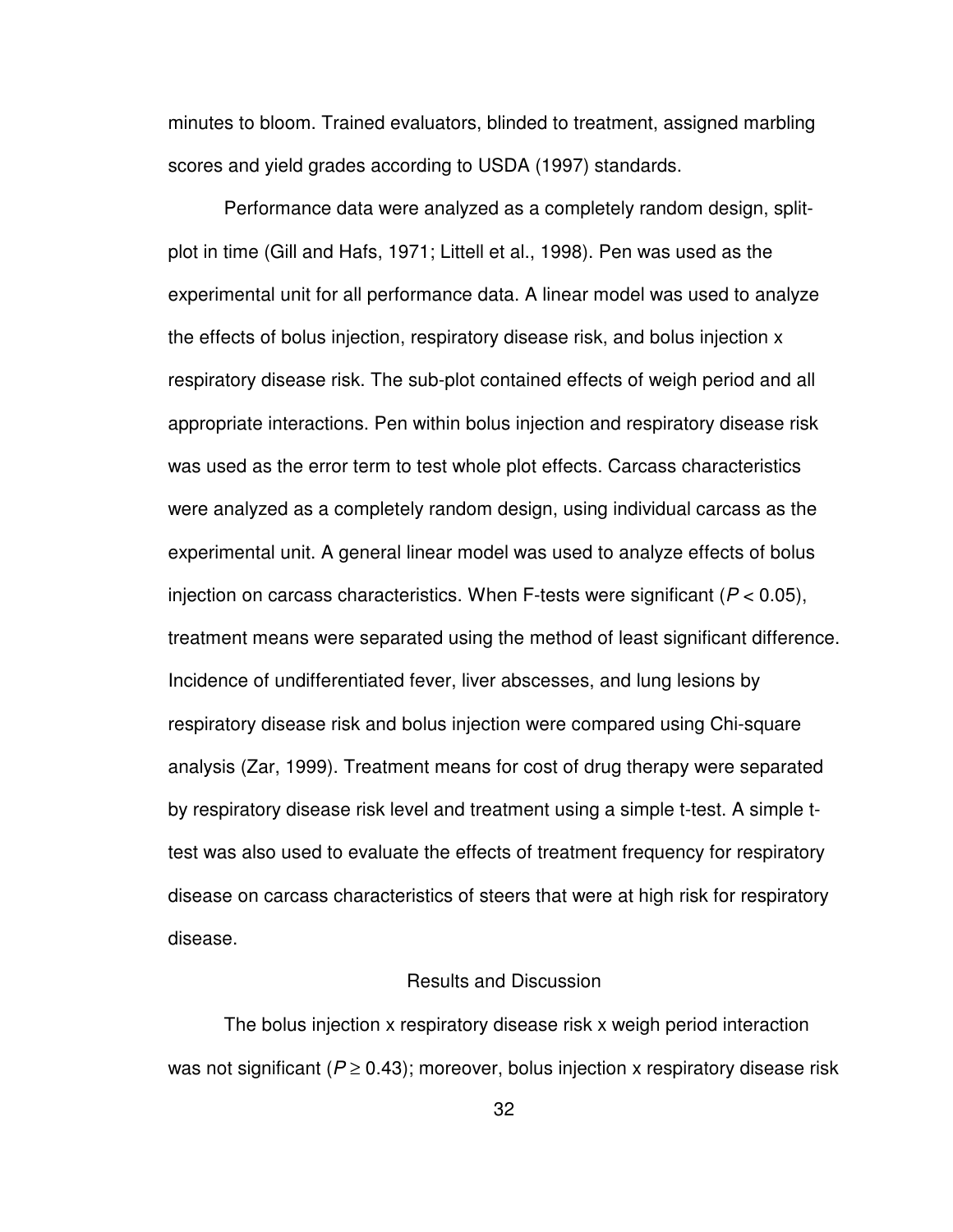minutes to bloom. Trained evaluators, blinded to treatment, assigned marbling scores and yield grades according to USDA (1997) standards.

Performance data were analyzed as a completely random design, split-plot in time (Gill and Hafs, 1971; Littell et al., 1998). Pen was used as the experimental unit for all performance data. A linear model was used to analyze the effects of bolus injection, respiratory disease risk, and bolus injection x respiratory disease risk. The sub-plot contained effects of weigh period and all appropriate interactions. Pen within bolus injection and respiratory disease risk was used as the error term to test whole plot effects. Carcass characteristics were analyzed as a completely random design, using individual carcass as the experimental unit. A general linear model was used to analyze effects of bolus injection on carcass characteristics. When F-tests were significant ($P < 0.05$), treatment means were separated using the method of least significant difference. Incidence of undifferentiated fever, liver abscesses, and lung lesions by respiratory disease risk and bolus injection were compared using Chi-square analysis (Zar, 1999). Treatment means for cost of drug therapy were separated by respiratory disease risk level and treatment using a simple t-test. A simple t-test was also used to evaluate the effects of treatment frequency for respiratory disease on carcass characteristics of steers that were at high risk for respiratory disease.

## Results and Discussion

The bolus injection x respiratory disease risk x weigh period interaction was not significant ($P \geq 0.43$); moreover, bolus injection x respiratory disease risk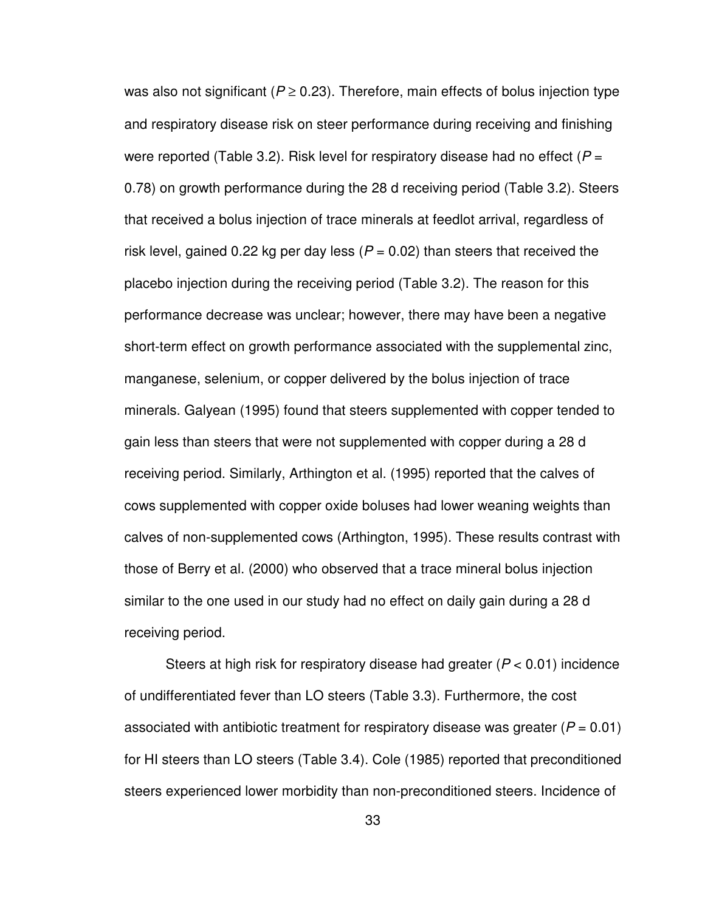was also not significant ($P \geq 0.23$). Therefore, main effects of bolus injection type and respiratory disease risk on steer performance during receiving and finishing were reported (Table 3.2). Risk level for respiratory disease had no effect ($P = 0.78$) on growth performance during the 28 d receiving period (Table 3.2). Steers that received a bolus injection of trace minerals at feedlot arrival, regardless of risk level, gained 0.22 kg per day less ($P = 0.02$) than steers that received the placebo injection during the receiving period (Table 3.2). The reason for this performance decrease was unclear; however, there may have been a negative short-term effect on growth performance associated with the supplemental zinc, manganese, selenium, or copper delivered by the bolus injection of trace minerals. Galyean (1995) found that steers supplemented with copper tended to gain less than steers that were not supplemented with copper during a 28 d receiving period. Similarly, Arthington et al. (1995) reported that the calves of cows supplemented with copper oxide boluses had lower weaning weights than calves of non-supplemented cows (Arthington, 1995). These results contrast with those of Berry et al. (2000) who observed that a trace mineral bolus injection similar to the one used in our study had no effect on daily gain during a 28 d receiving period.

Steers at high risk for respiratory disease had greater ($P < 0.01$) incidence of undifferentiated fever than LO steers (Table 3.3). Furthermore, the cost associated with antibiotic treatment for respiratory disease was greater ($P = 0.01$) for HI steers than LO steers (Table 3.4). Cole (1985) reported that preconditioned steers experienced lower morbidity than non-preconditioned steers. Incidence of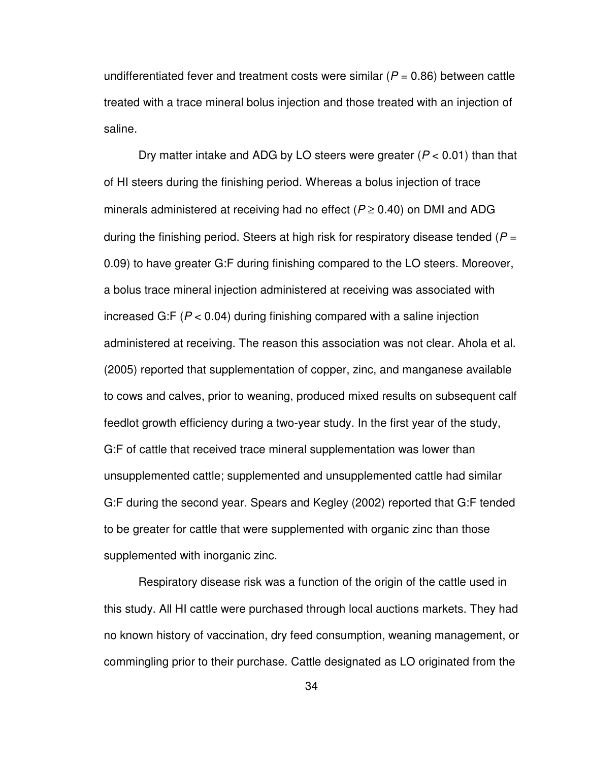undifferentiated fever and treatment costs were similar ($P = 0.86$) between cattle treated with a trace mineral bolus injection and those treated with an injection of saline.

Dry matter intake and ADG by LO steers were greater ($P < 0.01$) than that of HI steers during the finishing period. Whereas a bolus injection of trace minerals administered at receiving had no effect ($P \geq 0.40$) on DMI and ADG during the finishing period. Steers at high risk for respiratory disease tended ($P = 0.09$) to have greater G:F during finishing compared to the LO steers. Moreover, a bolus trace mineral injection administered at receiving was associated with increased G:F ($P < 0.04$) during finishing compared with a saline injection administered at receiving. The reason this association was not clear. Ahola et al. (2005) reported that supplementation of copper, zinc, and manganese available to cows and calves, prior to weaning, produced mixed results on subsequent calf feedlot growth efficiency during a two-year study. In the first year of the study, G:F of cattle that received trace mineral supplementation was lower than unsupplemented cattle; supplemented and unsupplemented cattle had similar G:F during the second year. Spears and Kegley (2002) reported that G:F tended to be greater for cattle that were supplemented with organic zinc than those supplemented with inorganic zinc.

Respiratory disease risk was a function of the origin of the cattle used in this study. All HI cattle were purchased through local auctions markets. They had no known history of vaccination, dry feed consumption, weaning management, or commingling prior to their purchase. Cattle designated as LO originated from the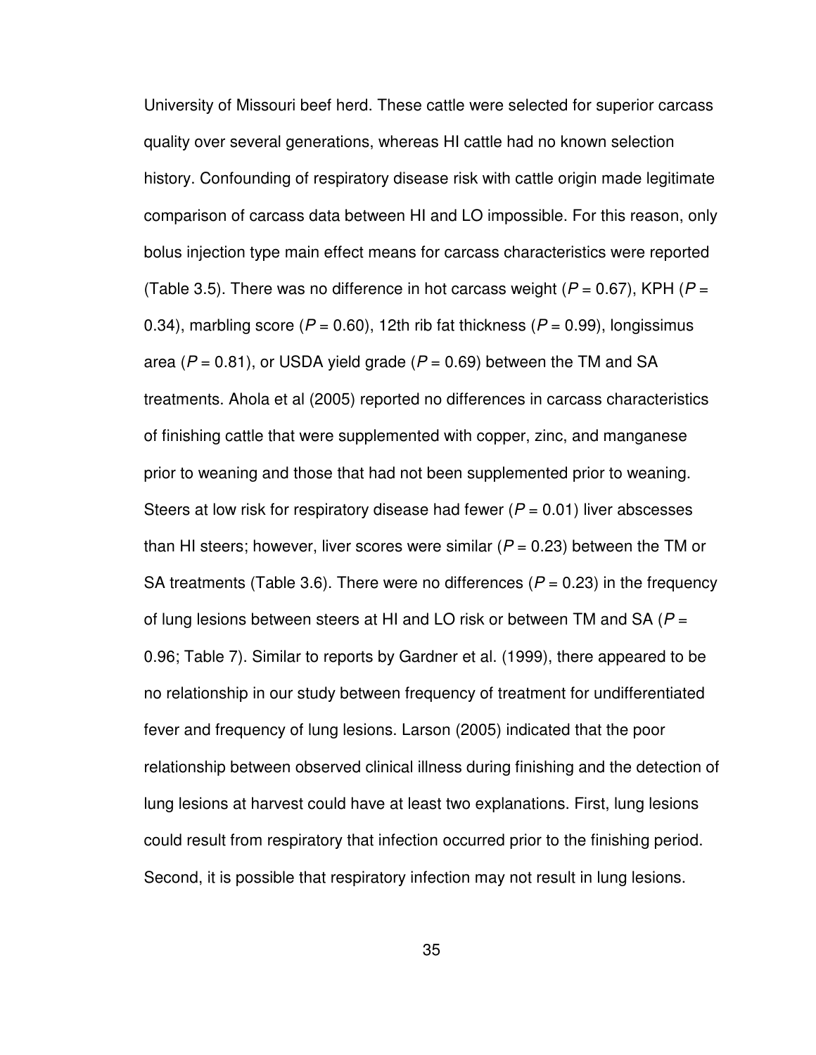University of Missouri beef herd. These cattle were selected for superior carcass quality over several generations, whereas HI cattle had no known selection history. Confounding of respiratory disease risk with cattle origin made legitimate comparison of carcass data between HI and LO impossible. For this reason, only bolus injection type main effect means for carcass characteristics were reported (Table 3.5). There was no difference in hot carcass weight ($P$ = 0.67), KPH ($P$ = 0.34), marbling score ($P$ = 0.60), 12th rib fat thickness ($P$ = 0.99), longissimus area ($P$ = 0.81), or USDA yield grade ($P$ = 0.69) between the TM and SA treatments. Ahola et al (2005) reported no differences in carcass characteristics of finishing cattle that were supplemented with copper, zinc, and manganese prior to weaning and those that had not been supplemented prior to weaning. Steers at low risk for respiratory disease had fewer ($P$ = 0.01) liver abscesses than HI steers; however, liver scores were similar ($P$ = 0.23) between the TM or SA treatments (Table 3.6). There were no differences ($P$ = 0.23) in the frequency of lung lesions between steers at HI and LO risk or between TM and SA ($P$ = 0.96; Table 7). Similar to reports by Gardner et al. (1999), there appeared to be no relationship in our study between frequency of treatment for undifferentiated fever and frequency of lung lesions. Larson (2005) indicated that the poor relationship between observed clinical illness during finishing and the detection of lung lesions at harvest could have at least two explanations. First, lung lesions could result from respiratory that infection occurred prior to the finishing period. Second, it is possible that respiratory infection may not result in lung lesions.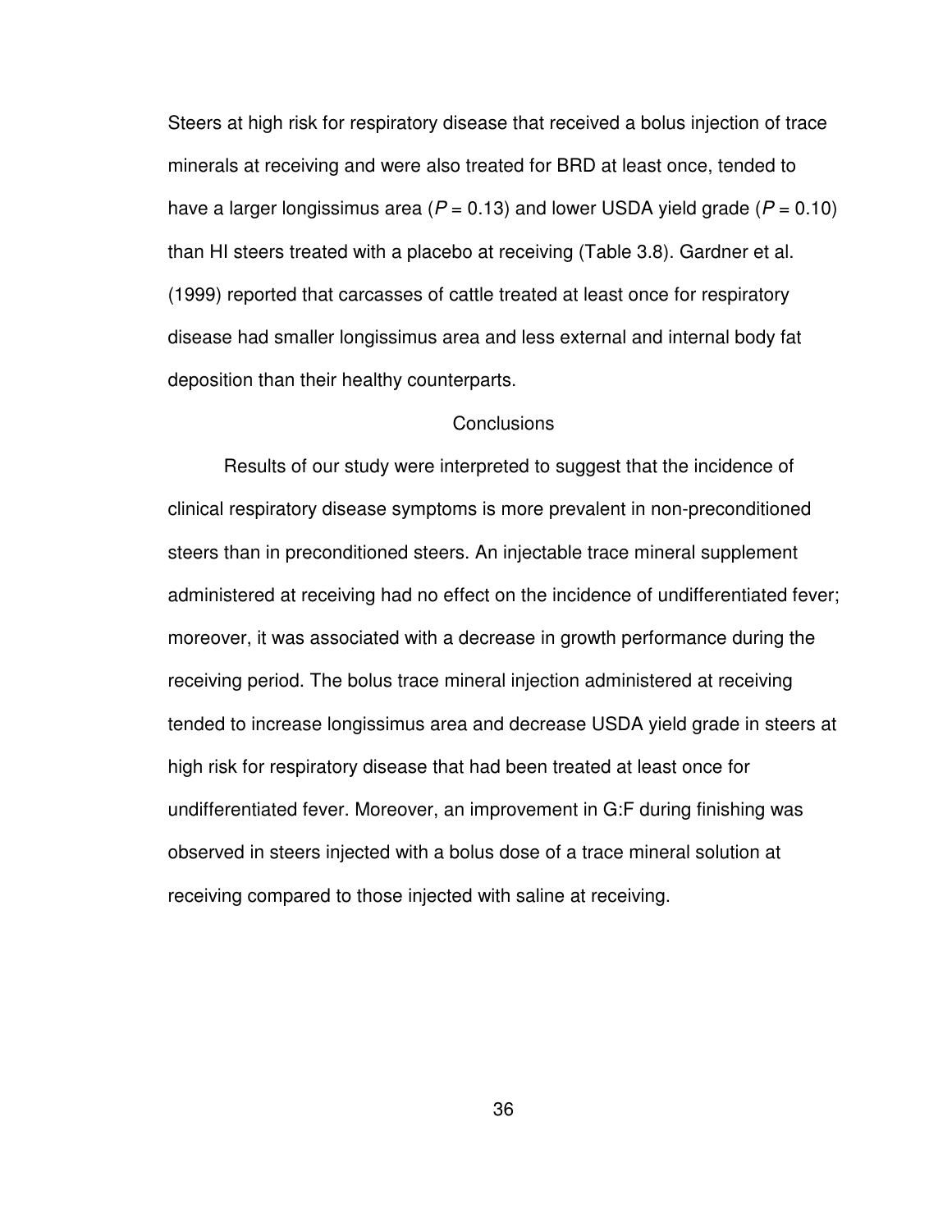Steers at high risk for respiratory disease that received a bolus injection of trace minerals at receiving and were also treated for BRD at least once, tended to have a larger longissimus area ($P = 0.13$) and lower USDA yield grade ($P = 0.10$) than HI steers treated with a placebo at receiving (Table 3.8). Gardner et al. (1999) reported that carcasses of cattle treated at least once for respiratory disease had smaller longissimus area and less external and internal body fat deposition than their healthy counterparts.

## Conclusions

Results of our study were interpreted to suggest that the incidence of clinical respiratory disease symptoms is more prevalent in non-preconditioned steers than in preconditioned steers. An injectable trace mineral supplement administered at receiving had no effect on the incidence of undifferentiated fever; moreover, it was associated with a decrease in growth performance during the receiving period. The bolus trace mineral injection administered at receiving tended to increase longissimus area and decrease USDA yield grade in steers at high risk for respiratory disease that had been treated at least once for undifferentiated fever. Moreover, an improvement in G:F during finishing was observed in steers injected with a bolus dose of a trace mineral solution at receiving compared to those injected with saline at receiving.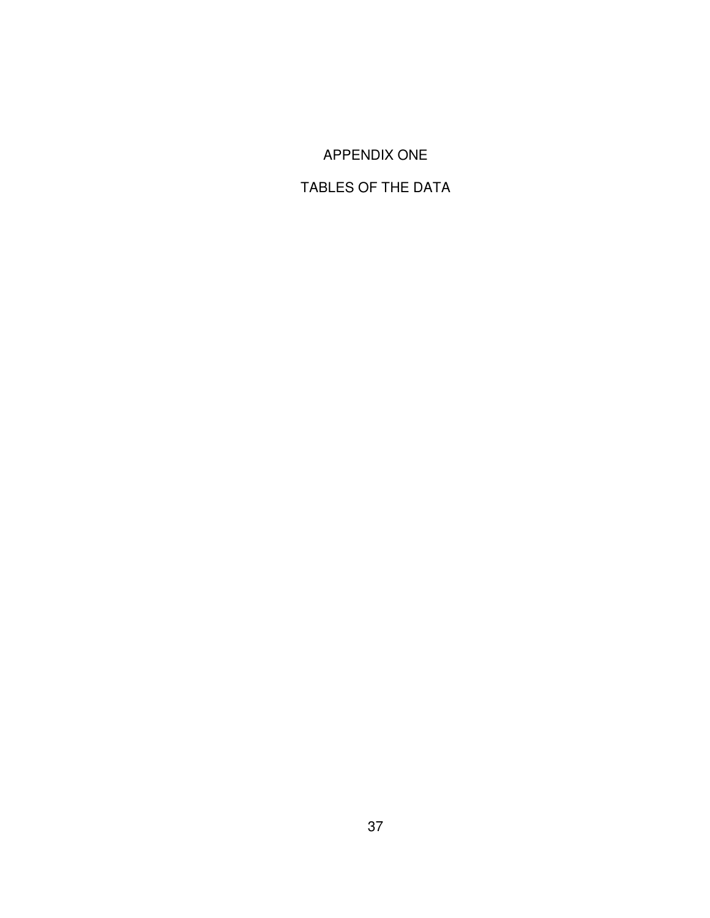# APPENDIX ONE

# TABLES OF THE DATA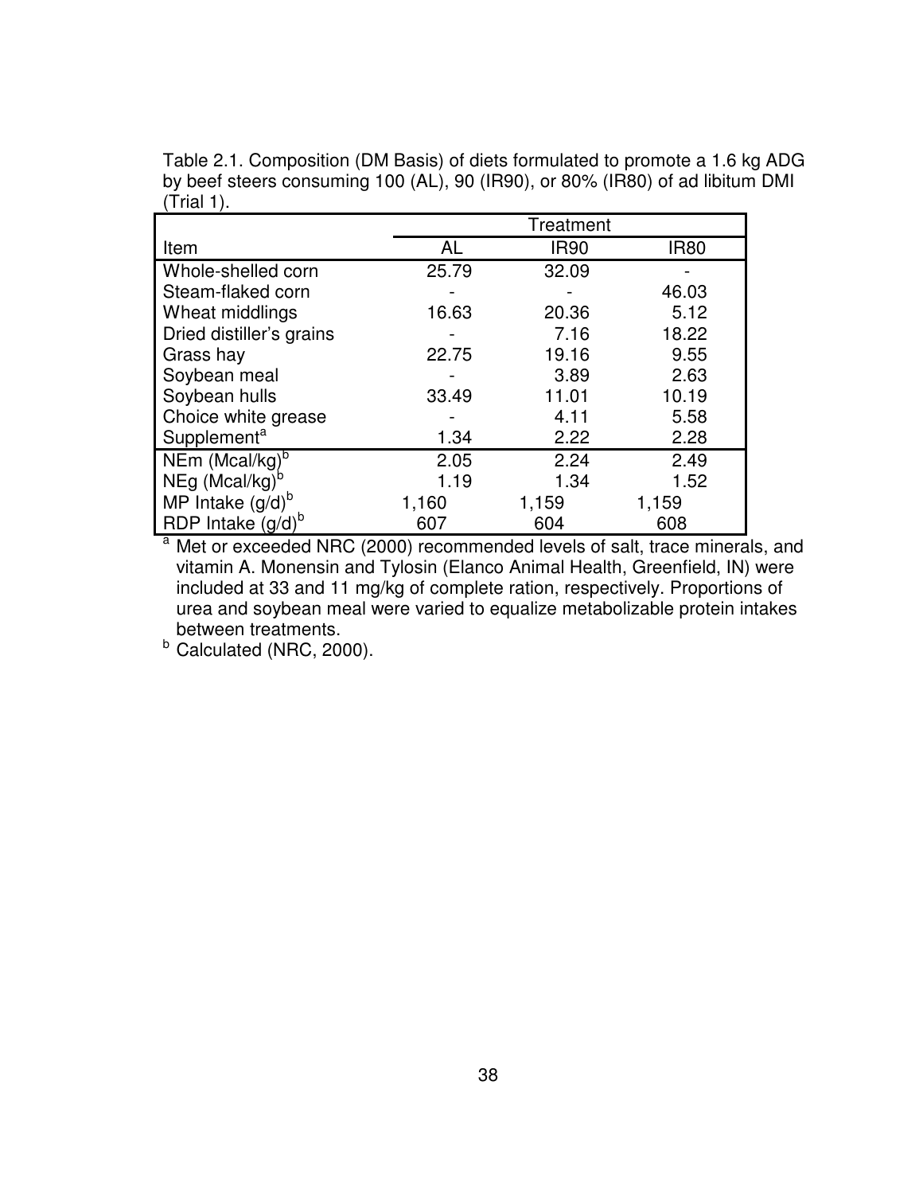Table 2.1. Composition (DM Basis) of diets formulated to promote a 1.6 kg ADG by beef steers consuming 100 (AL), 90 (IR90), or 80% (IR80) of ad libitum DMI (Trial 1).

| | Treatment | | |
|---|---|---|---|
| Item | AL | IR90 | IR80 |
| Whole-shelled corn | 25.79 | 32.09 | - |
| Steam-flaked corn | - | - | 46.03 |
| Wheat middlings | 16.63 | 20.36 | 5.12 |
| Dried distiller's grains | - | 7.16 | 18.22 |
| Grass hay | 22.75 | 19.16 | 9.55 |
| Soybean meal | - | 3.89 | 2.63 |
| Soybean hulls | 33.49 | 11.01 | 10.19 |
| Choice white grease | - | 4.11 | 5.58 |
| Supplement[a] | 1.34 | 2.22 | 2.28 |
| NEm (Mcal/kg)[b] | 2.05 | 2.24 | 2.49 |
| NEg (Mcal/kg)[b] | 1.19 | 1.34 | 1.52 |
| MP Intake (g/d)[b] | 1,160 | 1,159 | 1,159 |
| RDP Intake (g/d)[b] | 607 | 604 | 608 |

[a] Met or exceeded NRC (2000) recommended levels of salt, trace minerals, and vitamin A. Monensin and Tylosin (Elanco Animal Health, Greenfield, IN) were included at 33 and 11 mg/kg of complete ration, respectively. Proportions of urea and soybean meal were varied to equalize metabolizable protein intakes between treatments.

[b] Calculated (NRC, 2000).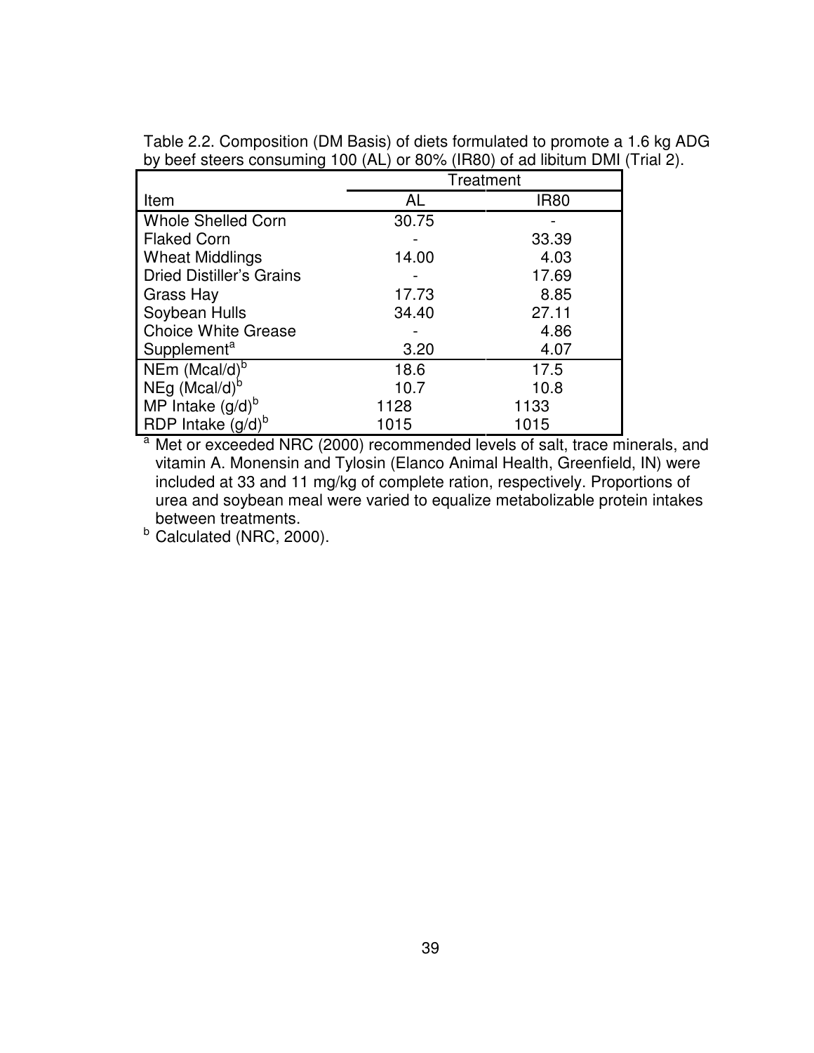Table 2.2. Composition (DM Basis) of diets formulated to promote a 1.6 kg ADG by beef steers consuming 100 (AL) or 80% (IR80) of ad libitum DMI (Trial 2).

| Item | Treatment | |
|---|---|---|
| | AL | IR80 |
| Whole Shelled Corn | 30.75 | - |
| Flaked Corn | - | 33.39 |
| Wheat Middlings | 14.00 | 4.03 |
| Dried Distiller's Grains | - | 17.69 |
| Grass Hay | 17.73 | 8.85 |
| Soybean Hulls | 34.40 | 27.11 |
| Choice White Grease | - | 4.86 |
| Supplement[a] | 3.20 | 4.07 |
| NEm (Mcal/d)[b] | 18.6 | 17.5 |
| NEg (Mcal/d)[b] | 10.7 | 10.8 |
| MP Intake (g/d)[b] | 1128 | 1133 |
| RDP Intake (g/d)[b] | 1015 | 1015 |

[a] Met or exceeded NRC (2000) recommended levels of salt, trace minerals, and vitamin A. Monensin and Tylosin (Elanco Animal Health, Greenfield, IN) were included at 33 and 11 mg/kg of complete ration, respectively. Proportions of urea and soybean meal were varied to equalize metabolizable protein intakes between treatments.

[b] Calculated (NRC, 2000).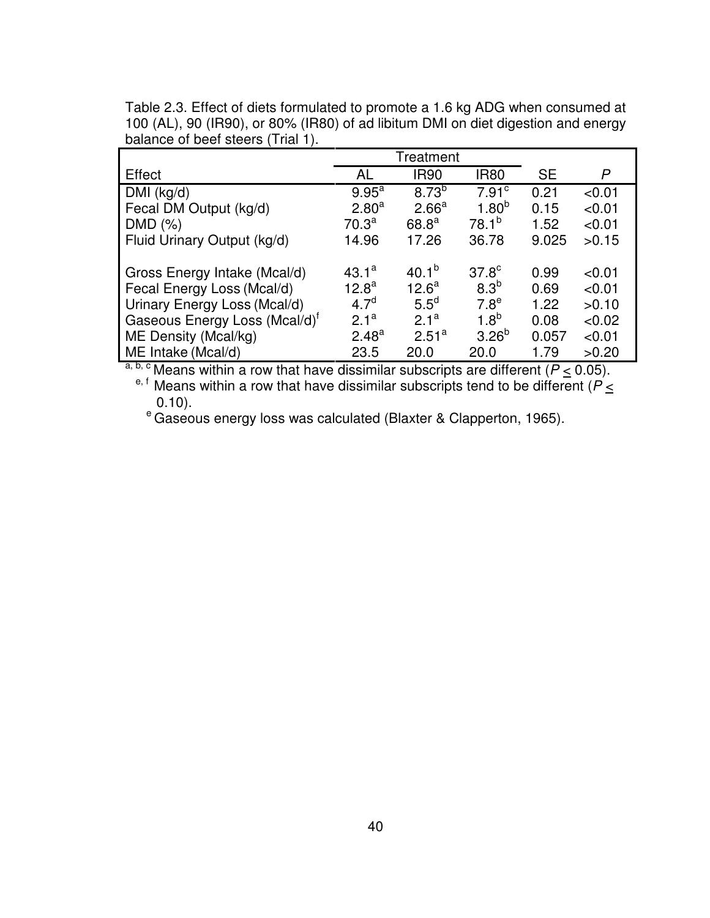Table 2.3. Effect of diets formulated to promote a 1.6 kg ADG when consumed at 100 (AL), 90 (IR90), or 80% (IR80) of ad libitum DMI on diet digestion and energy balance of beef steers (Trial 1).

| | Treatment | | | | |
|---|---|---|---|---|---|
| Effect | AL | IR90 | IR80 | SE | *P* |
| DMI (kg/d) | 9.95[a] | 8.73[b] | 7.91[c] | 0.21 | <0.01 |
| Fecal DM Output (kg/d) | 2.80[a] | 2.66[a] | 1.80[b] | 0.15 | <0.01 |
| DMD (%) | 70.3[a] | 68.8[a] | 78.1[b] | 1.52 | <0.01 |
| Fluid Urinary Output (kg/d) | 14.96 | 17.26 | 36.78 | 9.025 | >0.15 |
| | | | | | |
| Gross Energy Intake (Mcal/d) | 43.1[a] | 40.1[b] | 37.8[c] | 0.99 | <0.01 |
| Fecal Energy Loss (Mcal/d) | 12.8[a] | 12.6[a] | 8.3[b] | 0.69 | <0.01 |
| Urinary Energy Loss (Mcal/d) | 4.7[d] | 5.5[d] | 7.8[e] | 1.22 | >0.10 |
| Gaseous Energy Loss (Mcal/d)[f] | 2.1[a] | 2.1[a] | 1.8[b] | 0.08 | <0.02 |
| ME Density (Mcal/kg) | 2.48[a] | 2.51[a] | 3.26[b] | 0.057 | <0.01 |
| ME Intake (Mcal/d) | 23.5 | 20.0 | 20.0 | 1.79 | >0.20 |

[a, b, c] Means within a row that have dissimilar subscripts are different ($P \leq 0.05$).

[e, f] Means within a row that have dissimilar subscripts tend to be different ($P \leq 0.10$).

[e] Gaseous energy loss was calculated (Blaxter & Clapperton, 1965).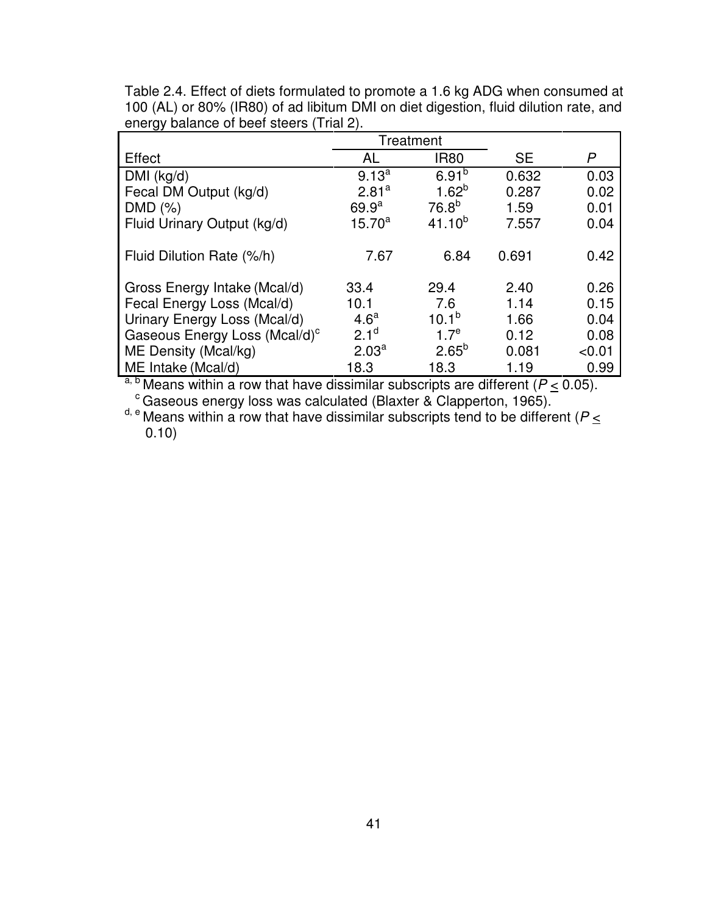Table 2.4. Effect of diets formulated to promote a 1.6 kg ADG when consumed at 100 (AL) or 80% (IR80) of ad libitum DMI on diet digestion, fluid dilution rate, and energy balance of beef steers (Trial 2).

| | Treatment | | | |
|---|---|---|---|---|
| Effect | AL | IR80 | SE | *P* |
| DMI (kg/d) | 9.13[a] | 6.91[b] | 0.632 | 0.03 |
| Fecal DM Output (kg/d) | 2.81[a] | 1.62[b] | 0.287 | 0.02 |
| DMD (%) | 69.9[a] | 76.8[b] | 1.59 | 0.01 |
| Fluid Urinary Output (kg/d) | 15.70[a] | 41.10[b] | 7.557 | 0.04 |
| Fluid Dilution Rate (%/h) | 7.67 | 6.84 | 0.691 | 0.42 |
| Gross Energy Intake (Mcal/d) | 33.4 | 29.4 | 2.40 | 0.26 |
| Fecal Energy Loss (Mcal/d) | 10.1 | 7.6 | 1.14 | 0.15 |
| Urinary Energy Loss (Mcal/d) | 4.6[a] | 10.1[b] | 1.66 | 0.04 |
| Gaseous Energy Loss (Mcal/d)[c] | 2.1[d] | 1.7[e] | 0.12 | 0.08 |
| ME Density (Mcal/kg) | 2.03[a] | 2.65[b] | 0.081 | <0.01 |
| ME Intake (Mcal/d) | 18.3 | 18.3 | 1.19 | 0.99 |

[a, b] Means within a row that have dissimilar subscripts are different ($P \leq 0.05$).

[c] Gaseous energy loss was calculated (Blaxter & Clapperton, 1965).

[d, e] Means within a row that have dissimilar subscripts tend to be different ($P \leq 0.10$)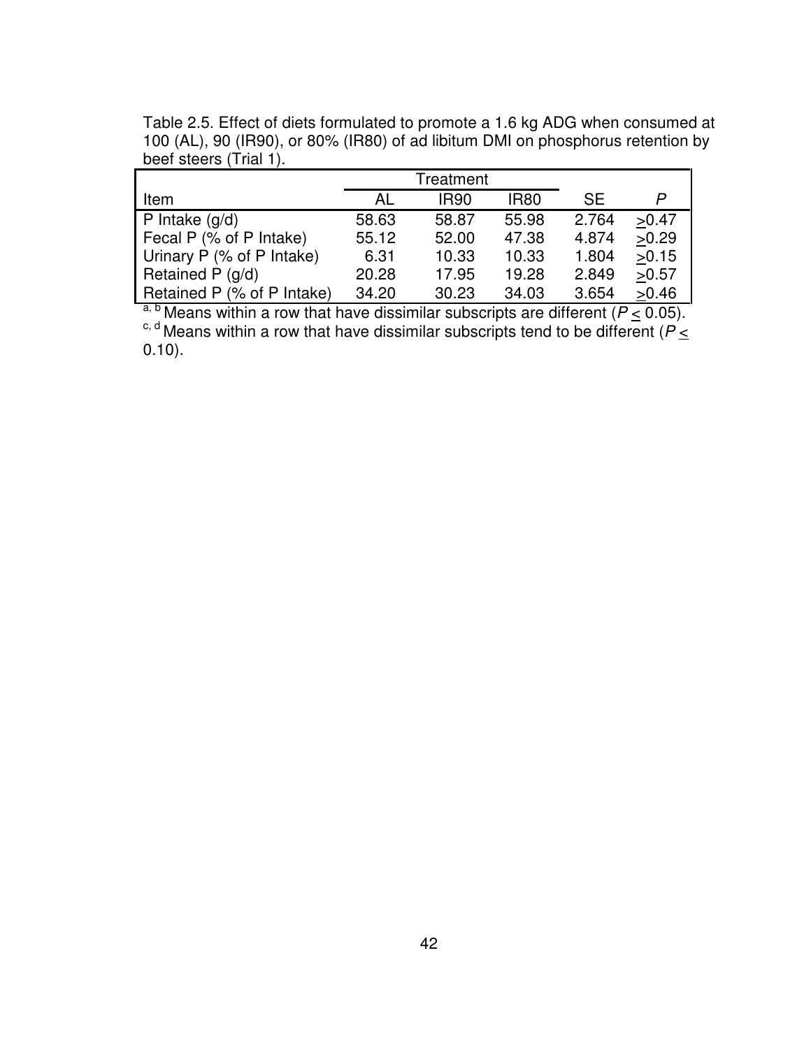Table 2.5. Effect of diets formulated to promote a 1.6 kg ADG when consumed at 100 (AL), 90 (IR90), or 80% (IR80) of ad libitum DMI on phosphorus retention by beef steers (Trial 1).

| | Treatment | | | | |
|---|---|---|---|---|---|
| Item | AL | IR90 | IR80 | SE | *P* |
| P Intake (g/d) | 58.63 | 58.87 | 55.98 | 2.764 | $\geq$0.47 |
| Fecal P (% of P Intake) | 55.12 | 52.00 | 47.38 | 4.874 | $\geq$0.29 |
| Urinary P (% of P Intake) | 6.31 | 10.33 | 10.33 | 1.804 | $\geq$0.15 |
| Retained P (g/d) | 20.28 | 17.95 | 19.28 | 2.849 | $\geq$0.57 |
| Retained P (% of P Intake) | 34.20 | 30.23 | 34.03 | 3.654 | $\geq$0.46 |

[a, b] Means within a row that have dissimilar subscripts are different ($P \leq 0.05$).
[c, d] Means within a row that have dissimilar subscripts tend to be different ($P \leq 0.10$).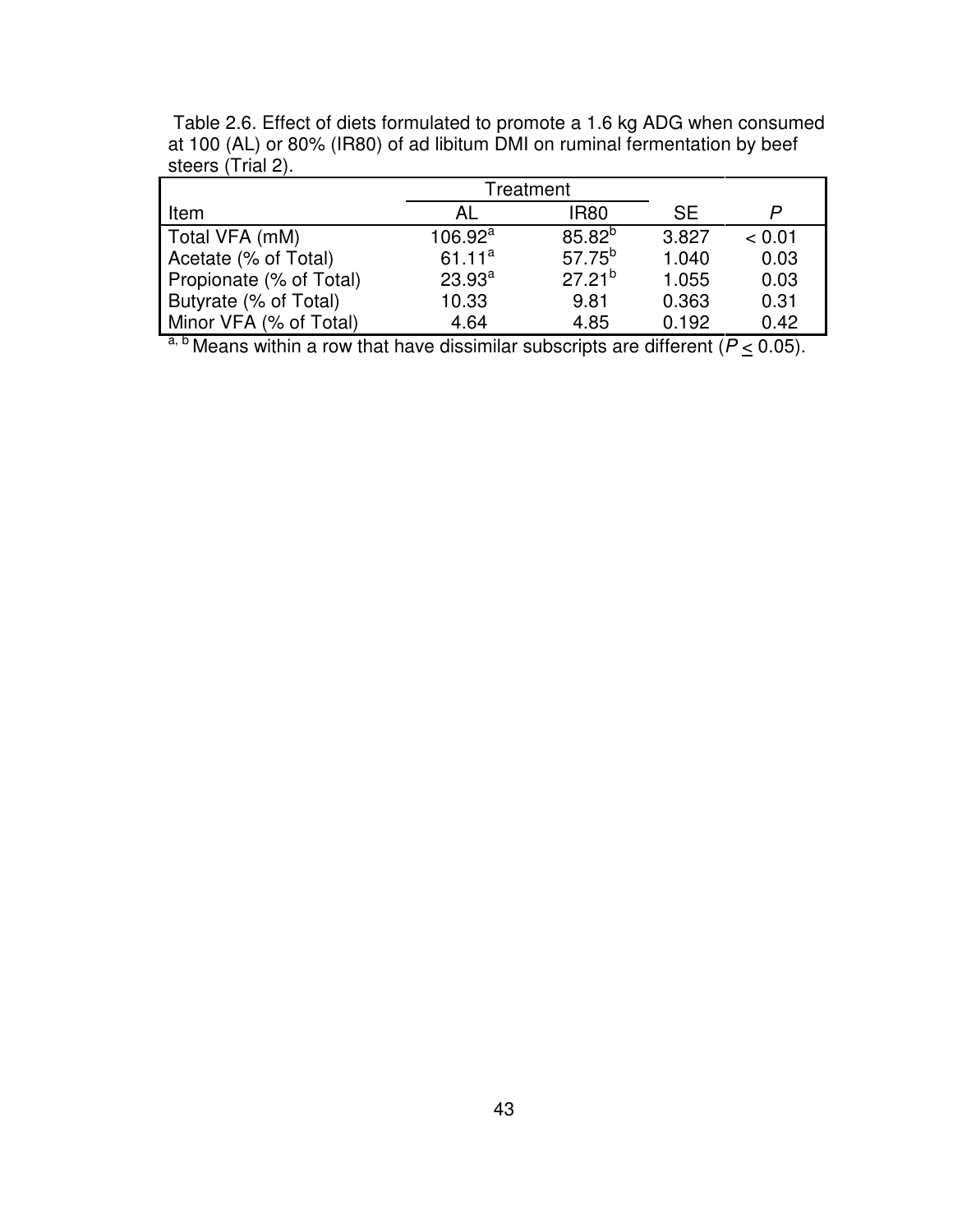Table 2.6. Effect of diets formulated to promote a 1.6 kg ADG when consumed at 100 (AL) or 80% (IR80) of ad libitum DMI on ruminal fermentation by beef steers (Trial 2).

| | Treatment | | | |
|---|---|---|---|---|
| Item | AL | IR80 | SE | *P* |
| Total VFA (mM) | 106.92[a] | 85.82[b] | 3.827 | < 0.01 |
| Acetate (% of Total) | 61.11[a] | 57.75[b] | 1.040 | 0.03 |
| Propionate (% of Total) | 23.93[a] | 27.21[b] | 1.055 | 0.03 |
| Butyrate (% of Total) | 10.33 | 9.81 | 0.363 | 0.31 |
| Minor VFA (% of Total) | 4.64 | 4.85 | 0.192 | 0.42 |

[a, b] Means within a row that have dissimilar subscripts are different ($P \leq 0.05$).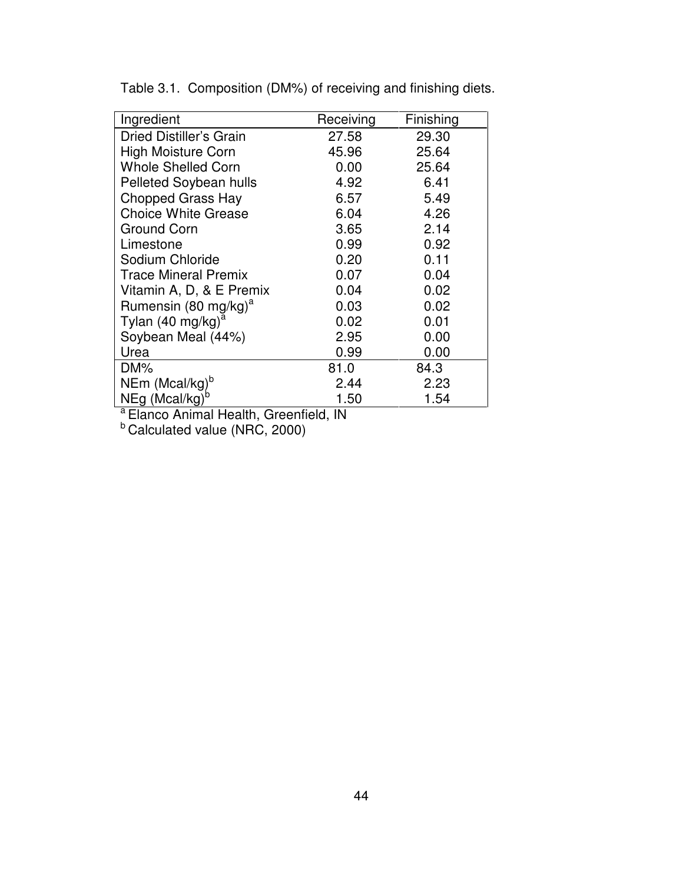Table 3.1. Composition (DM%) of receiving and finishing diets.

| Ingredient | Receiving | Finishing |
|---|---|---|
| Dried Distiller's Grain | 27.58 | 29.30 |
| High Moisture Corn | 45.96 | 25.64 |
| Whole Shelled Corn | 0.00 | 25.64 |
| Pelleted Soybean hulls | 4.92 | 6.41 |
| Chopped Grass Hay | 6.57 | 5.49 |
| Choice White Grease | 6.04 | 4.26 |
| Ground Corn | 3.65 | 2.14 |
| Limestone | 0.99 | 0.92 |
| Sodium Chloride | 0.20 | 0.11 |
| Trace Mineral Premix | 0.07 | 0.04 |
| Vitamin A, D, & E Premix | 0.04 | 0.02 |
| Rumensin (80 mg/kg)[a] | 0.03 | 0.02 |
| Tylan (40 mg/kg)[a] | 0.02 | 0.01 |
| Soybean Meal (44%) | 2.95 | 0.00 |
| Urea | 0.99 | 0.00 |
| DM% | 81.0 | 84.3 |
| NEm (Mcal/kg)[b] | 2.44 | 2.23 |
| NEg (Mcal/kg)[b] | 1.50 | 1.54 |

[a] Elanco Animal Health, Greenfield, IN

[b] Calculated value (NRC, 2000)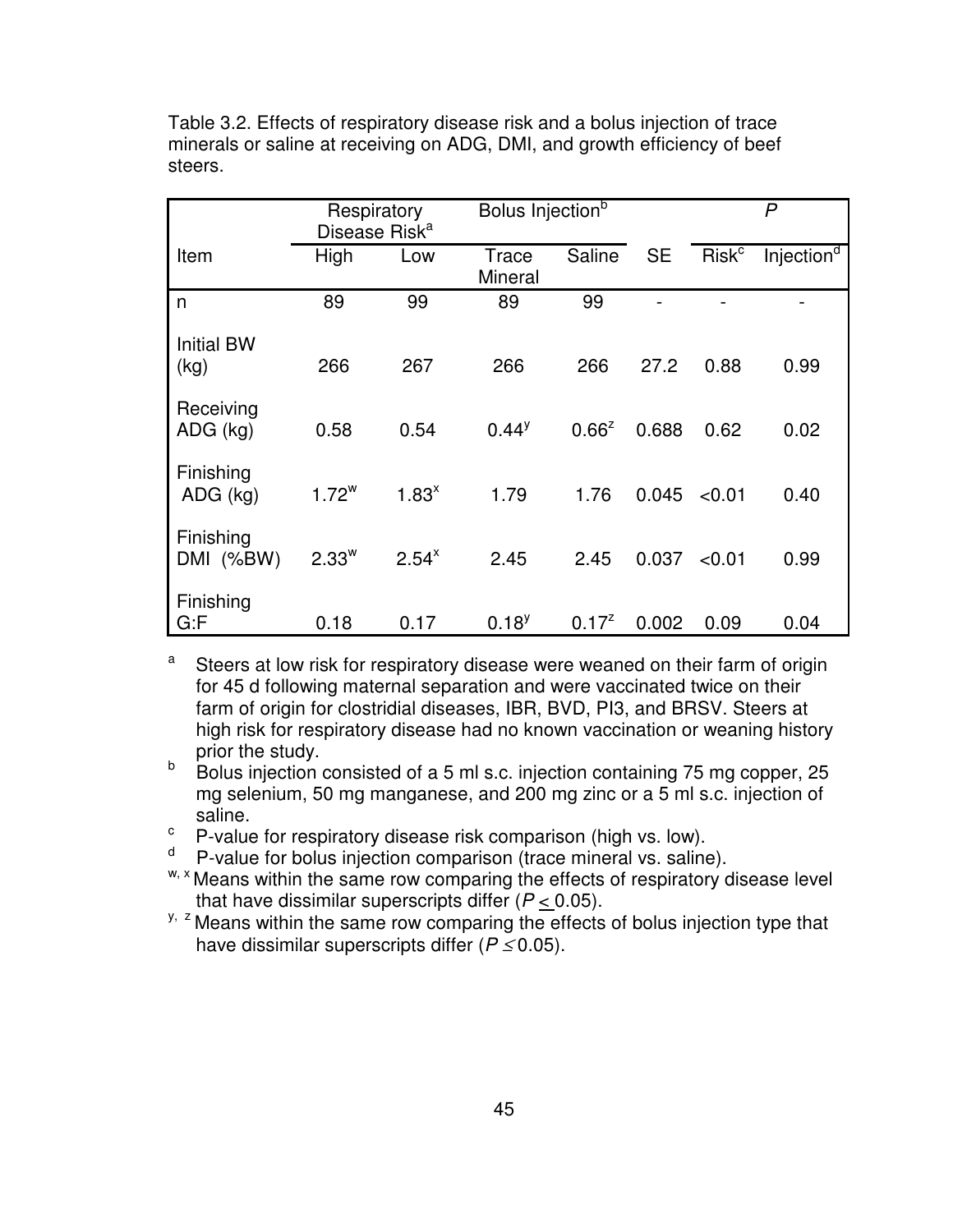Table 3.2. Effects of respiratory disease risk and a bolus injection of trace minerals or saline at receiving on ADG, DMI, and growth efficiency of beef steers.

| | Respiratory Disease Risk[a] | | Bolus Injection[b] | | | *P* | |
|---|---|---|---|---|---|---|---|
| Item | High | Low | Trace Mineral | Saline | SE | Risk[c] | Injection[d] |
| n | 89 | 99 | 89 | 99 | - | - | - |
| Initial BW (kg) | 266 | 267 | 266 | 266 | 27.2 | 0.88 | 0.99 |
| Receiving ADG (kg) | 0.58 | 0.54 | $0.44^{y}$ | $0.66^{z}$ | 0.688 | 0.62 | 0.02 |
| Finishing ADG (kg) | $1.72^{w}$ | $1.83^{x}$ | 1.79 | 1.76 | 0.045 | <0.01 | 0.40 |
| Finishing DMI (%BW) | $2.33^{w}$ | $2.54^{x}$ | 2.45 | 2.45 | 0.037 | <0.01 | 0.99 |
| Finishing G:F | 0.18 | 0.17 | $0.18^{y}$ | $0.17^{z}$ | 0.002 | 0.09 | 0.04 |

[a] Steers at low risk for respiratory disease were weaned on their farm of origin for 45 d following maternal separation and were vaccinated twice on their farm of origin for clostridial diseases, IBR, BVD, PI3, and BRSV. Steers at high risk for respiratory disease had no known vaccination or weaning history prior the study.

[b] Bolus injection consisted of a 5 ml s.c. injection containing 75 mg copper, 25 mg selenium, 50 mg manganese, and 200 mg zinc or a 5 ml s.c. injection of saline.

[c] P-value for respiratory disease risk comparison (high vs. low).

[d] P-value for bolus injection comparison (trace mineral vs. saline).

[w, x] Means within the same row comparing the effects of respiratory disease level that have dissimilar superscripts differ ($P \leq 0.05$).

[y, z] Means within the same row comparing the effects of bolus injection type that have dissimilar superscripts differ ($P \leq 0.05$).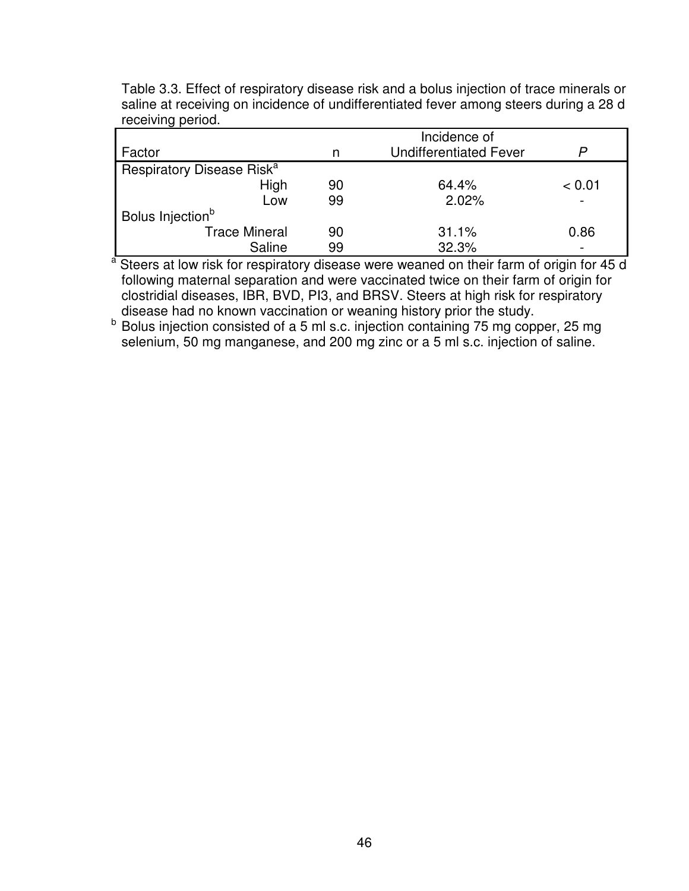Table 3.3. Effect of respiratory disease risk and a bolus injection of trace minerals or saline at receiving on incidence of undifferentiated fever among steers during a 28 d receiving period.

| Factor | n | Incidence of Undifferentiated Fever | *P* |
|---|---|---|---|
| Respiratory Disease Risk[a] | | | |
| High | 90 | 64.4% | < 0.01 |
| Low | 99 | 2.02% | - |
| Bolus Injection[b] | | | |
| Trace Mineral | 90 | 31.1% | 0.86 |
| Saline | 99 | 32.3% | - |

[a] Steers at low risk for respiratory disease were weaned on their farm of origin for 45 d following maternal separation and were vaccinated twice on their farm of origin for clostridial diseases, IBR, BVD, PI3, and BRSV. Steers at high risk for respiratory disease had no known vaccination or weaning history prior the study.

[b] Bolus injection consisted of a 5 ml s.c. injection containing 75 mg copper, 25 mg selenium, 50 mg manganese, and 200 mg zinc or a 5 ml s.c. injection of saline.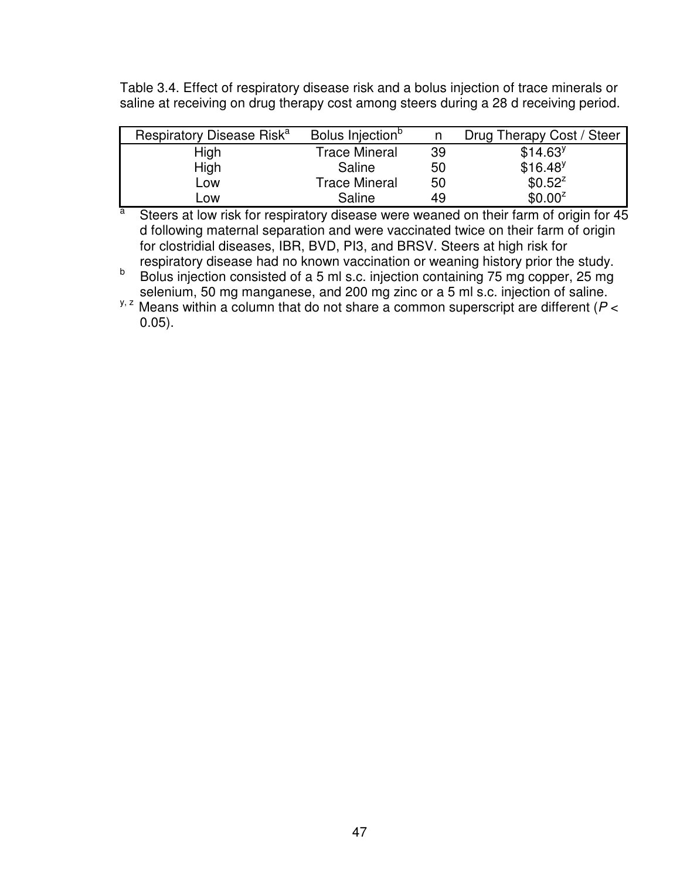Table 3.4. Effect of respiratory disease risk and a bolus injection of trace minerals or saline at receiving on drug therapy cost among steers during a 28 d receiving period.

| Respiratory Disease Risk[a] | Bolus Injection[b] | n | Drug Therapy Cost / Steer |
|---|---|---|---|
| High | Trace Mineral | 39 | $14.63[y] |
| High | Saline | 50 | $16.48[y] |
| Low | Trace Mineral | 50 | $0.52[z] |
| Low | Saline | 49 | $0.00[z] |

[a] Steers at low risk for respiratory disease were weaned on their farm of origin for 45 d following maternal separation and were vaccinated twice on their farm of origin for clostridial diseases, IBR, BVD, PI3, and BRSV. Steers at high risk for respiratory disease had no known vaccination or weaning history prior the study.

[b] Bolus injection consisted of a 5 ml s.c. injection containing 75 mg copper, 25 mg selenium, 50 mg manganese, and 200 mg zinc or a 5 ml s.c. injection of saline.

[y, z] Means within a column that do not share a common superscript are different ($P < 0.05$).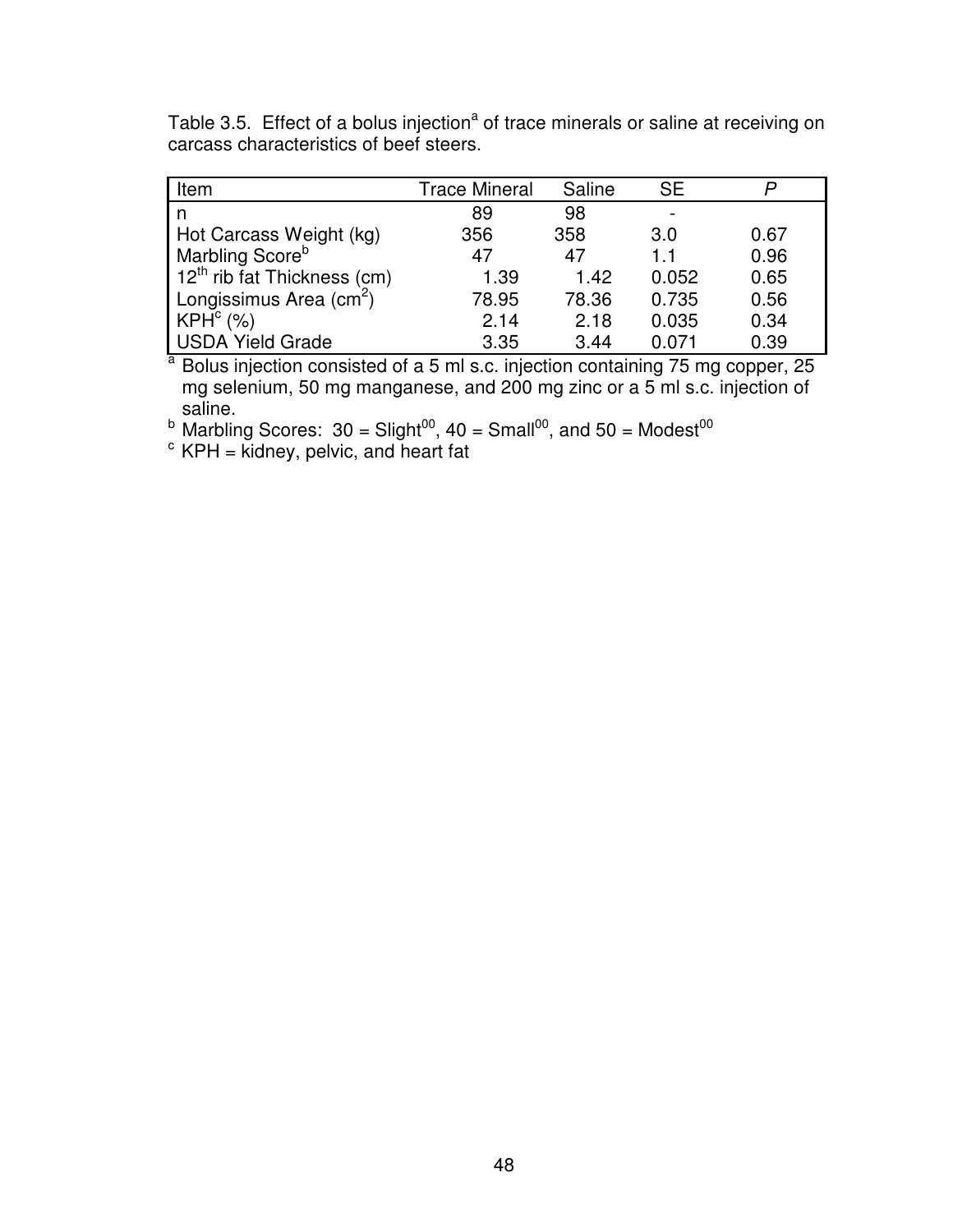Table 3.5. Effect of a bolus injection[a] of trace minerals or saline at receiving on carcass characteristics of beef steers.

| Item | Trace Mineral | Saline | SE | *P* |
|---|---|---|---|---|
| n | 89 | 98 | - | |
| Hot Carcass Weight (kg) | 356 | 358 | 3.0 | 0.67 |
| Marbling Score[b] | 47 | 47 | 1.1 | 0.96 |
| $12^{th}$ rib fat Thickness (cm) | 1.39 | 1.42 | 0.052 | 0.65 |
| Longissimus Area ($cm^2$) | 78.95 | 78.36 | 0.735 | 0.56 |
| KPH[c] (%) | 2.14 | 2.18 | 0.035 | 0.34 |
| USDA Yield Grade | 3.35 | 3.44 | 0.071 | 0.39 |

[a] Bolus injection consisted of a 5 ml s.c. injection containing 75 mg copper, 25 mg selenium, 50 mg manganese, and 200 mg zinc or a 5 ml s.c. injection of saline.

[b] Marbling Scores: 30 = $Slight^{00}$, 40 = $Small^{00}$, and 50 = $Modest^{00}$

[c] KPH = kidney, pelvic, and heart fat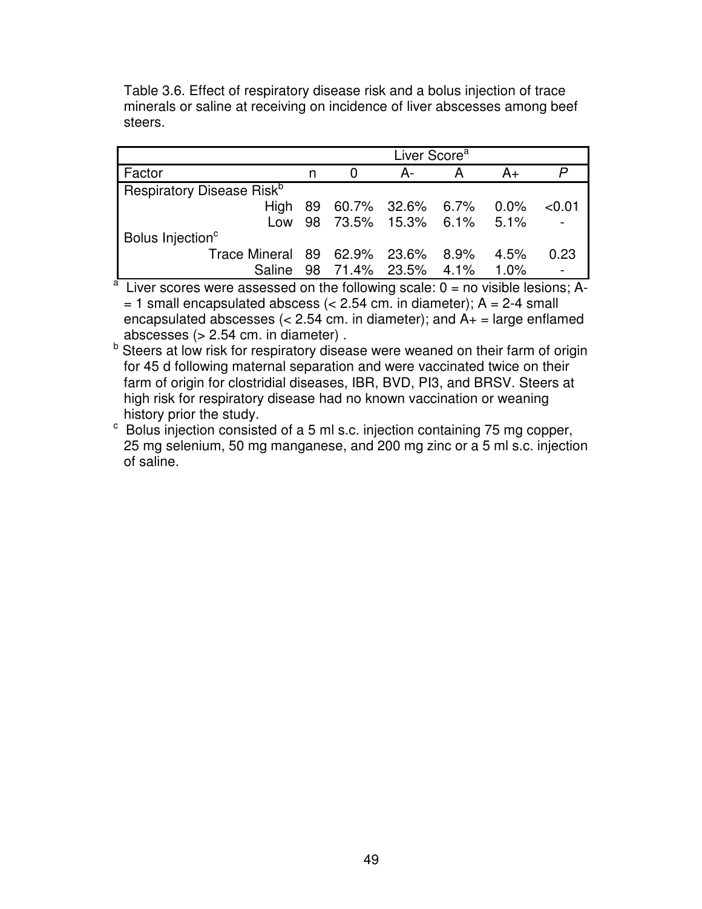Table 3.6. Effect of respiratory disease risk and a bolus injection of trace minerals or saline at receiving on incidence of liver abscesses among beef steers.

| | | Liver Score[a] | | | | |
|---|---|---|---|---|---|---|
| Factor | n | 0 | A- | A | A+ | *P* |
| Respiratory Disease Risk[b] | | | | | | |
| High | 89 | 60.7% | 32.6% | 6.7% | 0.0% | <0.01 |
| Low | 98 | 73.5% | 15.3% | 6.1% | 5.1% | - |
| Bolus Injection[c] | | | | | | |
| Trace Mineral | 89 | 62.9% | 23.6% | 8.9% | 4.5% | 0.23 |
| Saline | 98 | 71.4% | 23.5% | 4.1% | 1.0% | - |

[a] Liver scores were assessed on the following scale: 0 = no visible lesions; A- = 1 small encapsulated abscess (< 2.54 cm. in diameter); A = 2-4 small encapsulated abscesses (< 2.54 cm. in diameter); and A+ = large enflamed abscesses (> 2.54 cm. in diameter) .

[b] Steers at low risk for respiratory disease were weaned on their farm of origin for 45 d following maternal separation and were vaccinated twice on their farm of origin for clostridial diseases, IBR, BVD, PI3, and BRSV. Steers at high risk for respiratory disease had no known vaccination or weaning history prior the study.

[c] Bolus injection consisted of a 5 ml s.c. injection containing 75 mg copper, 25 mg selenium, 50 mg manganese, and 200 mg zinc or a 5 ml s.c. injection of saline.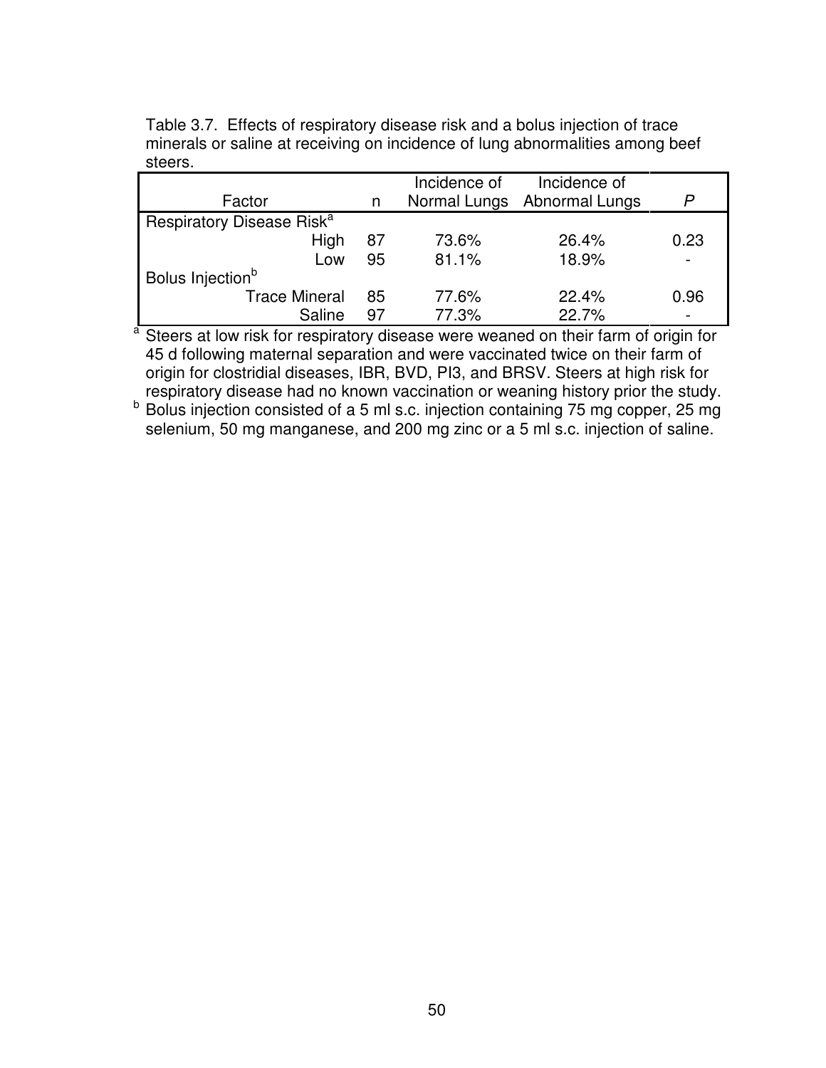Table 3.7. Effects of respiratory disease risk and a bolus injection of trace minerals or saline at receiving on incidence of lung abnormalities among beef steers.

| Factor | n | Incidence of Normal Lungs | Incidence of Abnormal Lungs | *P* |
|---|---|---|---|---|
| Respiratory Disease Risk[a] | | | | |
| High | 87 | 73.6% | 26.4% | 0.23 |
| Low | 95 | 81.1% | 18.9% | - |
| Bolus Injection[b] | | | | |
| Trace Mineral | 85 | 77.6% | 22.4% | 0.96 |
| Saline | 97 | 77.3% | 22.7% | - |

[a] Steers at low risk for respiratory disease were weaned on their farm of origin for 45 d following maternal separation and were vaccinated twice on their farm of origin for clostridial diseases, IBR, BVD, PI3, and BRSV. Steers at high risk for respiratory disease had no known vaccination or weaning history prior the study.

[b] Bolus injection consisted of a 5 ml s.c. injection containing 75 mg copper, 25 mg selenium, 50 mg manganese, and 200 mg zinc or a 5 ml s.c. injection of saline.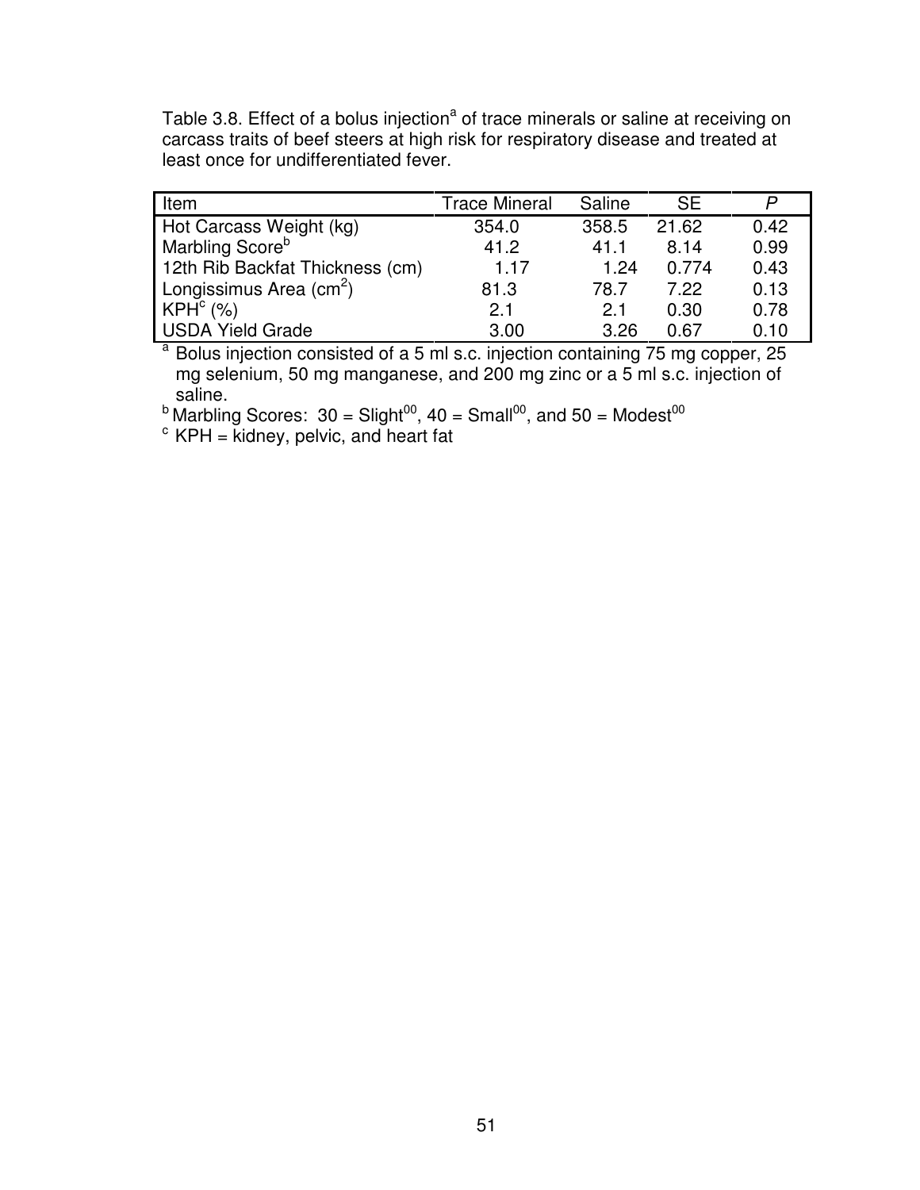Table 3.8. Effect of a bolus injection[a] of trace minerals or saline at receiving on carcass traits of beef steers at high risk for respiratory disease and treated at least once for undifferentiated fever.

| Item | Trace Mineral | Saline | SE | *P* |
|---|---|---|---|---|
| Hot Carcass Weight (kg) | 354.0 | 358.5 | 21.62 | 0.42 |
| Marbling Score[b] | 41.2 | 41.1 | 8.14 | 0.99 |
| 12th Rib Backfat Thickness (cm) | 1.17 | 1.24 | 0.774 | 0.43 |
| Longissimus Area ($cm^2$) | 81.3 | 78.7 | 7.22 | 0.13 |
| KPH[c] (%) | 2.1 | 2.1 | 0.30 | 0.78 |
| USDA Yield Grade | 3.00 | 3.26 | 0.67 | 0.10 |

[a] Bolus injection consisted of a 5 ml s.c. injection containing 75 mg copper, 25 mg selenium, 50 mg manganese, and 200 mg zinc or a 5 ml s.c. injection of saline.

[b] Marbling Scores: 30 = Slight$^{00}$, 40 = Small$^{00}$, and 50 = Modest$^{00}$

[c] KPH = kidney, pelvic, and heart fat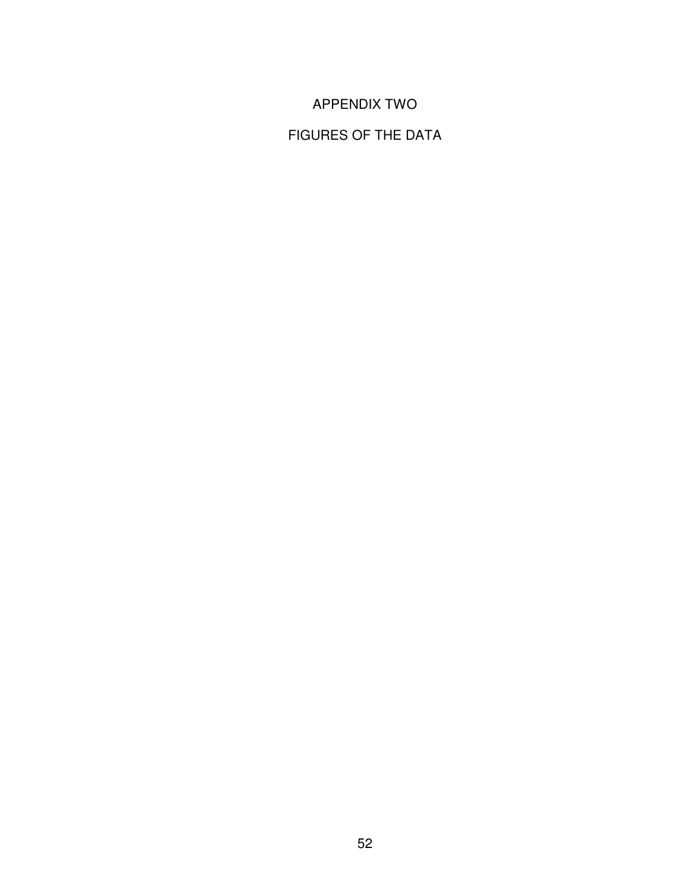# APPENDIX TWO

## FIGURES OF THE DATA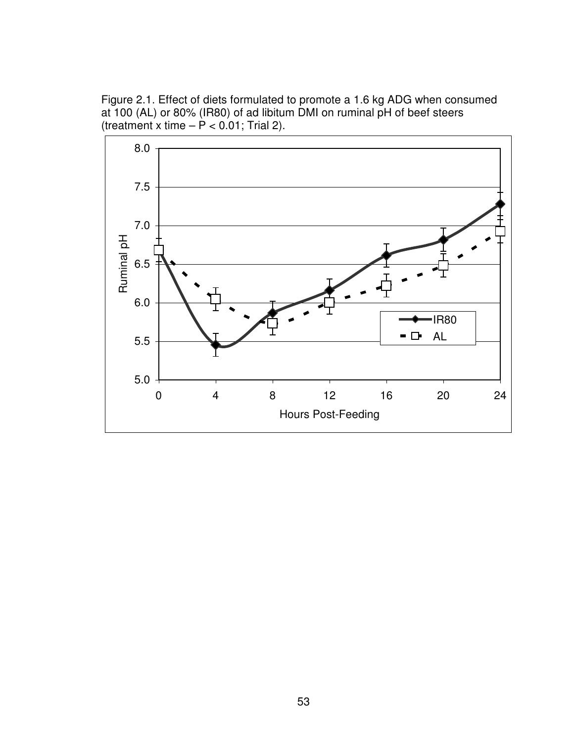Figure 2.1. Effect of diets formulated to promote a 1.6 kg ADG when consumed at 100 (AL) or 80% (IR80) of ad libitum DMI on ruminal pH of beef steers (treatment x time – $P < 0.01$; Trial 2).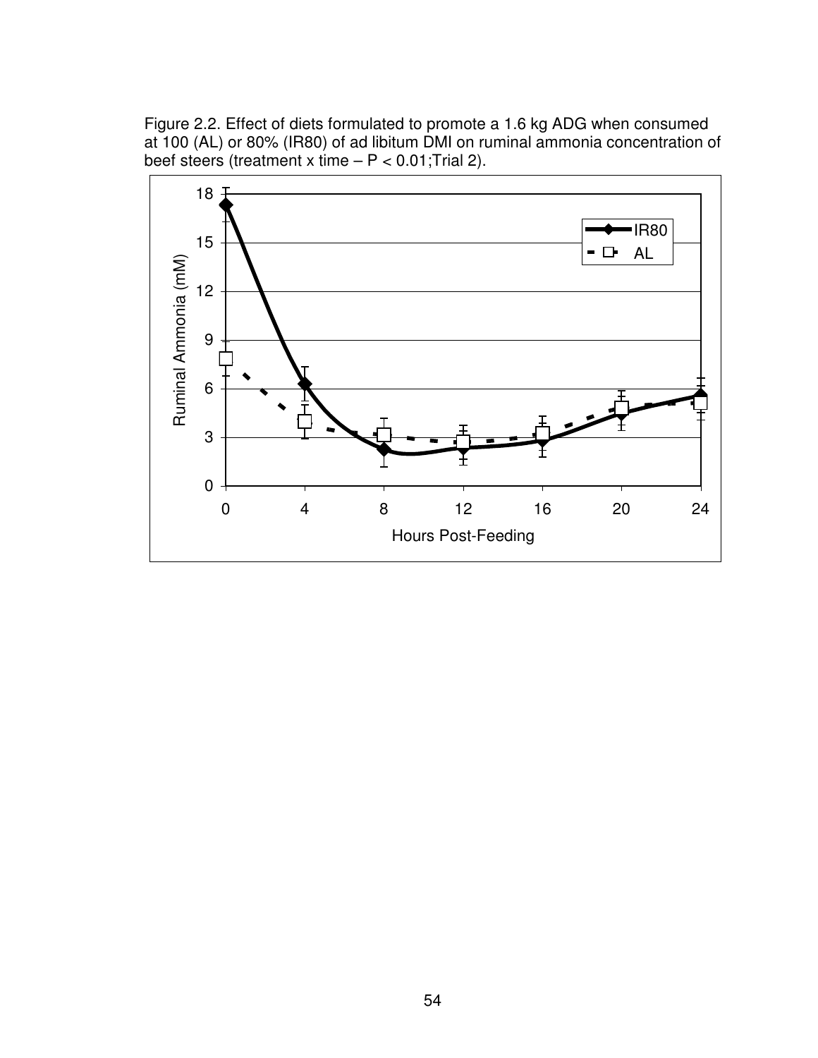Figure 2.2. Effect of diets formulated to promote a 1.6 kg ADG when consumed at 100 (AL) or 80% (IR80) of ad libitum DMI on ruminal ammonia concentration of beef steers (treatment x time – $P < 0.01$; Trial 2).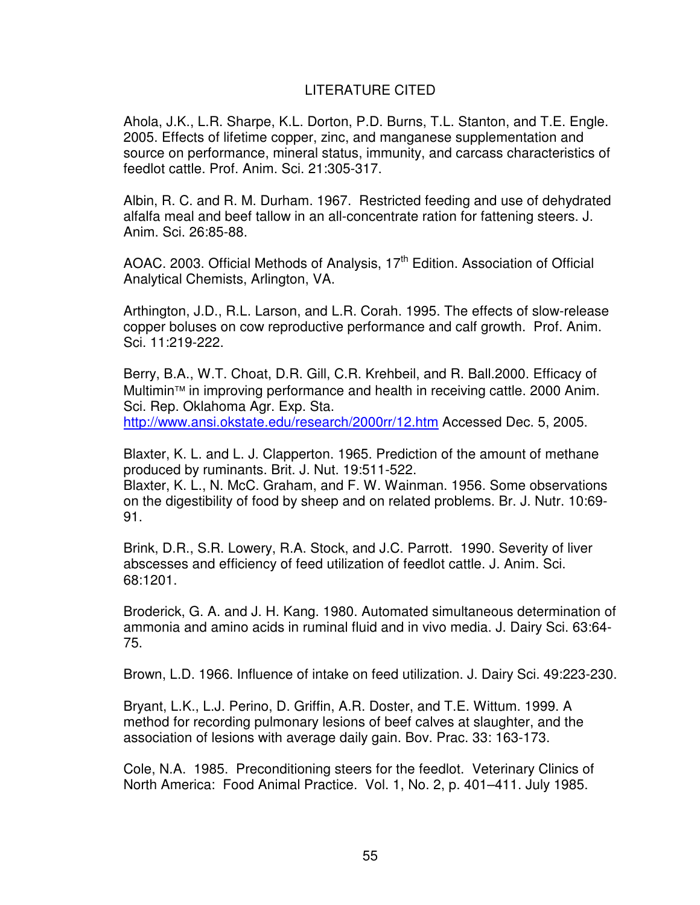# LITERATURE CITED

Ahola, J.K., L.R. Sharpe, K.L. Dorton, P.D. Burns, T.L. Stanton, and T.E. Engle. 2005. Effects of lifetime copper, zinc, and manganese supplementation and source on performance, mineral status, immunity, and carcass characteristics of feedlot cattle. Prof. Anim. Sci. 21:305-317.

Albin, R. C. and R. M. Durham. 1967. Restricted feeding and use of dehydrated alfalfa meal and beef tallow in an all-concentrate ration for fattening steers. J. Anim. Sci. 26:85-88.

AOAC. 2003. Official Methods of Analysis, 17th Edition. Association of Official Analytical Chemists, Arlington, VA.

Arthington, J.D., R.L. Larson, and L.R. Corah. 1995. The effects of slow-release copper boluses on cow reproductive performance and calf growth. Prof. Anim. Sci. 11:219-222.

Berry, B.A., W.T. Choat, D.R. Gill, C.R. Krehbeil, and R. Ball.2000. Efficacy of Multimin™ in improving performance and health in receiving cattle. 2000 Anim. Sci. Rep. Oklahoma Agr. Exp. Sta. http://www.ansi.okstate.edu/research/2000rr/12.htm Accessed Dec. 5, 2005.

Blaxter, K. L. and L. J. Clapperton. 1965. Prediction of the amount of methane produced by ruminants. Brit. J. Nut. 19:511-522.
Blaxter, K. L., N. McC. Graham, and F. W. Wainman. 1956. Some observations on the digestibility of food by sheep and on related problems. Br. J. Nutr. 10:69-91.

Brink, D.R., S.R. Lowery, R.A. Stock, and J.C. Parrott. 1990. Severity of liver abscesses and efficiency of feed utilization of feedlot cattle. J. Anim. Sci. 68:1201.

Broderick, G. A. and J. H. Kang. 1980. Automated simultaneous determination of ammonia and amino acids in ruminal fluid and in vivo media. J. Dairy Sci. 63:64-75.

Brown, L.D. 1966. Influence of intake on feed utilization. J. Dairy Sci. 49:223-230.

Bryant, L.K., L.J. Perino, D. Griffin, A.R. Doster, and T.E. Wittum. 1999. A method for recording pulmonary lesions of beef calves at slaughter, and the association of lesions with average daily gain. Bov. Prac. 33: 163-173.

Cole, N.A. 1985. Preconditioning steers for the feedlot. Veterinary Clinics of North America: Food Animal Practice. Vol. 1, No. 2, p. 401–411. July 1985.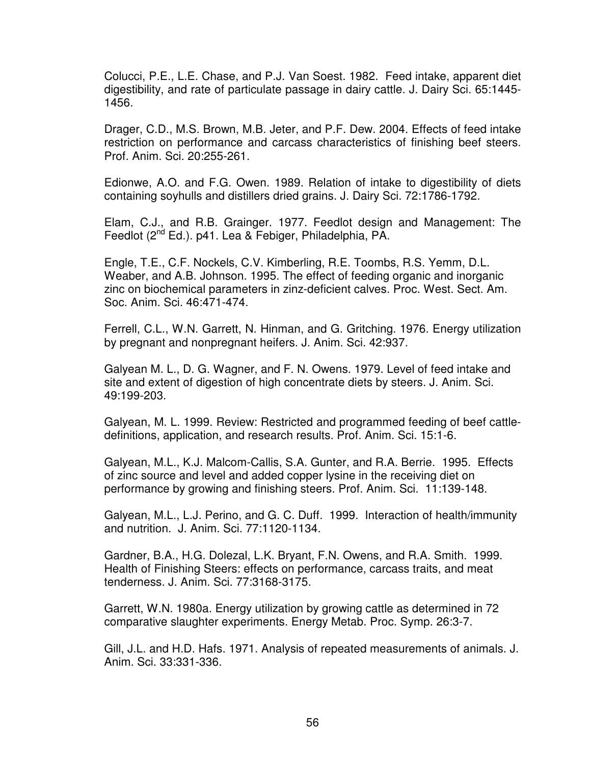Colucci, P.E., L.E. Chase, and P.J. Van Soest. 1982. Feed intake, apparent diet digestibility, and rate of particulate passage in dairy cattle. J. Dairy Sci. 65:1445-1456.

Drager, C.D., M.S. Brown, M.B. Jeter, and P.F. Dew. 2004. Effects of feed intake restriction on performance and carcass characteristics of finishing beef steers. Prof. Anim. Sci. 20:255-261.

Edionwe, A.O. and F.G. Owen. 1989. Relation of intake to digestibility of diets containing soyhulls and distillers dried grains. J. Dairy Sci. 72:1786-1792.

Elam, C.J., and R.B. Grainger. 1977. Feedlot design and Management: The Feedlot (2nd Ed.). p41. Lea & Febiger, Philadelphia, PA.

Engle, T.E., C.F. Nockels, C.V. Kimberling, R.E. Toombs, R.S. Yemm, D.L. Weaber, and A.B. Johnson. 1995. The effect of feeding organic and inorganic zinc on biochemical parameters in zinz-deficient calves. Proc. West. Sect. Am. Soc. Anim. Sci. 46:471-474.

Ferrell, C.L., W.N. Garrett, N. Hinman, and G. Gritching. 1976. Energy utilization by pregnant and nonpregnant heifers. J. Anim. Sci. 42:937.

Galyean M. L., D. G. Wagner, and F. N. Owens. 1979. Level of feed intake and site and extent of digestion of high concentrate diets by steers. J. Anim. Sci. 49:199-203.

Galyean, M. L. 1999. Review: Restricted and programmed feeding of beef cattle-definitions, application, and research results. Prof. Anim. Sci. 15:1-6.

Galyean, M.L., K.J. Malcom-Callis, S.A. Gunter, and R.A. Berrie. 1995. Effects of zinc source and level and added copper lysine in the receiving diet on performance by growing and finishing steers. Prof. Anim. Sci. 11:139-148.

Galyean, M.L., L.J. Perino, and G. C. Duff. 1999. Interaction of health/immunity and nutrition. J. Anim. Sci. 77:1120-1134.

Gardner, B.A., H.G. Dolezal, L.K. Bryant, F.N. Owens, and R.A. Smith. 1999. Health of Finishing Steers: effects on performance, carcass traits, and meat tenderness. J. Anim. Sci. 77:3168-3175.

Garrett, W.N. 1980a. Energy utilization by growing cattle as determined in 72 comparative slaughter experiments. Energy Metab. Proc. Symp. 26:3-7.

Gill, J.L. and H.D. Hafs. 1971. Analysis of repeated measurements of animals. J. Anim. Sci. 33:331-336.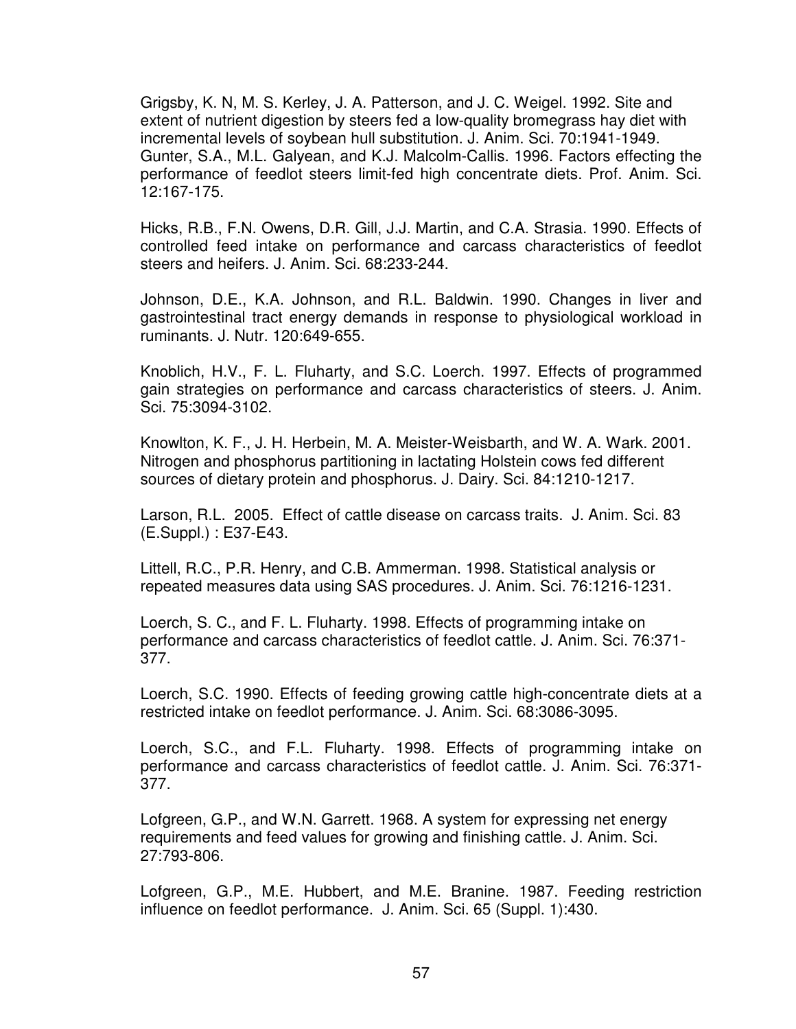Grigsby, K. N, M. S. Kerley, J. A. Patterson, and J. C. Weigel. 1992. Site and extent of nutrient digestion by steers fed a low-quality bromegrass hay diet with incremental levels of soybean hull substitution. J. Anim. Sci. 70:1941-1949.
Gunter, S.A., M.L. Galyean, and K.J. Malcolm-Callis. 1996. Factors effecting the performance of feedlot steers limit-fed high concentrate diets. Prof. Anim. Sci. 12:167-175.

Hicks, R.B., F.N. Owens, D.R. Gill, J.J. Martin, and C.A. Strasia. 1990. Effects of controlled feed intake on performance and carcass characteristics of feedlot steers and heifers. J. Anim. Sci. 68:233-244.

Johnson, D.E., K.A. Johnson, and R.L. Baldwin. 1990. Changes in liver and gastrointestinal tract energy demands in response to physiological workload in ruminants. J. Nutr. 120:649-655.

Knoblich, H.V., F. L. Fluharty, and S.C. Loerch. 1997. Effects of programmed gain strategies on performance and carcass characteristics of steers. J. Anim. Sci. 75:3094-3102.

Knowlton, K. F., J. H. Herbein, M. A. Meister-Weisbarth, and W. A. Wark. 2001. Nitrogen and phosphorus partitioning in lactating Holstein cows fed different sources of dietary protein and phosphorus. J. Dairy. Sci. 84:1210-1217.

Larson, R.L. 2005. Effect of cattle disease on carcass traits. J. Anim. Sci. 83 (E.Suppl.) : E37-E43.

Littell, R.C., P.R. Henry, and C.B. Ammerman. 1998. Statistical analysis or repeated measures data using SAS procedures. J. Anim. Sci. 76:1216-1231.

Loerch, S. C., and F. L. Fluharty. 1998. Effects of programming intake on performance and carcass characteristics of feedlot cattle. J. Anim. Sci. 76:371-377.

Loerch, S.C. 1990. Effects of feeding growing cattle high-concentrate diets at a restricted intake on feedlot performance. J. Anim. Sci. 68:3086-3095.

Loerch, S.C., and F.L. Fluharty. 1998. Effects of programming intake on performance and carcass characteristics of feedlot cattle. J. Anim. Sci. 76:371-377.

Lofgreen, G.P., and W.N. Garrett. 1968. A system for expressing net energy requirements and feed values for growing and finishing cattle. J. Anim. Sci. 27:793-806.

Lofgreen, G.P., M.E. Hubbert, and M.E. Branine. 1987. Feeding restriction influence on feedlot performance. J. Anim. Sci. 65 (Suppl. 1):430.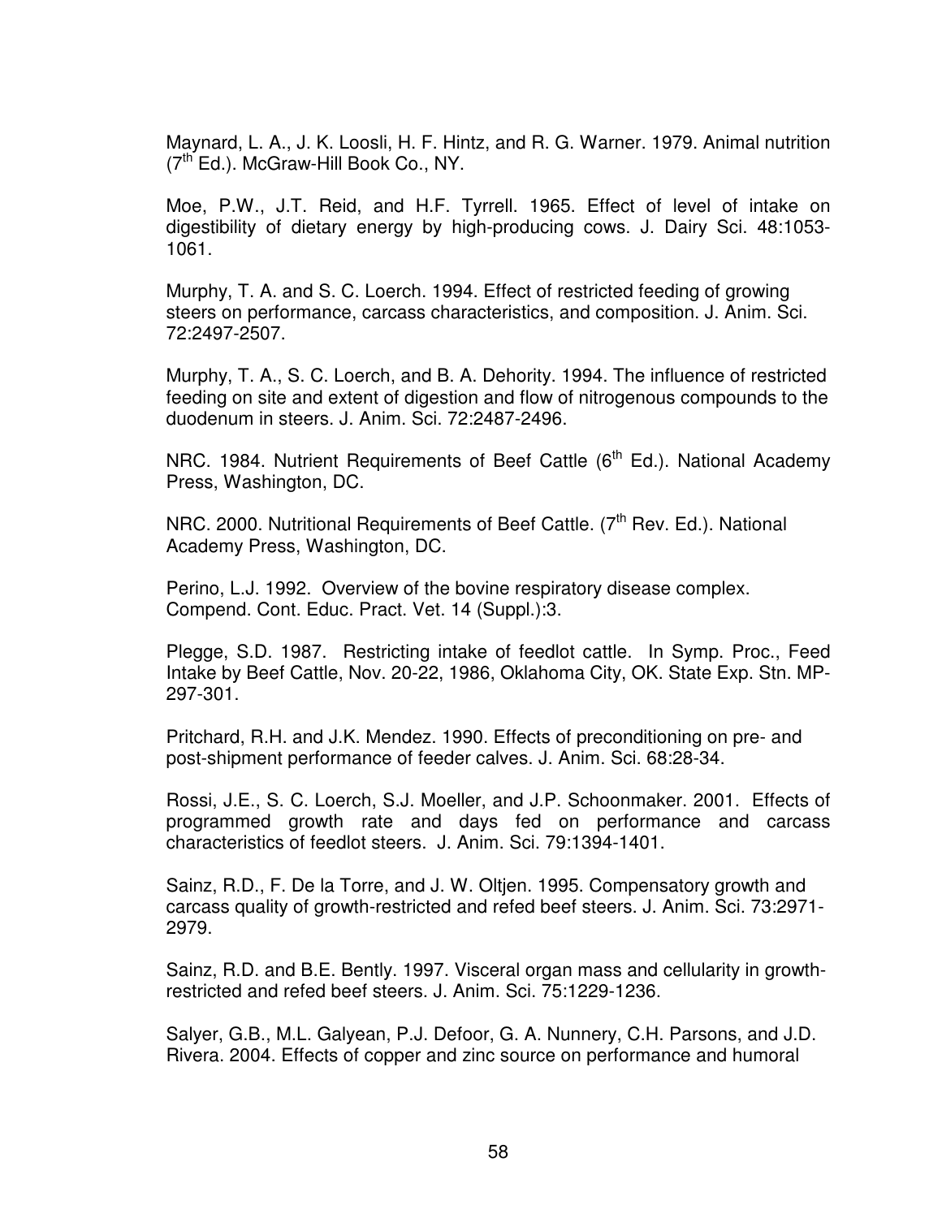Maynard, L. A., J. K. Loosli, H. F. Hintz, and R. G. Warner. 1979. Animal nutrition (7th Ed.). McGraw-Hill Book Co., NY.

Moe, P.W., J.T. Reid, and H.F. Tyrrell. 1965. Effect of level of intake on digestibility of dietary energy by high-producing cows. J. Dairy Sci. 48:1053-1061.

Murphy, T. A. and S. C. Loerch. 1994. Effect of restricted feeding of growing steers on performance, carcass characteristics, and composition. J. Anim. Sci. 72:2497-2507.

Murphy, T. A., S. C. Loerch, and B. A. Dehority. 1994. The influence of restricted feeding on site and extent of digestion and flow of nitrogenous compounds to the duodenum in steers. J. Anim. Sci. 72:2487-2496.

NRC. 1984. Nutrient Requirements of Beef Cattle (6th Ed.). National Academy Press, Washington, DC.

NRC. 2000. Nutritional Requirements of Beef Cattle. (7th Rev. Ed.). National Academy Press, Washington, DC.

Perino, L.J. 1992. Overview of the bovine respiratory disease complex. Compend. Cont. Educ. Pract. Vet. 14 (Suppl.):3.

Plegge, S.D. 1987. Restricting intake of feedlot cattle. In Symp. Proc., Feed Intake by Beef Cattle, Nov. 20-22, 1986, Oklahoma City, OK. State Exp. Stn. MP-297-301.

Pritchard, R.H. and J.K. Mendez. 1990. Effects of preconditioning on pre- and post-shipment performance of feeder calves. J. Anim. Sci. 68:28-34.

Rossi, J.E., S. C. Loerch, S.J. Moeller, and J.P. Schoonmaker. 2001. Effects of programmed growth rate and days fed on performance and carcass characteristics of feedlot steers. J. Anim. Sci. 79:1394-1401.

Sainz, R.D., F. De la Torre, and J. W. Oltjen. 1995. Compensatory growth and carcass quality of growth-restricted and refed beef steers. J. Anim. Sci. 73:2971-2979.

Sainz, R.D. and B.E. Bently. 1997. Visceral organ mass and cellularity in growth-restricted and refed beef steers. J. Anim. Sci. 75:1229-1236.

Salyer, G.B., M.L. Galyean, P.J. Defoor, G. A. Nunnery, C.H. Parsons, and J.D. Rivera. 2004. Effects of copper and zinc source on performance and humoral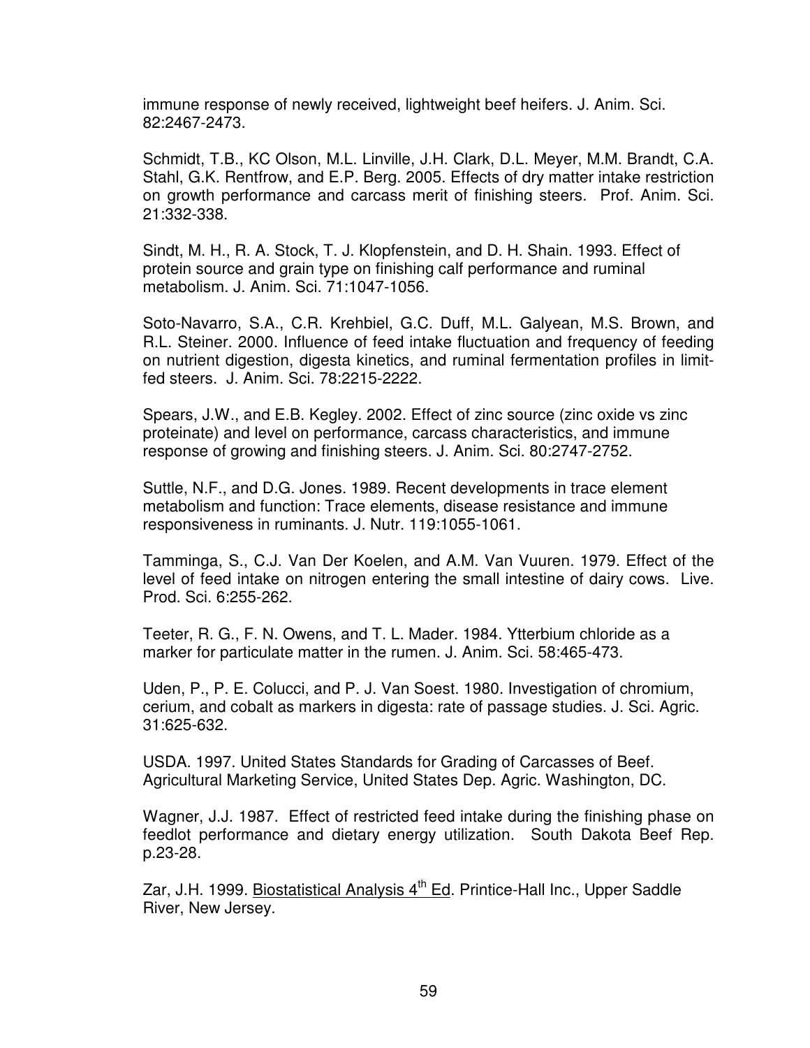immune response of newly received, lightweight beef heifers. J. Anim. Sci. 82:2467-2473.

Schmidt, T.B., KC Olson, M.L. Linville, J.H. Clark, D.L. Meyer, M.M. Brandt, C.A. Stahl, G.K. Rentfrow, and E.P. Berg. 2005. Effects of dry matter intake restriction on growth performance and carcass merit of finishing steers. Prof. Anim. Sci. 21:332-338.

Sindt, M. H., R. A. Stock, T. J. Klopfenstein, and D. H. Shain. 1993. Effect of protein source and grain type on finishing calf performance and ruminal metabolism. J. Anim. Sci. 71:1047-1056.

Soto-Navarro, S.A., C.R. Krehbiel, G.C. Duff, M.L. Galyean, M.S. Brown, and R.L. Steiner. 2000. Influence of feed intake fluctuation and frequency of feeding on nutrient digestion, digesta kinetics, and ruminal fermentation profiles in limit-fed steers. J. Anim. Sci. 78:2215-2222.

Spears, J.W., and E.B. Kegley. 2002. Effect of zinc source (zinc oxide vs zinc proteinate) and level on performance, carcass characteristics, and immune response of growing and finishing steers. J. Anim. Sci. 80:2747-2752.

Suttle, N.F., and D.G. Jones. 1989. Recent developments in trace element metabolism and function: Trace elements, disease resistance and immune responsiveness in ruminants. J. Nutr. 119:1055-1061.

Tamminga, S., C.J. Van Der Koelen, and A.M. Van Vuuren. 1979. Effect of the level of feed intake on nitrogen entering the small intestine of dairy cows. Live. Prod. Sci. 6:255-262.

Teeter, R. G., F. N. Owens, and T. L. Mader. 1984. Ytterbium chloride as a marker for particulate matter in the rumen. J. Anim. Sci. 58:465-473.

Uden, P., P. E. Colucci, and P. J. Van Soest. 1980. Investigation of chromium, cerium, and cobalt as markers in digesta: rate of passage studies. J. Sci. Agric. 31:625-632.

USDA. 1997. United States Standards for Grading of Carcasses of Beef. Agricultural Marketing Service, United States Dep. Agric. Washington, DC.

Wagner, J.J. 1987. Effect of restricted feed intake during the finishing phase on feedlot performance and dietary energy utilization. South Dakota Beef Rep. p.23-28.

Zar, J.H. 1999. Biostatistical Analysis 4th Ed. Printice-Hall Inc., Upper Saddle River, New Jersey.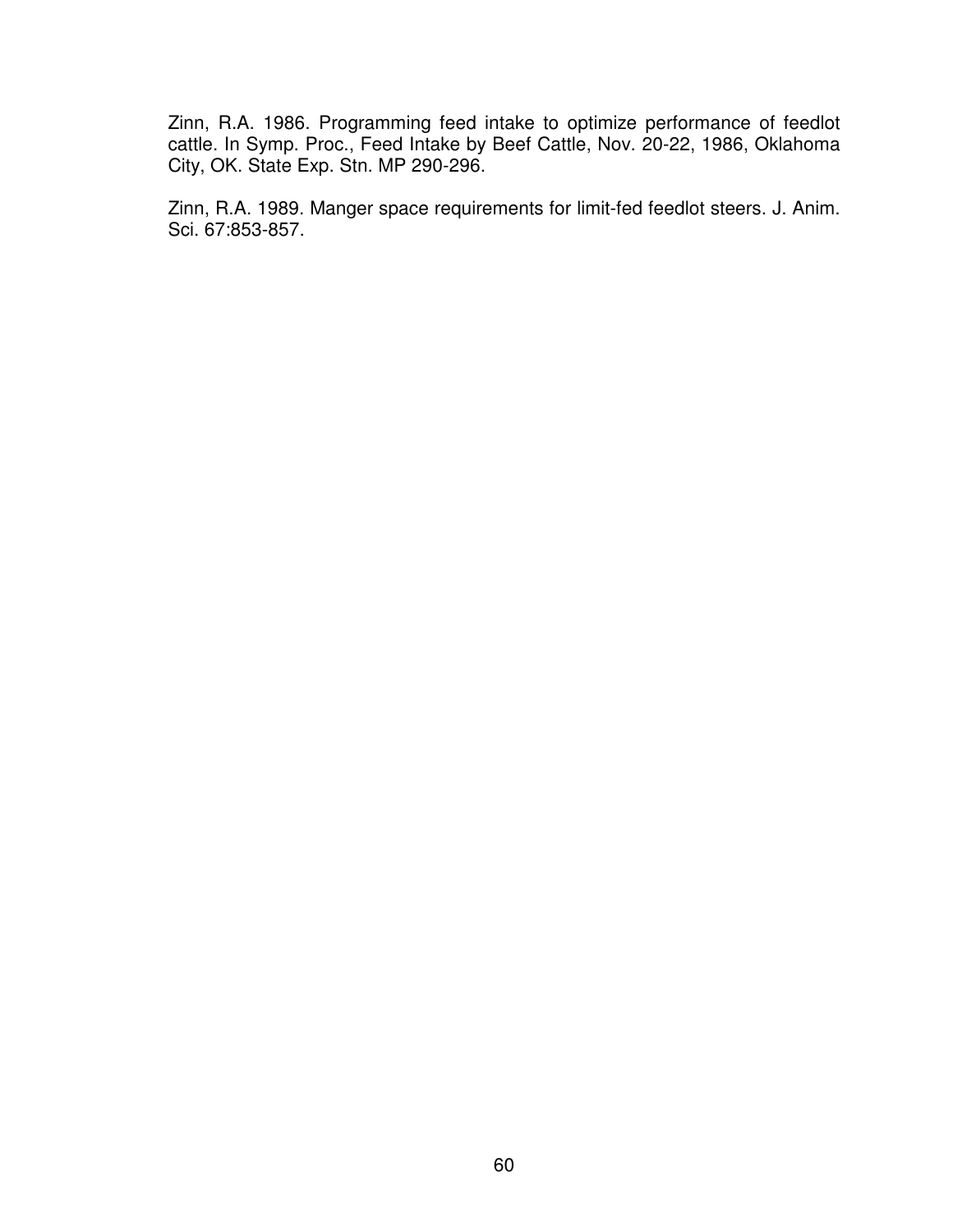Zinn, R.A. 1986. Programming feed intake to optimize performance of feedlot cattle. In Symp. Proc., Feed Intake by Beef Cattle, Nov. 20-22, 1986, Oklahoma City, OK. State Exp. Stn. MP 290-296.

Zinn, R.A. 1989. Manger space requirements for limit-fed feedlot steers. J. Anim. Sci. 67:853-857.